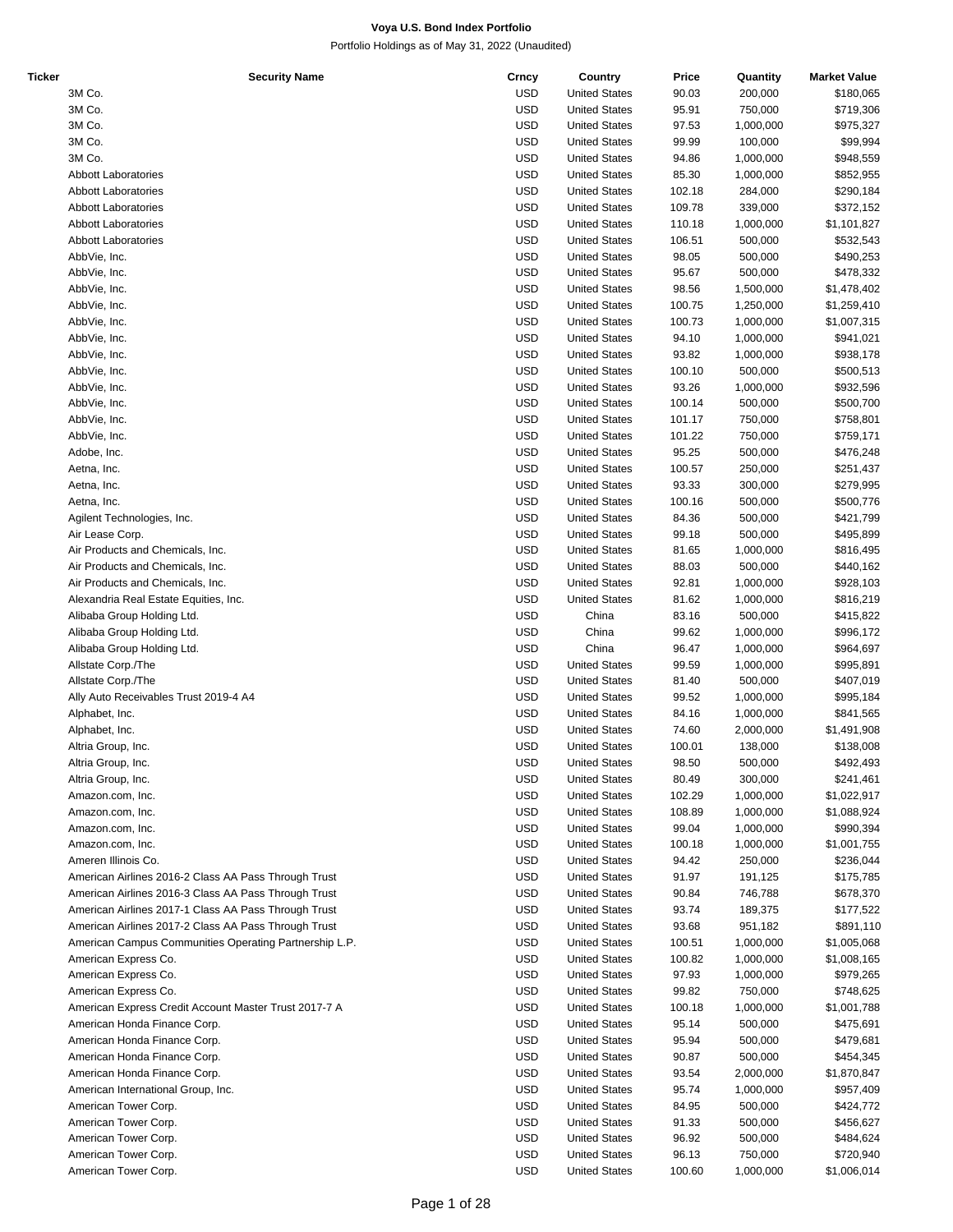**Voya U.S. Bond Index Portfolio**

Portfolio Holdings as of May 31, 2022 (Unaudited)

| Ticker | Security Name | Crncy | Country | Price | Quantity | Market Value |
|---|---|---|---|---|---|---|
| | 3M Co. | USD | United States | 90.03 | 200,000 | $180,065 |
| | 3M Co. | USD | United States | 95.91 | 750,000 | $719,306 |
| | 3M Co. | USD | United States | 97.53 | 1,000,000 | $975,327 |
| | 3M Co. | USD | United States | 99.99 | 100,000 | $99,994 |
| | 3M Co. | USD | United States | 94.86 | 1,000,000 | $948,559 |
| | Abbott Laboratories | USD | United States | 85.30 | 1,000,000 | $852,955 |
| | Abbott Laboratories | USD | United States | 102.18 | 284,000 | $290,184 |
| | Abbott Laboratories | USD | United States | 109.78 | 339,000 | $372,152 |
| | Abbott Laboratories | USD | United States | 110.18 | 1,000,000 | $1,101,827 |
| | Abbott Laboratories | USD | United States | 106.51 | 500,000 | $532,543 |
| | AbbVie, Inc. | USD | United States | 98.05 | 500,000 | $490,253 |
| | AbbVie, Inc. | USD | United States | 95.67 | 500,000 | $478,332 |
| | AbbVie, Inc. | USD | United States | 98.56 | 1,500,000 | $1,478,402 |
| | AbbVie, Inc. | USD | United States | 100.75 | 1,250,000 | $1,259,410 |
| | AbbVie, Inc. | USD | United States | 100.73 | 1,000,000 | $1,007,315 |
| | AbbVie, Inc. | USD | United States | 94.10 | 1,000,000 | $941,021 |
| | AbbVie, Inc. | USD | United States | 93.82 | 1,000,000 | $938,178 |
| | AbbVie, Inc. | USD | United States | 100.10 | 500,000 | $500,513 |
| | AbbVie, Inc. | USD | United States | 93.26 | 1,000,000 | $932,596 |
| | AbbVie, Inc. | USD | United States | 100.14 | 500,000 | $500,700 |
| | AbbVie, Inc. | USD | United States | 101.17 | 750,000 | $758,801 |
| | AbbVie, Inc. | USD | United States | 101.22 | 750,000 | $759,171 |
| | Adobe, Inc. | USD | United States | 95.25 | 500,000 | $476,248 |
| | Aetna, Inc. | USD | United States | 100.57 | 250,000 | $251,437 |
| | Aetna, Inc. | USD | United States | 93.33 | 300,000 | $279,995 |
| | Aetna, Inc. | USD | United States | 100.16 | 500,000 | $500,776 |
| | Agilent Technologies, Inc. | USD | United States | 84.36 | 500,000 | $421,799 |
| | Air Lease Corp. | USD | United States | 99.18 | 500,000 | $495,899 |
| | Air Products and Chemicals, Inc. | USD | United States | 81.65 | 1,000,000 | $816,495 |
| | Air Products and Chemicals, Inc. | USD | United States | 88.03 | 500,000 | $440,162 |
| | Air Products and Chemicals, Inc. | USD | United States | 92.81 | 1,000,000 | $928,103 |
| | Alexandria Real Estate Equities, Inc. | USD | United States | 81.62 | 1,000,000 | $816,219 |
| | Alibaba Group Holding Ltd. | USD | China | 83.16 | 500,000 | $415,822 |
| | Alibaba Group Holding Ltd. | USD | China | 99.62 | 1,000,000 | $996,172 |
| | Alibaba Group Holding Ltd. | USD | China | 96.47 | 1,000,000 | $964,697 |
| | Allstate Corp./The | USD | United States | 99.59 | 1,000,000 | $995,891 |
| | Allstate Corp./The | USD | United States | 81.40 | 500,000 | $407,019 |
| | Ally Auto Receivables Trust 2019-4 A4 | USD | United States | 99.52 | 1,000,000 | $995,184 |
| | Alphabet, Inc. | USD | United States | 84.16 | 1,000,000 | $841,565 |
| | Alphabet, Inc. | USD | United States | 74.60 | 2,000,000 | $1,491,908 |
| | Altria Group, Inc. | USD | United States | 100.01 | 138,000 | $138,008 |
| | Altria Group, Inc. | USD | United States | 98.50 | 500,000 | $492,493 |
| | Altria Group, Inc. | USD | United States | 80.49 | 300,000 | $241,461 |
| | Amazon.com, Inc. | USD | United States | 102.29 | 1,000,000 | $1,022,917 |
| | Amazon.com, Inc. | USD | United States | 108.89 | 1,000,000 | $1,088,924 |
| | Amazon.com, Inc. | USD | United States | 99.04 | 1,000,000 | $990,394 |
| | Amazon.com, Inc. | USD | United States | 100.18 | 1,000,000 | $1,001,755 |
| | Ameren Illinois Co. | USD | United States | 94.42 | 250,000 | $236,044 |
| | American Airlines 2016-2 Class AA Pass Through Trust | USD | United States | 91.97 | 191,125 | $175,785 |
| | American Airlines 2016-3 Class AA Pass Through Trust | USD | United States | 90.84 | 746,788 | $678,370 |
| | American Airlines 2017-1 Class AA Pass Through Trust | USD | United States | 93.74 | 189,375 | $177,522 |
| | American Airlines 2017-2 Class AA Pass Through Trust | USD | United States | 93.68 | 951,182 | $891,110 |
| | American Campus Communities Operating Partnership L.P. | USD | United States | 100.51 | 1,000,000 | $1,005,068 |
| | American Express Co. | USD | United States | 100.82 | 1,000,000 | $1,008,165 |
| | American Express Co. | USD | United States | 97.93 | 1,000,000 | $979,265 |
| | American Express Co. | USD | United States | 99.82 | 750,000 | $748,625 |
| | American Express Credit Account Master Trust 2017-7 A | USD | United States | 100.18 | 1,000,000 | $1,001,788 |
| | American Honda Finance Corp. | USD | United States | 95.14 | 500,000 | $475,691 |
| | American Honda Finance Corp. | USD | United States | 95.94 | 500,000 | $479,681 |
| | American Honda Finance Corp. | USD | United States | 90.87 | 500,000 | $454,345 |
| | American Honda Finance Corp. | USD | United States | 93.54 | 2,000,000 | $1,870,847 |
| | American International Group, Inc. | USD | United States | 95.74 | 1,000,000 | $957,409 |
| | American Tower Corp. | USD | United States | 84.95 | 500,000 | $424,772 |
| | American Tower Corp. | USD | United States | 91.33 | 500,000 | $456,627 |
| | American Tower Corp. | USD | United States | 96.92 | 500,000 | $484,624 |
| | American Tower Corp. | USD | United States | 96.13 | 750,000 | $720,940 |
| | American Tower Corp. | USD | United States | 100.60 | 1,000,000 | $1,006,014 |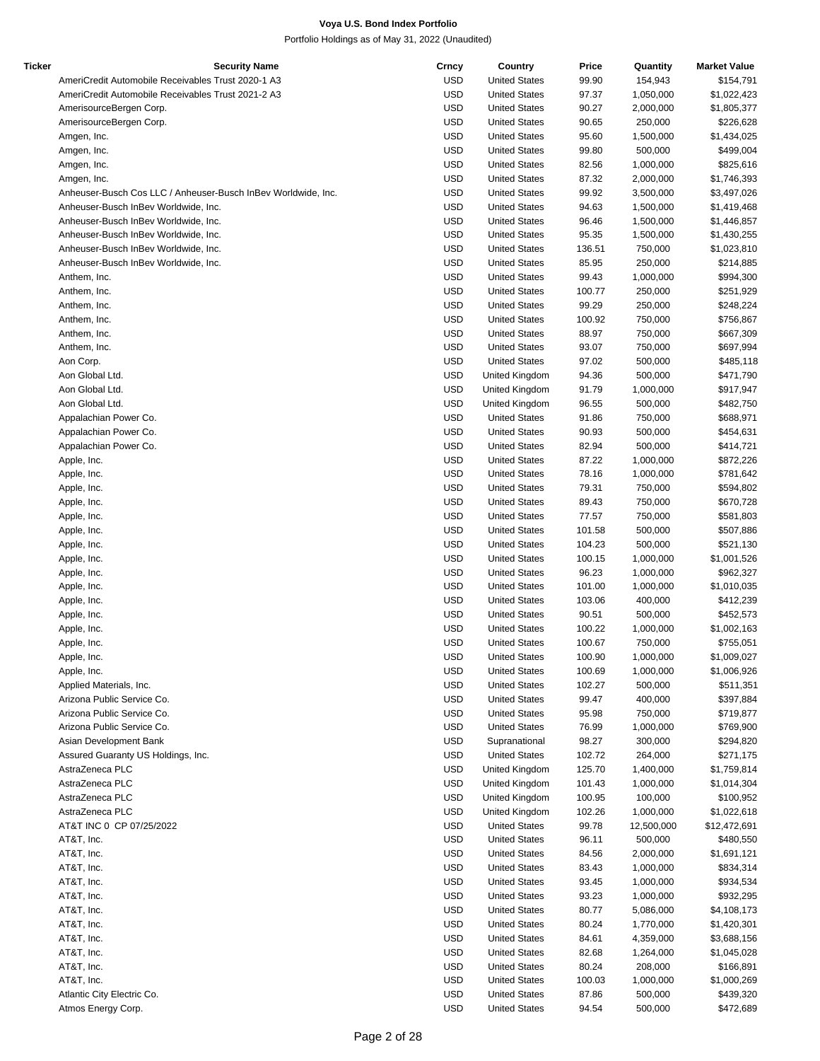# Voya U.S. Bond Index Portfolio

Portfolio Holdings as of May 31, 2022 (Unaudited)

| Ticker | Security Name | Crncy | Country | Price | Quantity | Market Value |
|---|---|---|---|---|---|---|
| | AmeriCredit Automobile Receivables Trust 2020-1 A3 | USD | United States | 99.90 | 154,943 | $154,791 |
| | AmeriCredit Automobile Receivables Trust 2021-2 A3 | USD | United States | 97.37 | 1,050,000 | $1,022,423 |
| | AmerisourceBergen Corp. | USD | United States | 90.27 | 2,000,000 | $1,805,377 |
| | AmerisourceBergen Corp. | USD | United States | 90.65 | 250,000 | $226,628 |
| | Amgen, Inc. | USD | United States | 95.60 | 1,500,000 | $1,434,025 |
| | Amgen, Inc. | USD | United States | 99.80 | 500,000 | $499,004 |
| | Amgen, Inc. | USD | United States | 82.56 | 1,000,000 | $825,616 |
| | Amgen, Inc. | USD | United States | 87.32 | 2,000,000 | $1,746,393 |
| | Anheuser-Busch Cos LLC / Anheuser-Busch InBev Worldwide, Inc. | USD | United States | 99.92 | 3,500,000 | $3,497,026 |
| | Anheuser-Busch InBev Worldwide, Inc. | USD | United States | 94.63 | 1,500,000 | $1,419,468 |
| | Anheuser-Busch InBev Worldwide, Inc. | USD | United States | 96.46 | 1,500,000 | $1,446,857 |
| | Anheuser-Busch InBev Worldwide, Inc. | USD | United States | 95.35 | 1,500,000 | $1,430,255 |
| | Anheuser-Busch InBev Worldwide, Inc. | USD | United States | 136.51 | 750,000 | $1,023,810 |
| | Anheuser-Busch InBev Worldwide, Inc. | USD | United States | 85.95 | 250,000 | $214,885 |
| | Anthem, Inc. | USD | United States | 99.43 | 1,000,000 | $994,300 |
| | Anthem, Inc. | USD | United States | 100.77 | 250,000 | $251,929 |
| | Anthem, Inc. | USD | United States | 99.29 | 250,000 | $248,224 |
| | Anthem, Inc. | USD | United States | 100.92 | 750,000 | $756,867 |
| | Anthem, Inc. | USD | United States | 88.97 | 750,000 | $667,309 |
| | Anthem, Inc. | USD | United States | 93.07 | 750,000 | $697,994 |
| | Aon Corp. | USD | United States | 97.02 | 500,000 | $485,118 |
| | Aon Global Ltd. | USD | United Kingdom | 94.36 | 500,000 | $471,790 |
| | Aon Global Ltd. | USD | United Kingdom | 91.79 | 1,000,000 | $917,947 |
| | Aon Global Ltd. | USD | United Kingdom | 96.55 | 500,000 | $482,750 |
| | Appalachian Power Co. | USD | United States | 91.86 | 750,000 | $688,971 |
| | Appalachian Power Co. | USD | United States | 90.93 | 500,000 | $454,631 |
| | Appalachian Power Co. | USD | United States | 82.94 | 500,000 | $414,721 |
| | Apple, Inc. | USD | United States | 87.22 | 1,000,000 | $872,226 |
| | Apple, Inc. | USD | United States | 78.16 | 1,000,000 | $781,642 |
| | Apple, Inc. | USD | United States | 79.31 | 750,000 | $594,802 |
| | Apple, Inc. | USD | United States | 89.43 | 750,000 | $670,728 |
| | Apple, Inc. | USD | United States | 77.57 | 750,000 | $581,803 |
| | Apple, Inc. | USD | United States | 101.58 | 500,000 | $507,886 |
| | Apple, Inc. | USD | United States | 104.23 | 500,000 | $521,130 |
| | Apple, Inc. | USD | United States | 100.15 | 1,000,000 | $1,001,526 |
| | Apple, Inc. | USD | United States | 96.23 | 1,000,000 | $962,327 |
| | Apple, Inc. | USD | United States | 101.00 | 1,000,000 | $1,010,035 |
| | Apple, Inc. | USD | United States | 103.06 | 400,000 | $412,239 |
| | Apple, Inc. | USD | United States | 90.51 | 500,000 | $452,573 |
| | Apple, Inc. | USD | United States | 100.22 | 1,000,000 | $1,002,163 |
| | Apple, Inc. | USD | United States | 100.67 | 750,000 | $755,051 |
| | Apple, Inc. | USD | United States | 100.90 | 1,000,000 | $1,009,027 |
| | Apple, Inc. | USD | United States | 100.69 | 1,000,000 | $1,006,926 |
| | Applied Materials, Inc. | USD | United States | 102.27 | 500,000 | $511,351 |
| | Arizona Public Service Co. | USD | United States | 99.47 | 400,000 | $397,884 |
| | Arizona Public Service Co. | USD | United States | 95.98 | 750,000 | $719,877 |
| | Arizona Public Service Co. | USD | United States | 76.99 | 1,000,000 | $769,900 |
| | Asian Development Bank | USD | Supranational | 98.27 | 300,000 | $294,820 |
| | Assured Guaranty US Holdings, Inc. | USD | United States | 102.72 | 264,000 | $271,175 |
| | AstraZeneca PLC | USD | United Kingdom | 125.70 | 1,400,000 | $1,759,814 |
| | AstraZeneca PLC | USD | United Kingdom | 101.43 | 1,000,000 | $1,014,304 |
| | AstraZeneca PLC | USD | United Kingdom | 100.95 | 100,000 | $100,952 |
| | AstraZeneca PLC | USD | United Kingdom | 102.26 | 1,000,000 | $1,022,618 |
| | AT&T INC 0 CP 07/25/2022 | USD | United States | 99.78 | 12,500,000 | $12,472,691 |
| | AT&T, Inc. | USD | United States | 96.11 | 500,000 | $480,550 |
| | AT&T, Inc. | USD | United States | 84.56 | 2,000,000 | $1,691,121 |
| | AT&T, Inc. | USD | United States | 83.43 | 1,000,000 | $834,314 |
| | AT&T, Inc. | USD | United States | 93.45 | 1,000,000 | $934,534 |
| | AT&T, Inc. | USD | United States | 93.23 | 1,000,000 | $932,295 |
| | AT&T, Inc. | USD | United States | 80.77 | 5,086,000 | $4,108,173 |
| | AT&T, Inc. | USD | United States | 80.24 | 1,770,000 | $1,420,301 |
| | AT&T, Inc. | USD | United States | 84.61 | 4,359,000 | $3,688,156 |
| | AT&T, Inc. | USD | United States | 82.68 | 1,264,000 | $1,045,028 |
| | AT&T, Inc. | USD | United States | 80.24 | 208,000 | $166,891 |
| | AT&T, Inc. | USD | United States | 100.03 | 1,000,000 | $1,000,269 |
| | Atlantic City Electric Co. | USD | United States | 87.86 | 500,000 | $439,320 |
| | Atmos Energy Corp. | USD | United States | 94.54 | 500,000 | $472,689 |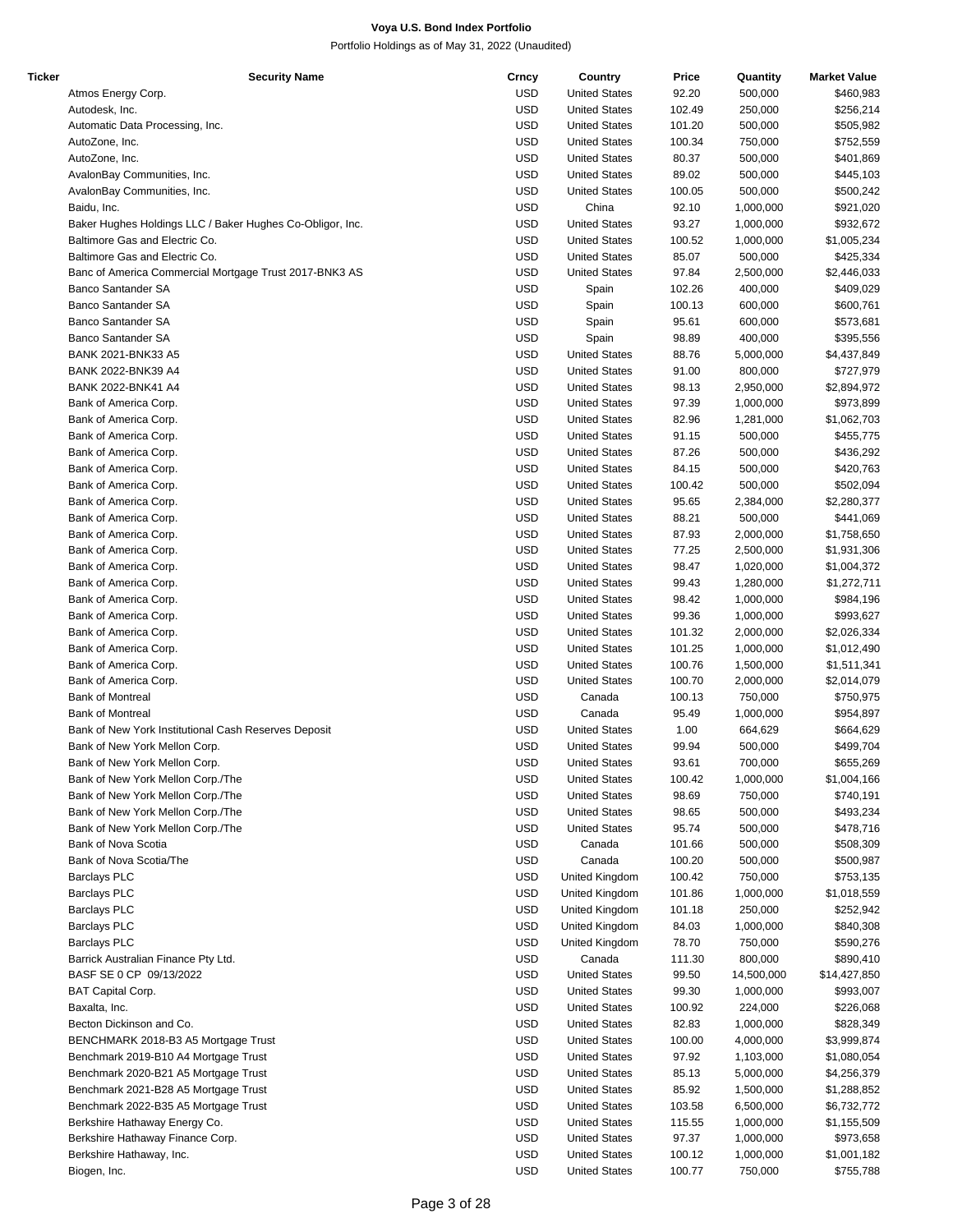| Ticker | Security Name | Crncy | Country | Price | Quantity | Market Value |
|---|---|---|---|---|---|---|
| | Atmos Energy Corp. | USD | United States | 92.20 | 500,000 | $460,983 |
| | Autodesk, Inc. | USD | United States | 102.49 | 250,000 | $256,214 |
| | Automatic Data Processing, Inc. | USD | United States | 101.20 | 500,000 | $505,982 |
| | AutoZone, Inc. | USD | United States | 100.34 | 750,000 | $752,559 |
| | AutoZone, Inc. | USD | United States | 80.37 | 500,000 | $401,869 |
| | AvalonBay Communities, Inc. | USD | United States | 89.02 | 500,000 | $445,103 |
| | AvalonBay Communities, Inc. | USD | United States | 100.05 | 500,000 | $500,242 |
| | Baidu, Inc. | USD | China | 92.10 | 1,000,000 | $921,020 |
| | Baker Hughes Holdings LLC / Baker Hughes Co-Obligor, Inc. | USD | United States | 93.27 | 1,000,000 | $932,672 |
| | Baltimore Gas and Electric Co. | USD | United States | 100.52 | 1,000,000 | $1,005,234 |
| | Baltimore Gas and Electric Co. | USD | United States | 85.07 | 500,000 | $425,334 |
| | Banc of America Commercial Mortgage Trust 2017-BNK3 AS | USD | United States | 97.84 | 2,500,000 | $2,446,033 |
| | Banco Santander SA | USD | Spain | 102.26 | 400,000 | $409,029 |
| | Banco Santander SA | USD | Spain | 100.13 | 600,000 | $600,761 |
| | Banco Santander SA | USD | Spain | 95.61 | 600,000 | $573,681 |
| | Banco Santander SA | USD | Spain | 98.89 | 400,000 | $395,556 |
| | BANK 2021-BNK33 A5 | USD | United States | 88.76 | 5,000,000 | $4,437,849 |
| | BANK 2022-BNK39 A4 | USD | United States | 91.00 | 800,000 | $727,979 |
| | BANK 2022-BNK41 A4 | USD | United States | 98.13 | 2,950,000 | $2,894,972 |
| | Bank of America Corp. | USD | United States | 97.39 | 1,000,000 | $973,899 |
| | Bank of America Corp. | USD | United States | 82.96 | 1,281,000 | $1,062,703 |
| | Bank of America Corp. | USD | United States | 91.15 | 500,000 | $455,775 |
| | Bank of America Corp. | USD | United States | 87.26 | 500,000 | $436,292 |
| | Bank of America Corp. | USD | United States | 84.15 | 500,000 | $420,763 |
| | Bank of America Corp. | USD | United States | 100.42 | 500,000 | $502,094 |
| | Bank of America Corp. | USD | United States | 95.65 | 2,384,000 | $2,280,377 |
| | Bank of America Corp. | USD | United States | 88.21 | 500,000 | $441,069 |
| | Bank of America Corp. | USD | United States | 87.93 | 2,000,000 | $1,758,650 |
| | Bank of America Corp. | USD | United States | 77.25 | 2,500,000 | $1,931,306 |
| | Bank of America Corp. | USD | United States | 98.47 | 1,020,000 | $1,004,372 |
| | Bank of America Corp. | USD | United States | 99.43 | 1,280,000 | $1,272,711 |
| | Bank of America Corp. | USD | United States | 98.42 | 1,000,000 | $984,196 |
| | Bank of America Corp. | USD | United States | 99.36 | 1,000,000 | $993,627 |
| | Bank of America Corp. | USD | United States | 101.32 | 2,000,000 | $2,026,334 |
| | Bank of America Corp. | USD | United States | 101.25 | 1,000,000 | $1,012,490 |
| | Bank of America Corp. | USD | United States | 100.76 | 1,500,000 | $1,511,341 |
| | Bank of America Corp. | USD | United States | 100.70 | 2,000,000 | $2,014,079 |
| | Bank of Montreal | USD | Canada | 100.13 | 750,000 | $750,975 |
| | Bank of Montreal | USD | Canada | 95.49 | 1,000,000 | $954,897 |
| | Bank of New York Institutional Cash Reserves Deposit | USD | United States | 1.00 | 664,629 | $664,629 |
| | Bank of New York Mellon Corp. | USD | United States | 99.94 | 500,000 | $499,704 |
| | Bank of New York Mellon Corp. | USD | United States | 93.61 | 700,000 | $655,269 |
| | Bank of New York Mellon Corp./The | USD | United States | 100.42 | 1,000,000 | $1,004,166 |
| | Bank of New York Mellon Corp./The | USD | United States | 98.69 | 750,000 | $740,191 |
| | Bank of New York Mellon Corp./The | USD | United States | 98.65 | 500,000 | $493,234 |
| | Bank of New York Mellon Corp./The | USD | United States | 95.74 | 500,000 | $478,716 |
| | Bank of Nova Scotia | USD | Canada | 101.66 | 500,000 | $508,309 |
| | Bank of Nova Scotia/The | USD | Canada | 100.20 | 500,000 | $500,987 |
| | Barclays PLC | USD | United Kingdom | 100.42 | 750,000 | $753,135 |
| | Barclays PLC | USD | United Kingdom | 101.86 | 1,000,000 | $1,018,559 |
| | Barclays PLC | USD | United Kingdom | 101.18 | 250,000 | $252,942 |
| | Barclays PLC | USD | United Kingdom | 84.03 | 1,000,000 | $840,308 |
| | Barclays PLC | USD | United Kingdom | 78.70 | 750,000 | $590,276 |
| | Barrick Australian Finance Pty Ltd. | USD | Canada | 111.30 | 800,000 | $890,410 |
| | BASF SE 0 CP 09/13/2022 | USD | United States | 99.50 | 14,500,000 | $14,427,850 |
| | BAT Capital Corp. | USD | United States | 99.30 | 1,000,000 | $993,007 |
| | Baxalta, Inc. | USD | United States | 100.92 | 224,000 | $226,068 |
| | Becton Dickinson and Co. | USD | United States | 82.83 | 1,000,000 | $828,349 |
| | BENCHMARK 2018-B3 A5 Mortgage Trust | USD | United States | 100.00 | 4,000,000 | $3,999,874 |
| | Benchmark 2019-B10 A4 Mortgage Trust | USD | United States | 97.92 | 1,103,000 | $1,080,054 |
| | Benchmark 2020-B21 A5 Mortgage Trust | USD | United States | 85.13 | 5,000,000 | $4,256,379 |
| | Benchmark 2021-B28 A5 Mortgage Trust | USD | United States | 85.92 | 1,500,000 | $1,288,852 |
| | Benchmark 2022-B35 A5 Mortgage Trust | USD | United States | 103.58 | 6,500,000 | $6,732,772 |
| | Berkshire Hathaway Energy Co. | USD | United States | 115.55 | 1,000,000 | $1,155,509 |
| | Berkshire Hathaway Finance Corp. | USD | United States | 97.37 | 1,000,000 | $973,658 |
| | Berkshire Hathaway, Inc. | USD | United States | 100.12 | 1,000,000 | $1,001,182 |
| | Biogen, Inc. | USD | United States | 100.77 | 750,000 | $755,788 |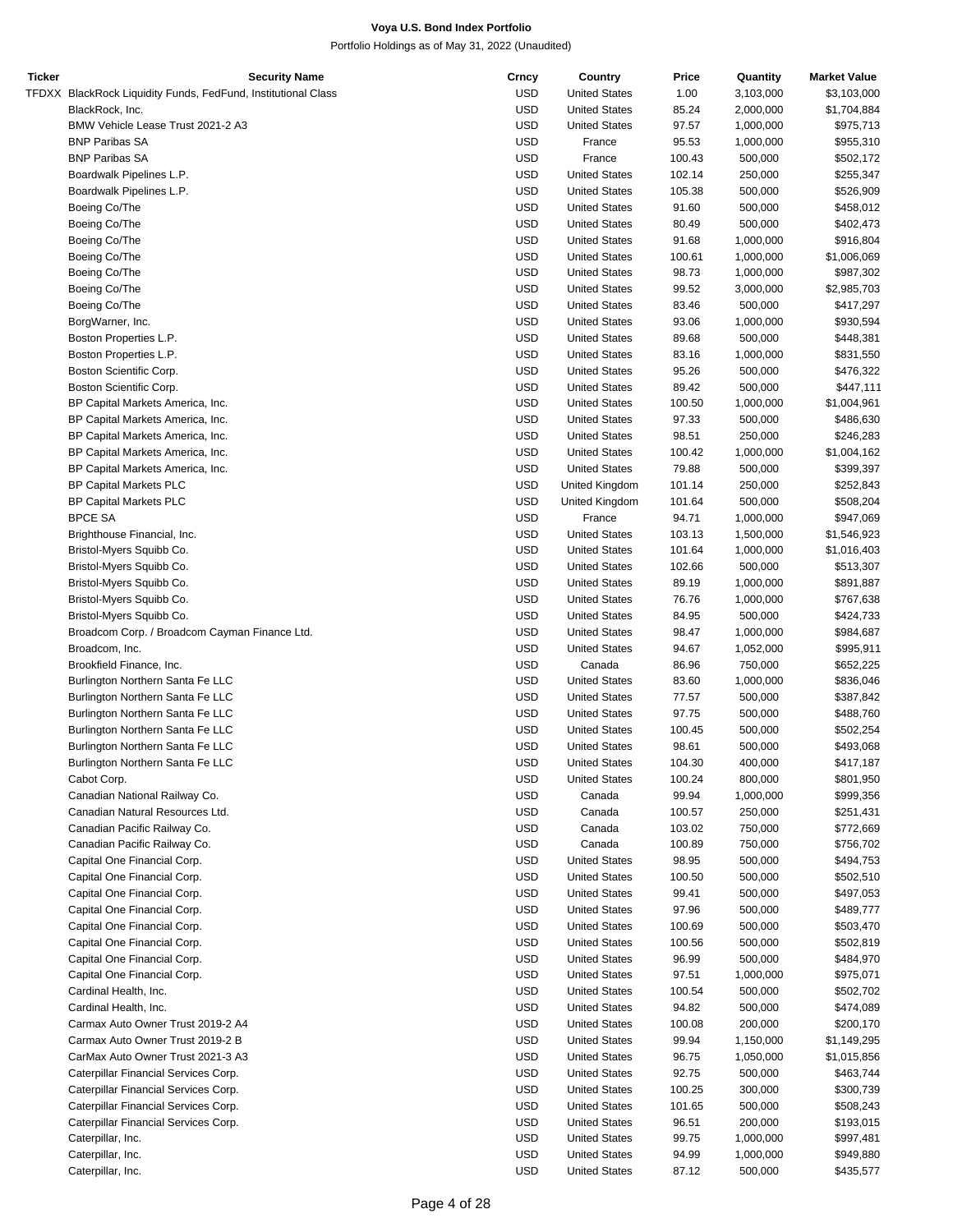**Voya U.S. Bond Index Portfolio**

Portfolio Holdings as of May 31, 2022 (Unaudited)

| Ticker | Security Name | Crncy | Country | Price | Quantity | Market Value |
|---|---|---|---|---|---|---|
| TFDXX | BlackRock Liquidity Funds, FedFund, Institutional Class | USD | United States | 1.00 | 3,103,000 | $3,103,000 |
| | BlackRock, Inc. | USD | United States | 85.24 | 2,000,000 | $1,704,884 |
| | BMW Vehicle Lease Trust 2021-2 A3 | USD | United States | 97.57 | 1,000,000 | $975,713 |
| | BNP Paribas SA | USD | France | 95.53 | 1,000,000 | $955,310 |
| | BNP Paribas SA | USD | France | 100.43 | 500,000 | $502,172 |
| | Boardwalk Pipelines L.P. | USD | United States | 102.14 | 250,000 | $255,347 |
| | Boardwalk Pipelines L.P. | USD | United States | 105.38 | 500,000 | $526,909 |
| | Boeing Co/The | USD | United States | 91.60 | 500,000 | $458,012 |
| | Boeing Co/The | USD | United States | 80.49 | 500,000 | $402,473 |
| | Boeing Co/The | USD | United States | 91.68 | 1,000,000 | $916,804 |
| | Boeing Co/The | USD | United States | 100.61 | 1,000,000 | $1,006,069 |
| | Boeing Co/The | USD | United States | 98.73 | 1,000,000 | $987,302 |
| | Boeing Co/The | USD | United States | 99.52 | 3,000,000 | $2,985,703 |
| | Boeing Co/The | USD | United States | 83.46 | 500,000 | $417,297 |
| | BorgWarner, Inc. | USD | United States | 93.06 | 1,000,000 | $930,594 |
| | Boston Properties L.P. | USD | United States | 89.68 | 500,000 | $448,381 |
| | Boston Properties L.P. | USD | United States | 83.16 | 1,000,000 | $831,550 |
| | Boston Scientific Corp. | USD | United States | 95.26 | 500,000 | $476,322 |
| | Boston Scientific Corp. | USD | United States | 89.42 | 500,000 | $447,111 |
| | BP Capital Markets America, Inc. | USD | United States | 100.50 | 1,000,000 | $1,004,961 |
| | BP Capital Markets America, Inc. | USD | United States | 97.33 | 500,000 | $486,630 |
| | BP Capital Markets America, Inc. | USD | United States | 98.51 | 250,000 | $246,283 |
| | BP Capital Markets America, Inc. | USD | United States | 100.42 | 1,000,000 | $1,004,162 |
| | BP Capital Markets America, Inc. | USD | United States | 79.88 | 500,000 | $399,397 |
| | BP Capital Markets PLC | USD | United Kingdom | 101.14 | 250,000 | $252,843 |
| | BP Capital Markets PLC | USD | United Kingdom | 101.64 | 500,000 | $508,204 |
| | BPCE SA | USD | France | 94.71 | 1,000,000 | $947,069 |
| | Brighthouse Financial, Inc. | USD | United States | 103.13 | 1,500,000 | $1,546,923 |
| | Bristol-Myers Squibb Co. | USD | United States | 101.64 | 1,000,000 | $1,016,403 |
| | Bristol-Myers Squibb Co. | USD | United States | 102.66 | 500,000 | $513,307 |
| | Bristol-Myers Squibb Co. | USD | United States | 89.19 | 1,000,000 | $891,887 |
| | Bristol-Myers Squibb Co. | USD | United States | 76.76 | 1,000,000 | $767,638 |
| | Bristol-Myers Squibb Co. | USD | United States | 84.95 | 500,000 | $424,733 |
| | Broadcom Corp. / Broadcom Cayman Finance Ltd. | USD | United States | 98.47 | 1,000,000 | $984,687 |
| | Broadcom, Inc. | USD | United States | 94.67 | 1,052,000 | $995,911 |
| | Brookfield Finance, Inc. | USD | Canada | 86.96 | 750,000 | $652,225 |
| | Burlington Northern Santa Fe LLC | USD | United States | 83.60 | 1,000,000 | $836,046 |
| | Burlington Northern Santa Fe LLC | USD | United States | 77.57 | 500,000 | $387,842 |
| | Burlington Northern Santa Fe LLC | USD | United States | 97.75 | 500,000 | $488,760 |
| | Burlington Northern Santa Fe LLC | USD | United States | 100.45 | 500,000 | $502,254 |
| | Burlington Northern Santa Fe LLC | USD | United States | 98.61 | 500,000 | $493,068 |
| | Burlington Northern Santa Fe LLC | USD | United States | 104.30 | 400,000 | $417,187 |
| | Cabot Corp. | USD | United States | 100.24 | 800,000 | $801,950 |
| | Canadian National Railway Co. | USD | Canada | 99.94 | 1,000,000 | $999,356 |
| | Canadian Natural Resources Ltd. | USD | Canada | 100.57 | 250,000 | $251,431 |
| | Canadian Pacific Railway Co. | USD | Canada | 103.02 | 750,000 | $772,669 |
| | Canadian Pacific Railway Co. | USD | Canada | 100.89 | 750,000 | $756,702 |
| | Capital One Financial Corp. | USD | United States | 98.95 | 500,000 | $494,753 |
| | Capital One Financial Corp. | USD | United States | 100.50 | 500,000 | $502,510 |
| | Capital One Financial Corp. | USD | United States | 99.41 | 500,000 | $497,053 |
| | Capital One Financial Corp. | USD | United States | 97.96 | 500,000 | $489,777 |
| | Capital One Financial Corp. | USD | United States | 100.69 | 500,000 | $503,470 |
| | Capital One Financial Corp. | USD | United States | 100.56 | 500,000 | $502,819 |
| | Capital One Financial Corp. | USD | United States | 96.99 | 500,000 | $484,970 |
| | Capital One Financial Corp. | USD | United States | 97.51 | 1,000,000 | $975,071 |
| | Cardinal Health, Inc. | USD | United States | 100.54 | 500,000 | $502,702 |
| | Cardinal Health, Inc. | USD | United States | 94.82 | 500,000 | $474,089 |
| | Carmax Auto Owner Trust 2019-2 A4 | USD | United States | 100.08 | 200,000 | $200,170 |
| | Carmax Auto Owner Trust 2019-2 B | USD | United States | 99.94 | 1,150,000 | $1,149,295 |
| | CarMax Auto Owner Trust 2021-3 A3 | USD | United States | 96.75 | 1,050,000 | $1,015,856 |
| | Caterpillar Financial Services Corp. | USD | United States | 92.75 | 500,000 | $463,744 |
| | Caterpillar Financial Services Corp. | USD | United States | 100.25 | 300,000 | $300,739 |
| | Caterpillar Financial Services Corp. | USD | United States | 101.65 | 500,000 | $508,243 |
| | Caterpillar Financial Services Corp. | USD | United States | 96.51 | 200,000 | $193,015 |
| | Caterpillar, Inc. | USD | United States | 99.75 | 1,000,000 | $997,481 |
| | Caterpillar, Inc. | USD | United States | 94.99 | 1,000,000 | $949,880 |
| | Caterpillar, Inc. | USD | United States | 87.12 | 500,000 | $435,577 |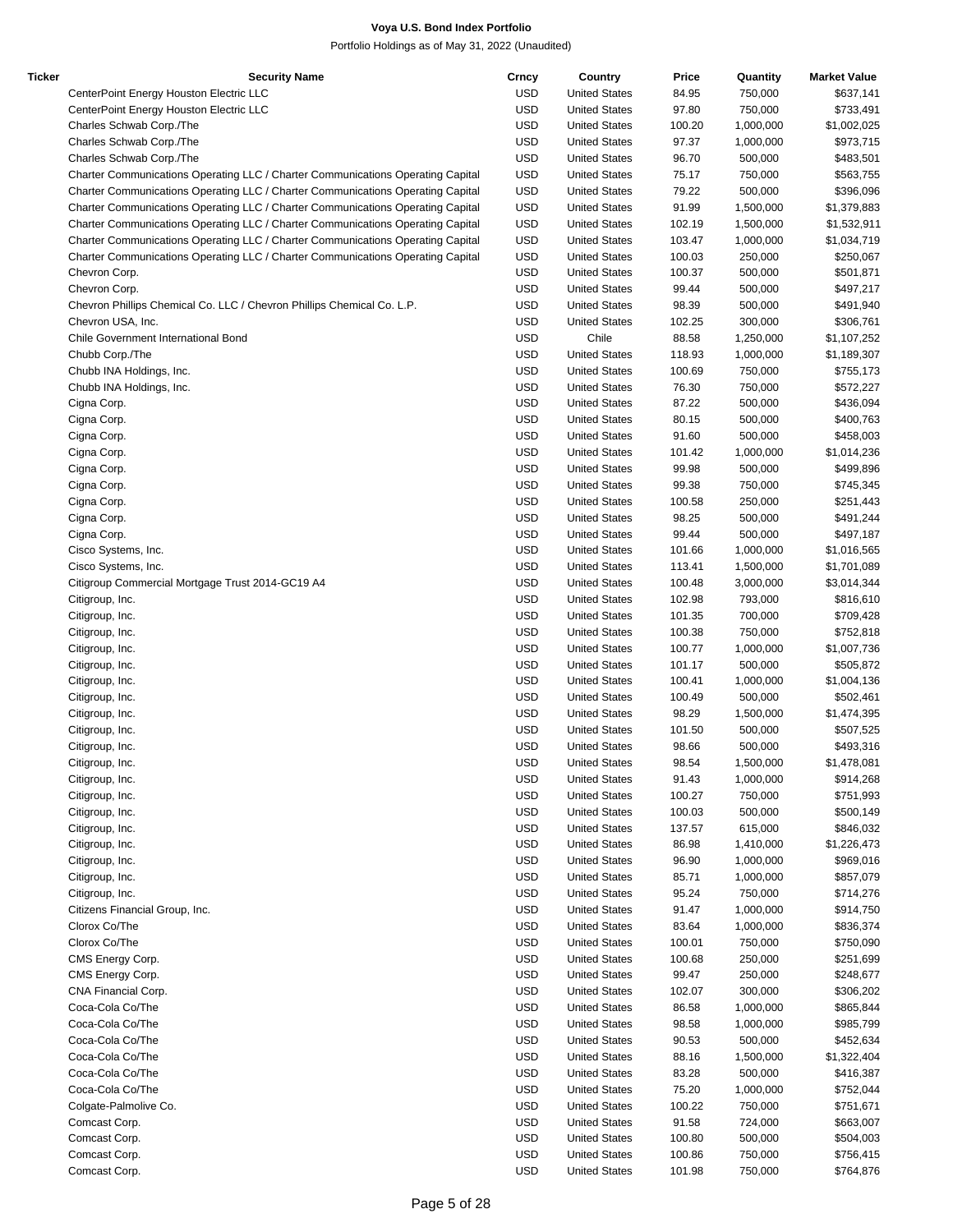**Voya U.S. Bond Index Portfolio**

Portfolio Holdings as of May 31, 2022 (Unaudited)

| Ticker | Security Name | Crncy | Country | Price | Quantity | Market Value |
|---|---|---|---|---|---|---|
| | CenterPoint Energy Houston Electric LLC | USD | United States | 84.95 | 750,000 | $637,141 |
| | CenterPoint Energy Houston Electric LLC | USD | United States | 97.80 | 750,000 | $733,491 |
| | Charles Schwab Corp./The | USD | United States | 100.20 | 1,000,000 | $1,002,025 |
| | Charles Schwab Corp./The | USD | United States | 97.37 | 1,000,000 | $973,715 |
| | Charles Schwab Corp./The | USD | United States | 96.70 | 500,000 | $483,501 |
| | Charter Communications Operating LLC / Charter Communications Operating Capital | USD | United States | 75.17 | 750,000 | $563,755 |
| | Charter Communications Operating LLC / Charter Communications Operating Capital | USD | United States | 79.22 | 500,000 | $396,096 |
| | Charter Communications Operating LLC / Charter Communications Operating Capital | USD | United States | 91.99 | 1,500,000 | $1,379,883 |
| | Charter Communications Operating LLC / Charter Communications Operating Capital | USD | United States | 102.19 | 1,500,000 | $1,532,911 |
| | Charter Communications Operating LLC / Charter Communications Operating Capital | USD | United States | 103.47 | 1,000,000 | $1,034,719 |
| | Charter Communications Operating LLC / Charter Communications Operating Capital | USD | United States | 100.03 | 250,000 | $250,067 |
| | Chevron Corp. | USD | United States | 100.37 | 500,000 | $501,871 |
| | Chevron Corp. | USD | United States | 99.44 | 500,000 | $497,217 |
| | Chevron Phillips Chemical Co. LLC / Chevron Phillips Chemical Co. L.P. | USD | United States | 98.39 | 500,000 | $491,940 |
| | Chevron USA, Inc. | USD | United States | 102.25 | 300,000 | $306,761 |
| | Chile Government International Bond | USD | Chile | 88.58 | 1,250,000 | $1,107,252 |
| | Chubb Corp./The | USD | United States | 118.93 | 1,000,000 | $1,189,307 |
| | Chubb INA Holdings, Inc. | USD | United States | 100.69 | 750,000 | $755,173 |
| | Chubb INA Holdings, Inc. | USD | United States | 76.30 | 750,000 | $572,227 |
| | Cigna Corp. | USD | United States | 87.22 | 500,000 | $436,094 |
| | Cigna Corp. | USD | United States | 80.15 | 500,000 | $400,763 |
| | Cigna Corp. | USD | United States | 91.60 | 500,000 | $458,003 |
| | Cigna Corp. | USD | United States | 101.42 | 1,000,000 | $1,014,236 |
| | Cigna Corp. | USD | United States | 99.98 | 500,000 | $499,896 |
| | Cigna Corp. | USD | United States | 99.38 | 750,000 | $745,345 |
| | Cigna Corp. | USD | United States | 100.58 | 250,000 | $251,443 |
| | Cigna Corp. | USD | United States | 98.25 | 500,000 | $491,244 |
| | Cigna Corp. | USD | United States | 99.44 | 500,000 | $497,187 |
| | Cisco Systems, Inc. | USD | United States | 101.66 | 1,000,000 | $1,016,565 |
| | Cisco Systems, Inc. | USD | United States | 113.41 | 1,500,000 | $1,701,089 |
| | Citigroup Commercial Mortgage Trust 2014-GC19 A4 | USD | United States | 100.48 | 3,000,000 | $3,014,344 |
| | Citigroup, Inc. | USD | United States | 102.98 | 793,000 | $816,610 |
| | Citigroup, Inc. | USD | United States | 101.35 | 700,000 | $709,428 |
| | Citigroup, Inc. | USD | United States | 100.38 | 750,000 | $752,818 |
| | Citigroup, Inc. | USD | United States | 100.77 | 1,000,000 | $1,007,736 |
| | Citigroup, Inc. | USD | United States | 101.17 | 500,000 | $505,872 |
| | Citigroup, Inc. | USD | United States | 100.41 | 1,000,000 | $1,004,136 |
| | Citigroup, Inc. | USD | United States | 100.49 | 500,000 | $502,461 |
| | Citigroup, Inc. | USD | United States | 98.29 | 1,500,000 | $1,474,395 |
| | Citigroup, Inc. | USD | United States | 101.50 | 500,000 | $507,525 |
| | Citigroup, Inc. | USD | United States | 98.66 | 500,000 | $493,316 |
| | Citigroup, Inc. | USD | United States | 98.54 | 1,500,000 | $1,478,081 |
| | Citigroup, Inc. | USD | United States | 91.43 | 1,000,000 | $914,268 |
| | Citigroup, Inc. | USD | United States | 100.27 | 750,000 | $751,993 |
| | Citigroup, Inc. | USD | United States | 100.03 | 500,000 | $500,149 |
| | Citigroup, Inc. | USD | United States | 137.57 | 615,000 | $846,032 |
| | Citigroup, Inc. | USD | United States | 86.98 | 1,410,000 | $1,226,473 |
| | Citigroup, Inc. | USD | United States | 96.90 | 1,000,000 | $969,016 |
| | Citigroup, Inc. | USD | United States | 85.71 | 1,000,000 | $857,079 |
| | Citigroup, Inc. | USD | United States | 95.24 | 750,000 | $714,276 |
| | Citizens Financial Group, Inc. | USD | United States | 91.47 | 1,000,000 | $914,750 |
| | Clorox Co/The | USD | United States | 83.64 | 1,000,000 | $836,374 |
| | Clorox Co/The | USD | United States | 100.01 | 750,000 | $750,090 |
| | CMS Energy Corp. | USD | United States | 100.68 | 250,000 | $251,699 |
| | CMS Energy Corp. | USD | United States | 99.47 | 250,000 | $248,677 |
| | CNA Financial Corp. | USD | United States | 102.07 | 300,000 | $306,202 |
| | Coca-Cola Co/The | USD | United States | 86.58 | 1,000,000 | $865,844 |
| | Coca-Cola Co/The | USD | United States | 98.58 | 1,000,000 | $985,799 |
| | Coca-Cola Co/The | USD | United States | 90.53 | 500,000 | $452,634 |
| | Coca-Cola Co/The | USD | United States | 88.16 | 1,500,000 | $1,322,404 |
| | Coca-Cola Co/The | USD | United States | 83.28 | 500,000 | $416,387 |
| | Coca-Cola Co/The | USD | United States | 75.20 | 1,000,000 | $752,044 |
| | Colgate-Palmolive Co. | USD | United States | 100.22 | 750,000 | $751,671 |
| | Comcast Corp. | USD | United States | 91.58 | 724,000 | $663,007 |
| | Comcast Corp. | USD | United States | 100.80 | 500,000 | $504,003 |
| | Comcast Corp. | USD | United States | 100.86 | 750,000 | $756,415 |
| | Comcast Corp. | USD | United States | 101.98 | 750,000 | $764,876 |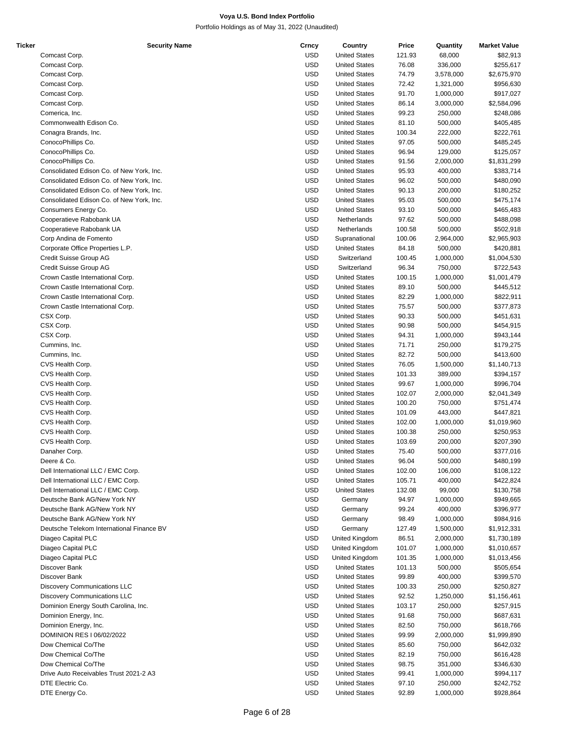**Voya U.S. Bond Index Portfolio**

Portfolio Holdings as of May 31, 2022 (Unaudited)

| Ticker | Security Name | Crncy | Country | Price | Quantity | Market Value |
|---|---|---|---|---|---|---|
| | Comcast Corp. | USD | United States | 121.93 | 68,000 | $82,913 |
| | Comcast Corp. | USD | United States | 76.08 | 336,000 | $255,617 |
| | Comcast Corp. | USD | United States | 74.79 | 3,578,000 | $2,675,970 |
| | Comcast Corp. | USD | United States | 72.42 | 1,321,000 | $956,630 |
| | Comcast Corp. | USD | United States | 91.70 | 1,000,000 | $917,027 |
| | Comcast Corp. | USD | United States | 86.14 | 3,000,000 | $2,584,096 |
| | Comerica, Inc. | USD | United States | 99.23 | 250,000 | $248,086 |
| | Commonwealth Edison Co. | USD | United States | 81.10 | 500,000 | $405,485 |
| | Conagra Brands, Inc. | USD | United States | 100.34 | 222,000 | $222,761 |
| | ConocoPhillips Co. | USD | United States | 97.05 | 500,000 | $485,245 |
| | ConocoPhillips Co. | USD | United States | 96.94 | 129,000 | $125,057 |
| | ConocoPhillips Co. | USD | United States | 91.56 | 2,000,000 | $1,831,299 |
| | Consolidated Edison Co. of New York, Inc. | USD | United States | 95.93 | 400,000 | $383,714 |
| | Consolidated Edison Co. of New York, Inc. | USD | United States | 96.02 | 500,000 | $480,090 |
| | Consolidated Edison Co. of New York, Inc. | USD | United States | 90.13 | 200,000 | $180,252 |
| | Consolidated Edison Co. of New York, Inc. | USD | United States | 95.03 | 500,000 | $475,174 |
| | Consumers Energy Co. | USD | United States | 93.10 | 500,000 | $465,483 |
| | Cooperatieve Rabobank UA | USD | Netherlands | 97.62 | 500,000 | $488,098 |
| | Cooperatieve Rabobank UA | USD | Netherlands | 100.58 | 500,000 | $502,918 |
| | Corp Andina de Fomento | USD | Supranational | 100.06 | 2,964,000 | $2,965,903 |
| | Corporate Office Properties L.P. | USD | United States | 84.18 | 500,000 | $420,881 |
| | Credit Suisse Group AG | USD | Switzerland | 100.45 | 1,000,000 | $1,004,530 |
| | Credit Suisse Group AG | USD | Switzerland | 96.34 | 750,000 | $722,543 |
| | Crown Castle International Corp. | USD | United States | 100.15 | 1,000,000 | $1,001,479 |
| | Crown Castle International Corp. | USD | United States | 89.10 | 500,000 | $445,512 |
| | Crown Castle International Corp. | USD | United States | 82.29 | 1,000,000 | $822,911 |
| | Crown Castle International Corp. | USD | United States | 75.57 | 500,000 | $377,873 |
| | CSX Corp. | USD | United States | 90.33 | 500,000 | $451,631 |
| | CSX Corp. | USD | United States | 90.98 | 500,000 | $454,915 |
| | CSX Corp. | USD | United States | 94.31 | 1,000,000 | $943,144 |
| | Cummins, Inc. | USD | United States | 71.71 | 250,000 | $179,275 |
| | Cummins, Inc. | USD | United States | 82.72 | 500,000 | $413,600 |
| | CVS Health Corp. | USD | United States | 76.05 | 1,500,000 | $1,140,713 |
| | CVS Health Corp. | USD | United States | 101.33 | 389,000 | $394,157 |
| | CVS Health Corp. | USD | United States | 99.67 | 1,000,000 | $996,704 |
| | CVS Health Corp. | USD | United States | 102.07 | 2,000,000 | $2,041,349 |
| | CVS Health Corp. | USD | United States | 100.20 | 750,000 | $751,474 |
| | CVS Health Corp. | USD | United States | 101.09 | 443,000 | $447,821 |
| | CVS Health Corp. | USD | United States | 102.00 | 1,000,000 | $1,019,960 |
| | CVS Health Corp. | USD | United States | 100.38 | 250,000 | $250,953 |
| | CVS Health Corp. | USD | United States | 103.69 | 200,000 | $207,390 |
| | Danaher Corp. | USD | United States | 75.40 | 500,000 | $377,016 |
| | Deere & Co. | USD | United States | 96.04 | 500,000 | $480,199 |
| | Dell International LLC / EMC Corp. | USD | United States | 102.00 | 106,000 | $108,122 |
| | Dell International LLC / EMC Corp. | USD | United States | 105.71 | 400,000 | $422,824 |
| | Dell International LLC / EMC Corp. | USD | United States | 132.08 | 99,000 | $130,758 |
| | Deutsche Bank AG/New York NY | USD | Germany | 94.97 | 1,000,000 | $949,665 |
| | Deutsche Bank AG/New York NY | USD | Germany | 99.24 | 400,000 | $396,977 |
| | Deutsche Bank AG/New York NY | USD | Germany | 98.49 | 1,000,000 | $984,916 |
| | Deutsche Telekom International Finance BV | USD | Germany | 127.49 | 1,500,000 | $1,912,331 |
| | Diageo Capital PLC | USD | United Kingdom | 86.51 | 2,000,000 | $1,730,189 |
| | Diageo Capital PLC | USD | United Kingdom | 101.07 | 1,000,000 | $1,010,657 |
| | Diageo Capital PLC | USD | United Kingdom | 101.35 | 1,000,000 | $1,013,456 |
| | Discover Bank | USD | United States | 101.13 | 500,000 | $505,654 |
| | Discover Bank | USD | United States | 99.89 | 400,000 | $399,570 |
| | Discovery Communications LLC | USD | United States | 100.33 | 250,000 | $250,827 |
| | Discovery Communications LLC | USD | United States | 92.52 | 1,250,000 | $1,156,461 |
| | Dominion Energy South Carolina, Inc. | USD | United States | 103.17 | 250,000 | $257,915 |
| | Dominion Energy, Inc. | USD | United States | 91.68 | 750,000 | $687,631 |
| | Dominion Energy, Inc. | USD | United States | 82.50 | 750,000 | $618,766 |
| | DOMINION RES I 06/02/2022 | USD | United States | 99.99 | 2,000,000 | $1,999,890 |
| | Dow Chemical Co/The | USD | United States | 85.60 | 750,000 | $642,032 |
| | Dow Chemical Co/The | USD | United States | 82.19 | 750,000 | $616,428 |
| | Dow Chemical Co/The | USD | United States | 98.75 | 351,000 | $346,630 |
| | Drive Auto Receivables Trust 2021-2 A3 | USD | United States | 99.41 | 1,000,000 | $994,117 |
| | DTE Electric Co. | USD | United States | 97.10 | 250,000 | $242,752 |
| | DTE Energy Co. | USD | United States | 92.89 | 1,000,000 | $928,864 |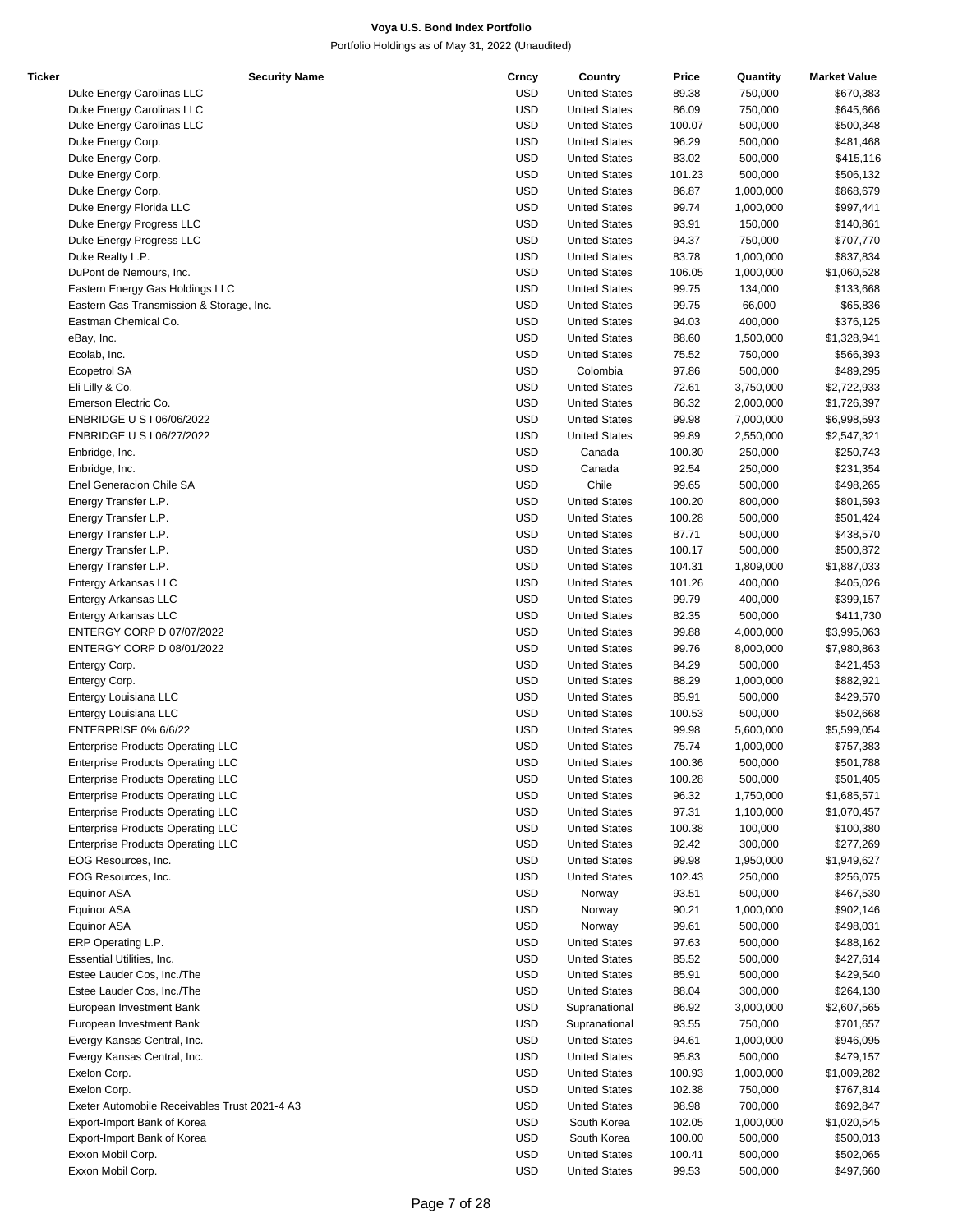# Voya U.S. Bond Index Portfolio

Portfolio Holdings as of May 31, 2022 (Unaudited)

| Ticker | Security Name | Crncy | Country | Price | Quantity | Market Value |
|---|---|---|---|---|---|---|
| | Duke Energy Carolinas LLC | USD | United States | 89.38 | 750,000 | $670,383 |
| | Duke Energy Carolinas LLC | USD | United States | 86.09 | 750,000 | $645,666 |
| | Duke Energy Carolinas LLC | USD | United States | 100.07 | 500,000 | $500,348 |
| | Duke Energy Corp. | USD | United States | 96.29 | 500,000 | $481,468 |
| | Duke Energy Corp. | USD | United States | 83.02 | 500,000 | $415,116 |
| | Duke Energy Corp. | USD | United States | 101.23 | 500,000 | $506,132 |
| | Duke Energy Corp. | USD | United States | 86.87 | 1,000,000 | $868,679 |
| | Duke Energy Florida LLC | USD | United States | 99.74 | 1,000,000 | $997,441 |
| | Duke Energy Progress LLC | USD | United States | 93.91 | 150,000 | $140,861 |
| | Duke Energy Progress LLC | USD | United States | 94.37 | 750,000 | $707,770 |
| | Duke Realty L.P. | USD | United States | 83.78 | 1,000,000 | $837,834 |
| | DuPont de Nemours, Inc. | USD | United States | 106.05 | 1,000,000 | $1,060,528 |
| | Eastern Energy Gas Holdings LLC | USD | United States | 99.75 | 134,000 | $133,668 |
| | Eastern Gas Transmission & Storage, Inc. | USD | United States | 99.75 | 66,000 | $65,836 |
| | Eastman Chemical Co. | USD | United States | 94.03 | 400,000 | $376,125 |
| | eBay, Inc. | USD | United States | 88.60 | 1,500,000 | $1,328,941 |
| | Ecolab, Inc. | USD | United States | 75.52 | 750,000 | $566,393 |
| | Ecopetrol SA | USD | Colombia | 97.86 | 500,000 | $489,295 |
| | Eli Lilly & Co. | USD | United States | 72.61 | 3,750,000 | $2,722,933 |
| | Emerson Electric Co. | USD | United States | 86.32 | 2,000,000 | $1,726,397 |
| | ENBRIDGE U S I 06/06/2022 | USD | United States | 99.98 | 7,000,000 | $6,998,593 |
| | ENBRIDGE U S I 06/27/2022 | USD | United States | 99.89 | 2,550,000 | $2,547,321 |
| | Enbridge, Inc. | USD | Canada | 100.30 | 250,000 | $250,743 |
| | Enbridge, Inc. | USD | Canada | 92.54 | 250,000 | $231,354 |
| | Enel Generacion Chile SA | USD | Chile | 99.65 | 500,000 | $498,265 |
| | Energy Transfer L.P. | USD | United States | 100.20 | 800,000 | $801,593 |
| | Energy Transfer L.P. | USD | United States | 100.28 | 500,000 | $501,424 |
| | Energy Transfer L.P. | USD | United States | 87.71 | 500,000 | $438,570 |
| | Energy Transfer L.P. | USD | United States | 100.17 | 500,000 | $500,872 |
| | Energy Transfer L.P. | USD | United States | 104.31 | 1,809,000 | $1,887,033 |
| | Entergy Arkansas LLC | USD | United States | 101.26 | 400,000 | $405,026 |
| | Entergy Arkansas LLC | USD | United States | 99.79 | 400,000 | $399,157 |
| | Entergy Arkansas LLC | USD | United States | 82.35 | 500,000 | $411,730 |
| | ENTERGY CORP D 07/07/2022 | USD | United States | 99.88 | 4,000,000 | $3,995,063 |
| | ENTERGY CORP D 08/01/2022 | USD | United States | 99.76 | 8,000,000 | $7,980,863 |
| | Entergy Corp. | USD | United States | 84.29 | 500,000 | $421,453 |
| | Entergy Corp. | USD | United States | 88.29 | 1,000,000 | $882,921 |
| | Entergy Louisiana LLC | USD | United States | 85.91 | 500,000 | $429,570 |
| | Entergy Louisiana LLC | USD | United States | 100.53 | 500,000 | $502,668 |
| | ENTERPRISE 0% 6/6/22 | USD | United States | 99.98 | 5,600,000 | $5,599,054 |
| | Enterprise Products Operating LLC | USD | United States | 75.74 | 1,000,000 | $757,383 |
| | Enterprise Products Operating LLC | USD | United States | 100.36 | 500,000 | $501,788 |
| | Enterprise Products Operating LLC | USD | United States | 100.28 | 500,000 | $501,405 |
| | Enterprise Products Operating LLC | USD | United States | 96.32 | 1,750,000 | $1,685,571 |
| | Enterprise Products Operating LLC | USD | United States | 97.31 | 1,100,000 | $1,070,457 |
| | Enterprise Products Operating LLC | USD | United States | 100.38 | 100,000 | $100,380 |
| | Enterprise Products Operating LLC | USD | United States | 92.42 | 300,000 | $277,269 |
| | EOG Resources, Inc. | USD | United States | 99.98 | 1,950,000 | $1,949,627 |
| | EOG Resources, Inc. | USD | United States | 102.43 | 250,000 | $256,075 |
| | Equinor ASA | USD | Norway | 93.51 | 500,000 | $467,530 |
| | Equinor ASA | USD | Norway | 90.21 | 1,000,000 | $902,146 |
| | Equinor ASA | USD | Norway | 99.61 | 500,000 | $498,031 |
| | ERP Operating L.P. | USD | United States | 97.63 | 500,000 | $488,162 |
| | Essential Utilities, Inc. | USD | United States | 85.52 | 500,000 | $427,614 |
| | Estee Lauder Cos, Inc./The | USD | United States | 85.91 | 500,000 | $429,540 |
| | Estee Lauder Cos, Inc./The | USD | United States | 88.04 | 300,000 | $264,130 |
| | European Investment Bank | USD | Supranational | 86.92 | 3,000,000 | $2,607,565 |
| | European Investment Bank | USD | Supranational | 93.55 | 750,000 | $701,657 |
| | Evergy Kansas Central, Inc. | USD | United States | 94.61 | 1,000,000 | $946,095 |
| | Evergy Kansas Central, Inc. | USD | United States | 95.83 | 500,000 | $479,157 |
| | Exelon Corp. | USD | United States | 100.93 | 1,000,000 | $1,009,282 |
| | Exelon Corp. | USD | United States | 102.38 | 750,000 | $767,814 |
| | Exeter Automobile Receivables Trust 2021-4 A3 | USD | United States | 98.98 | 700,000 | $692,847 |
| | Export-Import Bank of Korea | USD | South Korea | 102.05 | 1,000,000 | $1,020,545 |
| | Export-Import Bank of Korea | USD | South Korea | 100.00 | 500,000 | $500,013 |
| | Exxon Mobil Corp. | USD | United States | 100.41 | 500,000 | $502,065 |
| | Exxon Mobil Corp. | USD | United States | 99.53 | 500,000 | $497,660 |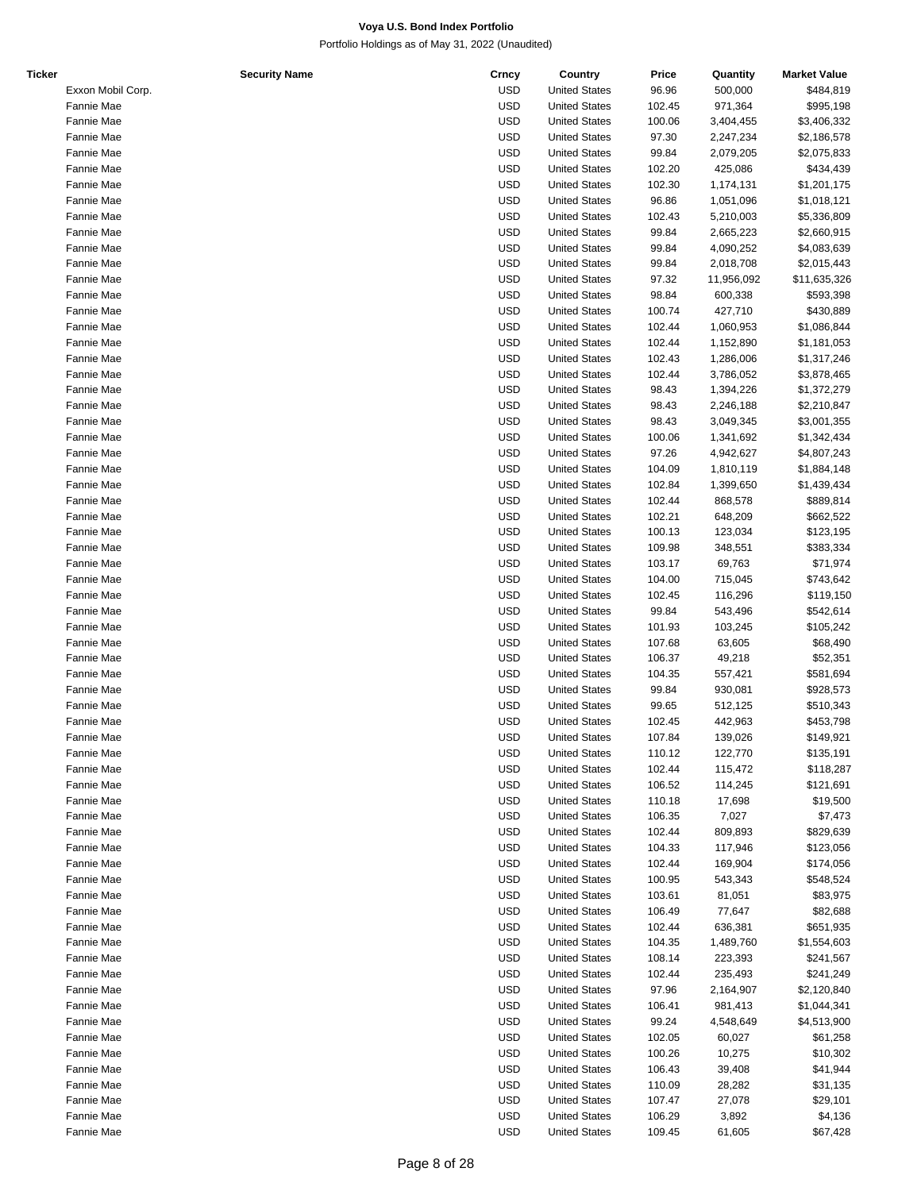**Voya U.S. Bond Index Portfolio**

Portfolio Holdings as of May 31, 2022 (Unaudited)

| Ticker | Security Name | Crncy | Country | Price | Quantity | Market Value |
|---|---|---|---|---|---|---|
| | Exxon Mobil Corp. | USD | United States | 96.96 | 500,000 | $484,819 |
| | Fannie Mae | USD | United States | 102.45 | 971,364 | $995,198 |
| | Fannie Mae | USD | United States | 100.06 | 3,404,455 | $3,406,332 |
| | Fannie Mae | USD | United States | 97.30 | 2,247,234 | $2,186,578 |
| | Fannie Mae | USD | United States | 99.84 | 2,079,205 | $2,075,833 |
| | Fannie Mae | USD | United States | 102.20 | 425,086 | $434,439 |
| | Fannie Mae | USD | United States | 102.30 | 1,174,131 | $1,201,175 |
| | Fannie Mae | USD | United States | 96.86 | 1,051,096 | $1,018,121 |
| | Fannie Mae | USD | United States | 102.43 | 5,210,003 | $5,336,809 |
| | Fannie Mae | USD | United States | 99.84 | 2,665,223 | $2,660,915 |
| | Fannie Mae | USD | United States | 99.84 | 4,090,252 | $4,083,639 |
| | Fannie Mae | USD | United States | 99.84 | 2,018,708 | $2,015,443 |
| | Fannie Mae | USD | United States | 97.32 | 11,956,092 | $11,635,326 |
| | Fannie Mae | USD | United States | 98.84 | 600,338 | $593,398 |
| | Fannie Mae | USD | United States | 100.74 | 427,710 | $430,889 |
| | Fannie Mae | USD | United States | 102.44 | 1,060,953 | $1,086,844 |
| | Fannie Mae | USD | United States | 102.44 | 1,152,890 | $1,181,053 |
| | Fannie Mae | USD | United States | 102.43 | 1,286,006 | $1,317,246 |
| | Fannie Mae | USD | United States | 102.44 | 3,786,052 | $3,878,465 |
| | Fannie Mae | USD | United States | 98.43 | 1,394,226 | $1,372,279 |
| | Fannie Mae | USD | United States | 98.43 | 2,246,188 | $2,210,847 |
| | Fannie Mae | USD | United States | 98.43 | 3,049,345 | $3,001,355 |
| | Fannie Mae | USD | United States | 100.06 | 1,341,692 | $1,342,434 |
| | Fannie Mae | USD | United States | 97.26 | 4,942,627 | $4,807,243 |
| | Fannie Mae | USD | United States | 104.09 | 1,810,119 | $1,884,148 |
| | Fannie Mae | USD | United States | 102.84 | 1,399,650 | $1,439,434 |
| | Fannie Mae | USD | United States | 102.44 | 868,578 | $889,814 |
| | Fannie Mae | USD | United States | 102.21 | 648,209 | $662,522 |
| | Fannie Mae | USD | United States | 100.13 | 123,034 | $123,195 |
| | Fannie Mae | USD | United States | 109.98 | 348,551 | $383,334 |
| | Fannie Mae | USD | United States | 103.17 | 69,763 | $71,974 |
| | Fannie Mae | USD | United States | 104.00 | 715,045 | $743,642 |
| | Fannie Mae | USD | United States | 102.45 | 116,296 | $119,150 |
| | Fannie Mae | USD | United States | 99.84 | 543,496 | $542,614 |
| | Fannie Mae | USD | United States | 101.93 | 103,245 | $105,242 |
| | Fannie Mae | USD | United States | 107.68 | 63,605 | $68,490 |
| | Fannie Mae | USD | United States | 106.37 | 49,218 | $52,351 |
| | Fannie Mae | USD | United States | 104.35 | 557,421 | $581,694 |
| | Fannie Mae | USD | United States | 99.84 | 930,081 | $928,573 |
| | Fannie Mae | USD | United States | 99.65 | 512,125 | $510,343 |
| | Fannie Mae | USD | United States | 102.45 | 442,963 | $453,798 |
| | Fannie Mae | USD | United States | 107.84 | 139,026 | $149,921 |
| | Fannie Mae | USD | United States | 110.12 | 122,770 | $135,191 |
| | Fannie Mae | USD | United States | 102.44 | 115,472 | $118,287 |
| | Fannie Mae | USD | United States | 106.52 | 114,245 | $121,691 |
| | Fannie Mae | USD | United States | 110.18 | 17,698 | $19,500 |
| | Fannie Mae | USD | United States | 106.35 | 7,027 | $7,473 |
| | Fannie Mae | USD | United States | 102.44 | 809,893 | $829,639 |
| | Fannie Mae | USD | United States | 104.33 | 117,946 | $123,056 |
| | Fannie Mae | USD | United States | 102.44 | 169,904 | $174,056 |
| | Fannie Mae | USD | United States | 100.95 | 543,343 | $548,524 |
| | Fannie Mae | USD | United States | 103.61 | 81,051 | $83,975 |
| | Fannie Mae | USD | United States | 106.49 | 77,647 | $82,688 |
| | Fannie Mae | USD | United States | 102.44 | 636,381 | $651,935 |
| | Fannie Mae | USD | United States | 104.35 | 1,489,760 | $1,554,603 |
| | Fannie Mae | USD | United States | 108.14 | 223,393 | $241,567 |
| | Fannie Mae | USD | United States | 102.44 | 235,493 | $241,249 |
| | Fannie Mae | USD | United States | 97.96 | 2,164,907 | $2,120,840 |
| | Fannie Mae | USD | United States | 106.41 | 981,413 | $1,044,341 |
| | Fannie Mae | USD | United States | 99.24 | 4,548,649 | $4,513,900 |
| | Fannie Mae | USD | United States | 102.05 | 60,027 | $61,258 |
| | Fannie Mae | USD | United States | 100.26 | 10,275 | $10,302 |
| | Fannie Mae | USD | United States | 106.43 | 39,408 | $41,944 |
| | Fannie Mae | USD | United States | 110.09 | 28,282 | $31,135 |
| | Fannie Mae | USD | United States | 107.47 | 27,078 | $29,101 |
| | Fannie Mae | USD | United States | 106.29 | 3,892 | $4,136 |
| | Fannie Mae | USD | United States | 109.45 | 61,605 | $67,428 |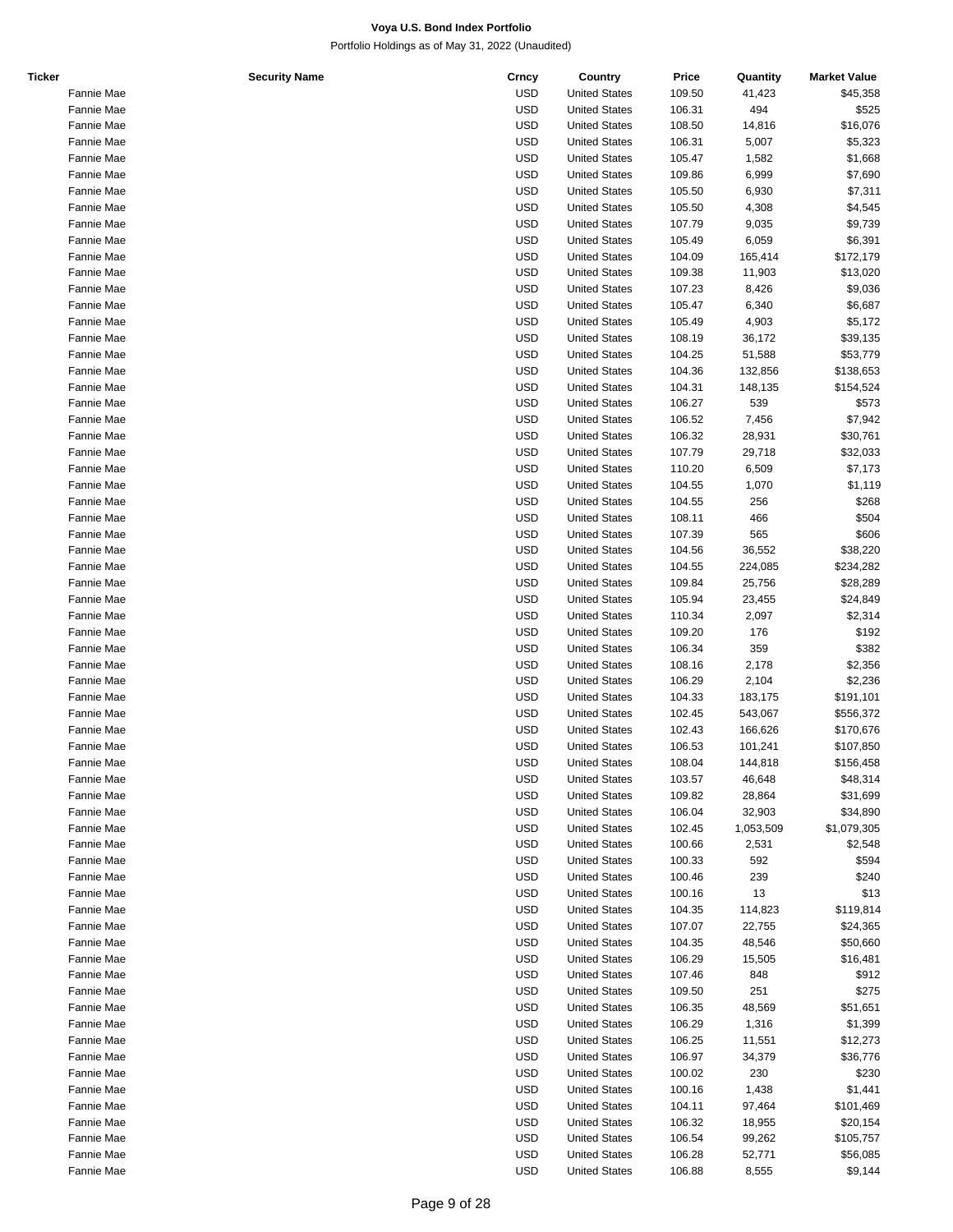**Voya U.S. Bond Index Portfolio**

Portfolio Holdings as of May 31, 2022 (Unaudited)

| Ticker | Security Name | Crncy | Country | Price | Quantity | Market Value |
|---|---|---|---|---|---|---|
| | Fannie Mae | USD | United States | 109.50 | 41,423 | $45,358 |
| | Fannie Mae | USD | United States | 106.31 | 494 | $525 |
| | Fannie Mae | USD | United States | 108.50 | 14,816 | $16,076 |
| | Fannie Mae | USD | United States | 106.31 | 5,007 | $5,323 |
| | Fannie Mae | USD | United States | 105.47 | 1,582 | $1,668 |
| | Fannie Mae | USD | United States | 109.86 | 6,999 | $7,690 |
| | Fannie Mae | USD | United States | 105.50 | 6,930 | $7,311 |
| | Fannie Mae | USD | United States | 105.50 | 4,308 | $4,545 |
| | Fannie Mae | USD | United States | 107.79 | 9,035 | $9,739 |
| | Fannie Mae | USD | United States | 105.49 | 6,059 | $6,391 |
| | Fannie Mae | USD | United States | 104.09 | 165,414 | $172,179 |
| | Fannie Mae | USD | United States | 109.38 | 11,903 | $13,020 |
| | Fannie Mae | USD | United States | 107.23 | 8,426 | $9,036 |
| | Fannie Mae | USD | United States | 105.47 | 6,340 | $6,687 |
| | Fannie Mae | USD | United States | 105.49 | 4,903 | $5,172 |
| | Fannie Mae | USD | United States | 108.19 | 36,172 | $39,135 |
| | Fannie Mae | USD | United States | 104.25 | 51,588 | $53,779 |
| | Fannie Mae | USD | United States | 104.36 | 132,856 | $138,653 |
| | Fannie Mae | USD | United States | 104.31 | 148,135 | $154,524 |
| | Fannie Mae | USD | United States | 106.27 | 539 | $573 |
| | Fannie Mae | USD | United States | 106.52 | 7,456 | $7,942 |
| | Fannie Mae | USD | United States | 106.32 | 28,931 | $30,761 |
| | Fannie Mae | USD | United States | 107.79 | 29,718 | $32,033 |
| | Fannie Mae | USD | United States | 110.20 | 6,509 | $7,173 |
| | Fannie Mae | USD | United States | 104.55 | 1,070 | $1,119 |
| | Fannie Mae | USD | United States | 104.55 | 256 | $268 |
| | Fannie Mae | USD | United States | 108.11 | 466 | $504 |
| | Fannie Mae | USD | United States | 107.39 | 565 | $606 |
| | Fannie Mae | USD | United States | 104.56 | 36,552 | $38,220 |
| | Fannie Mae | USD | United States | 104.55 | 224,085 | $234,282 |
| | Fannie Mae | USD | United States | 109.84 | 25,756 | $28,289 |
| | Fannie Mae | USD | United States | 105.94 | 23,455 | $24,849 |
| | Fannie Mae | USD | United States | 110.34 | 2,097 | $2,314 |
| | Fannie Mae | USD | United States | 109.20 | 176 | $192 |
| | Fannie Mae | USD | United States | 106.34 | 359 | $382 |
| | Fannie Mae | USD | United States | 108.16 | 2,178 | $2,356 |
| | Fannie Mae | USD | United States | 106.29 | 2,104 | $2,236 |
| | Fannie Mae | USD | United States | 104.33 | 183,175 | $191,101 |
| | Fannie Mae | USD | United States | 102.45 | 543,067 | $556,372 |
| | Fannie Mae | USD | United States | 102.43 | 166,626 | $170,676 |
| | Fannie Mae | USD | United States | 106.53 | 101,241 | $107,850 |
| | Fannie Mae | USD | United States | 108.04 | 144,818 | $156,458 |
| | Fannie Mae | USD | United States | 103.57 | 46,648 | $48,314 |
| | Fannie Mae | USD | United States | 109.82 | 28,864 | $31,699 |
| | Fannie Mae | USD | United States | 106.04 | 32,903 | $34,890 |
| | Fannie Mae | USD | United States | 102.45 | 1,053,509 | $1,079,305 |
| | Fannie Mae | USD | United States | 100.66 | 2,531 | $2,548 |
| | Fannie Mae | USD | United States | 100.33 | 592 | $594 |
| | Fannie Mae | USD | United States | 100.46 | 239 | $240 |
| | Fannie Mae | USD | United States | 100.16 | 13 | $13 |
| | Fannie Mae | USD | United States | 104.35 | 114,823 | $119,814 |
| | Fannie Mae | USD | United States | 107.07 | 22,755 | $24,365 |
| | Fannie Mae | USD | United States | 104.35 | 48,546 | $50,660 |
| | Fannie Mae | USD | United States | 106.29 | 15,505 | $16,481 |
| | Fannie Mae | USD | United States | 107.46 | 848 | $912 |
| | Fannie Mae | USD | United States | 109.50 | 251 | $275 |
| | Fannie Mae | USD | United States | 106.35 | 48,569 | $51,651 |
| | Fannie Mae | USD | United States | 106.29 | 1,316 | $1,399 |
| | Fannie Mae | USD | United States | 106.25 | 11,551 | $12,273 |
| | Fannie Mae | USD | United States | 106.97 | 34,379 | $36,776 |
| | Fannie Mae | USD | United States | 100.02 | 230 | $230 |
| | Fannie Mae | USD | United States | 100.16 | 1,438 | $1,441 |
| | Fannie Mae | USD | United States | 104.11 | 97,464 | $101,469 |
| | Fannie Mae | USD | United States | 106.32 | 18,955 | $20,154 |
| | Fannie Mae | USD | United States | 106.54 | 99,262 | $105,757 |
| | Fannie Mae | USD | United States | 106.28 | 52,771 | $56,085 |
| | Fannie Mae | USD | United States | 106.88 | 8,555 | $9,144 |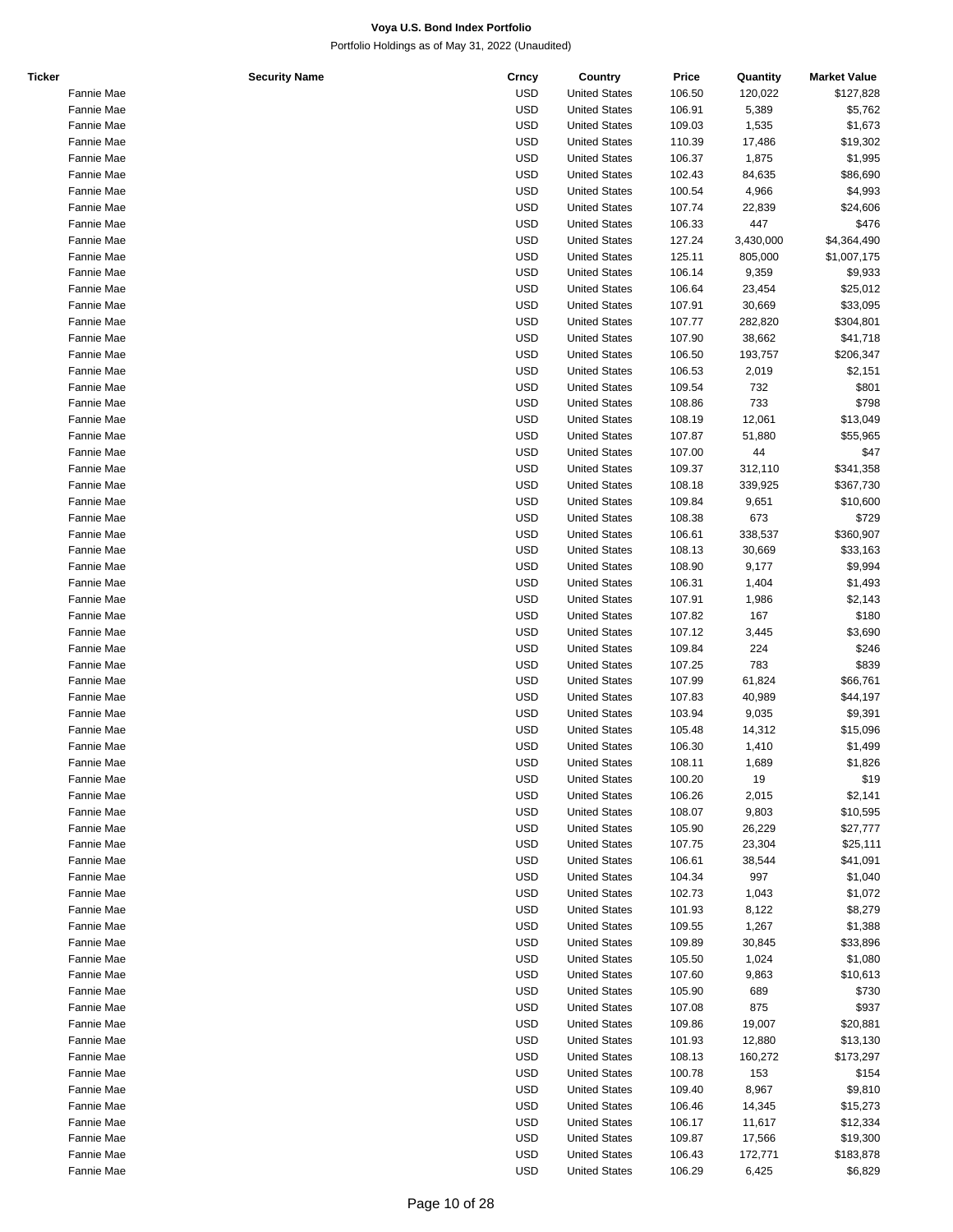**Voya U.S. Bond Index Portfolio**

Portfolio Holdings as of May 31, 2022 (Unaudited)

| Ticker | Security Name | Crncy | Country | Price | Quantity | Market Value |
|---|---|---|---|---|---|---|
| | Fannie Mae | USD | United States | 106.50 | 120,022 | $127,828 |
| | Fannie Mae | USD | United States | 106.91 | 5,389 | $5,762 |
| | Fannie Mae | USD | United States | 109.03 | 1,535 | $1,673 |
| | Fannie Mae | USD | United States | 110.39 | 17,486 | $19,302 |
| | Fannie Mae | USD | United States | 106.37 | 1,875 | $1,995 |
| | Fannie Mae | USD | United States | 102.43 | 84,635 | $86,690 |
| | Fannie Mae | USD | United States | 100.54 | 4,966 | $4,993 |
| | Fannie Mae | USD | United States | 107.74 | 22,839 | $24,606 |
| | Fannie Mae | USD | United States | 106.33 | 447 | $476 |
| | Fannie Mae | USD | United States | 127.24 | 3,430,000 | $4,364,490 |
| | Fannie Mae | USD | United States | 125.11 | 805,000 | $1,007,175 |
| | Fannie Mae | USD | United States | 106.14 | 9,359 | $9,933 |
| | Fannie Mae | USD | United States | 106.64 | 23,454 | $25,012 |
| | Fannie Mae | USD | United States | 107.91 | 30,669 | $33,095 |
| | Fannie Mae | USD | United States | 107.77 | 282,820 | $304,801 |
| | Fannie Mae | USD | United States | 107.90 | 38,662 | $41,718 |
| | Fannie Mae | USD | United States | 106.50 | 193,757 | $206,347 |
| | Fannie Mae | USD | United States | 106.53 | 2,019 | $2,151 |
| | Fannie Mae | USD | United States | 109.54 | 732 | $801 |
| | Fannie Mae | USD | United States | 108.86 | 733 | $798 |
| | Fannie Mae | USD | United States | 108.19 | 12,061 | $13,049 |
| | Fannie Mae | USD | United States | 107.87 | 51,880 | $55,965 |
| | Fannie Mae | USD | United States | 107.00 | 44 | $47 |
| | Fannie Mae | USD | United States | 109.37 | 312,110 | $341,358 |
| | Fannie Mae | USD | United States | 108.18 | 339,925 | $367,730 |
| | Fannie Mae | USD | United States | 109.84 | 9,651 | $10,600 |
| | Fannie Mae | USD | United States | 108.38 | 673 | $729 |
| | Fannie Mae | USD | United States | 106.61 | 338,537 | $360,907 |
| | Fannie Mae | USD | United States | 108.13 | 30,669 | $33,163 |
| | Fannie Mae | USD | United States | 108.90 | 9,177 | $9,994 |
| | Fannie Mae | USD | United States | 106.31 | 1,404 | $1,493 |
| | Fannie Mae | USD | United States | 107.91 | 1,986 | $2,143 |
| | Fannie Mae | USD | United States | 107.82 | 167 | $180 |
| | Fannie Mae | USD | United States | 107.12 | 3,445 | $3,690 |
| | Fannie Mae | USD | United States | 109.84 | 224 | $246 |
| | Fannie Mae | USD | United States | 107.25 | 783 | $839 |
| | Fannie Mae | USD | United States | 107.99 | 61,824 | $66,761 |
| | Fannie Mae | USD | United States | 107.83 | 40,989 | $44,197 |
| | Fannie Mae | USD | United States | 103.94 | 9,035 | $9,391 |
| | Fannie Mae | USD | United States | 105.48 | 14,312 | $15,096 |
| | Fannie Mae | USD | United States | 106.30 | 1,410 | $1,499 |
| | Fannie Mae | USD | United States | 108.11 | 1,689 | $1,826 |
| | Fannie Mae | USD | United States | 100.20 | 19 | $19 |
| | Fannie Mae | USD | United States | 106.26 | 2,015 | $2,141 |
| | Fannie Mae | USD | United States | 108.07 | 9,803 | $10,595 |
| | Fannie Mae | USD | United States | 105.90 | 26,229 | $27,777 |
| | Fannie Mae | USD | United States | 107.75 | 23,304 | $25,111 |
| | Fannie Mae | USD | United States | 106.61 | 38,544 | $41,091 |
| | Fannie Mae | USD | United States | 104.34 | 997 | $1,040 |
| | Fannie Mae | USD | United States | 102.73 | 1,043 | $1,072 |
| | Fannie Mae | USD | United States | 101.93 | 8,122 | $8,279 |
| | Fannie Mae | USD | United States | 109.55 | 1,267 | $1,388 |
| | Fannie Mae | USD | United States | 109.89 | 30,845 | $33,896 |
| | Fannie Mae | USD | United States | 105.50 | 1,024 | $1,080 |
| | Fannie Mae | USD | United States | 107.60 | 9,863 | $10,613 |
| | Fannie Mae | USD | United States | 105.90 | 689 | $730 |
| | Fannie Mae | USD | United States | 107.08 | 875 | $937 |
| | Fannie Mae | USD | United States | 109.86 | 19,007 | $20,881 |
| | Fannie Mae | USD | United States | 101.93 | 12,880 | $13,130 |
| | Fannie Mae | USD | United States | 108.13 | 160,272 | $173,297 |
| | Fannie Mae | USD | United States | 100.78 | 153 | $154 |
| | Fannie Mae | USD | United States | 109.40 | 8,967 | $9,810 |
| | Fannie Mae | USD | United States | 106.46 | 14,345 | $15,273 |
| | Fannie Mae | USD | United States | 106.17 | 11,617 | $12,334 |
| | Fannie Mae | USD | United States | 109.87 | 17,566 | $19,300 |
| | Fannie Mae | USD | United States | 106.43 | 172,771 | $183,878 |
| | Fannie Mae | USD | United States | 106.29 | 6,425 | $6,829 |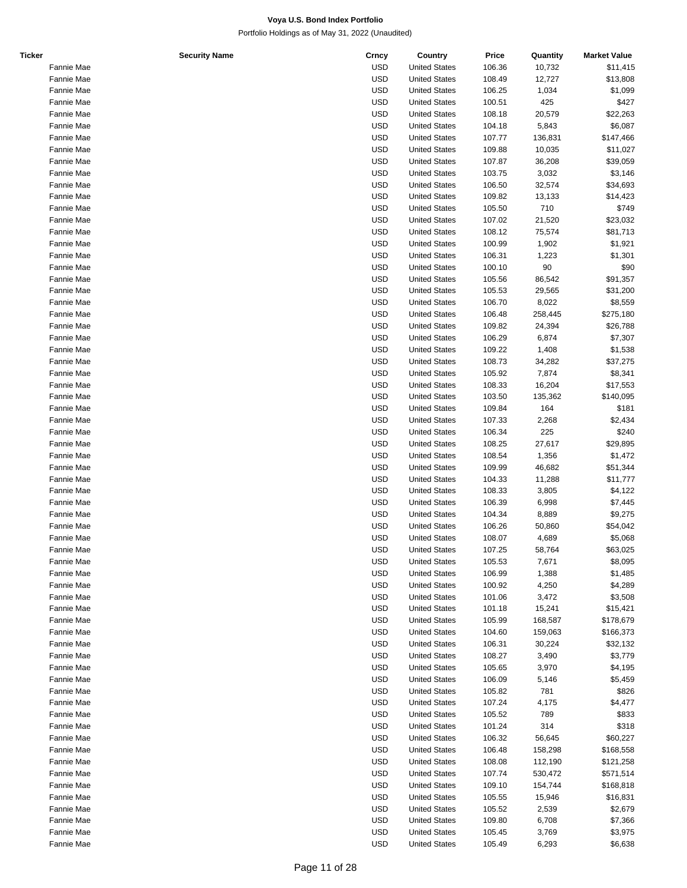**Voya U.S. Bond Index Portfolio**

Portfolio Holdings as of May 31, 2022 (Unaudited)

| Ticker | Security Name | Crncy | Country | Price | Quantity | Market Value |
|---|---|---|---|---|---|---|
| | Fannie Mae | USD | United States | 106.36 | 10,732 | $11,415 |
| | Fannie Mae | USD | United States | 108.49 | 12,727 | $13,808 |
| | Fannie Mae | USD | United States | 106.25 | 1,034 | $1,099 |
| | Fannie Mae | USD | United States | 100.51 | 425 | $427 |
| | Fannie Mae | USD | United States | 108.18 | 20,579 | $22,263 |
| | Fannie Mae | USD | United States | 104.18 | 5,843 | $6,087 |
| | Fannie Mae | USD | United States | 107.77 | 136,831 | $147,466 |
| | Fannie Mae | USD | United States | 109.88 | 10,035 | $11,027 |
| | Fannie Mae | USD | United States | 107.87 | 36,208 | $39,059 |
| | Fannie Mae | USD | United States | 103.75 | 3,032 | $3,146 |
| | Fannie Mae | USD | United States | 106.50 | 32,574 | $34,693 |
| | Fannie Mae | USD | United States | 109.82 | 13,133 | $14,423 |
| | Fannie Mae | USD | United States | 105.50 | 710 | $749 |
| | Fannie Mae | USD | United States | 107.02 | 21,520 | $23,032 |
| | Fannie Mae | USD | United States | 108.12 | 75,574 | $81,713 |
| | Fannie Mae | USD | United States | 100.99 | 1,902 | $1,921 |
| | Fannie Mae | USD | United States | 106.31 | 1,223 | $1,301 |
| | Fannie Mae | USD | United States | 100.10 | 90 | $90 |
| | Fannie Mae | USD | United States | 105.56 | 86,542 | $91,357 |
| | Fannie Mae | USD | United States | 105.53 | 29,565 | $31,200 |
| | Fannie Mae | USD | United States | 106.70 | 8,022 | $8,559 |
| | Fannie Mae | USD | United States | 106.48 | 258,445 | $275,180 |
| | Fannie Mae | USD | United States | 109.82 | 24,394 | $26,788 |
| | Fannie Mae | USD | United States | 106.29 | 6,874 | $7,307 |
| | Fannie Mae | USD | United States | 109.22 | 1,408 | $1,538 |
| | Fannie Mae | USD | United States | 108.73 | 34,282 | $37,275 |
| | Fannie Mae | USD | United States | 105.92 | 7,874 | $8,341 |
| | Fannie Mae | USD | United States | 108.33 | 16,204 | $17,553 |
| | Fannie Mae | USD | United States | 103.50 | 135,362 | $140,095 |
| | Fannie Mae | USD | United States | 109.84 | 164 | $181 |
| | Fannie Mae | USD | United States | 107.33 | 2,268 | $2,434 |
| | Fannie Mae | USD | United States | 106.34 | 225 | $240 |
| | Fannie Mae | USD | United States | 108.25 | 27,617 | $29,895 |
| | Fannie Mae | USD | United States | 108.54 | 1,356 | $1,472 |
| | Fannie Mae | USD | United States | 109.99 | 46,682 | $51,344 |
| | Fannie Mae | USD | United States | 104.33 | 11,288 | $11,777 |
| | Fannie Mae | USD | United States | 108.33 | 3,805 | $4,122 |
| | Fannie Mae | USD | United States | 106.39 | 6,998 | $7,445 |
| | Fannie Mae | USD | United States | 104.34 | 8,889 | $9,275 |
| | Fannie Mae | USD | United States | 106.26 | 50,860 | $54,042 |
| | Fannie Mae | USD | United States | 108.07 | 4,689 | $5,068 |
| | Fannie Mae | USD | United States | 107.25 | 58,764 | $63,025 |
| | Fannie Mae | USD | United States | 105.53 | 7,671 | $8,095 |
| | Fannie Mae | USD | United States | 106.99 | 1,388 | $1,485 |
| | Fannie Mae | USD | United States | 100.92 | 4,250 | $4,289 |
| | Fannie Mae | USD | United States | 101.06 | 3,472 | $3,508 |
| | Fannie Mae | USD | United States | 101.18 | 15,241 | $15,421 |
| | Fannie Mae | USD | United States | 105.99 | 168,587 | $178,679 |
| | Fannie Mae | USD | United States | 104.60 | 159,063 | $166,373 |
| | Fannie Mae | USD | United States | 106.31 | 30,224 | $32,132 |
| | Fannie Mae | USD | United States | 108.27 | 3,490 | $3,779 |
| | Fannie Mae | USD | United States | 105.65 | 3,970 | $4,195 |
| | Fannie Mae | USD | United States | 106.09 | 5,146 | $5,459 |
| | Fannie Mae | USD | United States | 105.82 | 781 | $826 |
| | Fannie Mae | USD | United States | 107.24 | 4,175 | $4,477 |
| | Fannie Mae | USD | United States | 105.52 | 789 | $833 |
| | Fannie Mae | USD | United States | 101.24 | 314 | $318 |
| | Fannie Mae | USD | United States | 106.32 | 56,645 | $60,227 |
| | Fannie Mae | USD | United States | 106.48 | 158,298 | $168,558 |
| | Fannie Mae | USD | United States | 108.08 | 112,190 | $121,258 |
| | Fannie Mae | USD | United States | 107.74 | 530,472 | $571,514 |
| | Fannie Mae | USD | United States | 109.10 | 154,744 | $168,818 |
| | Fannie Mae | USD | United States | 105.55 | 15,946 | $16,831 |
| | Fannie Mae | USD | United States | 105.52 | 2,539 | $2,679 |
| | Fannie Mae | USD | United States | 109.80 | 6,708 | $7,366 |
| | Fannie Mae | USD | United States | 105.45 | 3,769 | $3,975 |
| | Fannie Mae | USD | United States | 105.49 | 6,293 | $6,638 |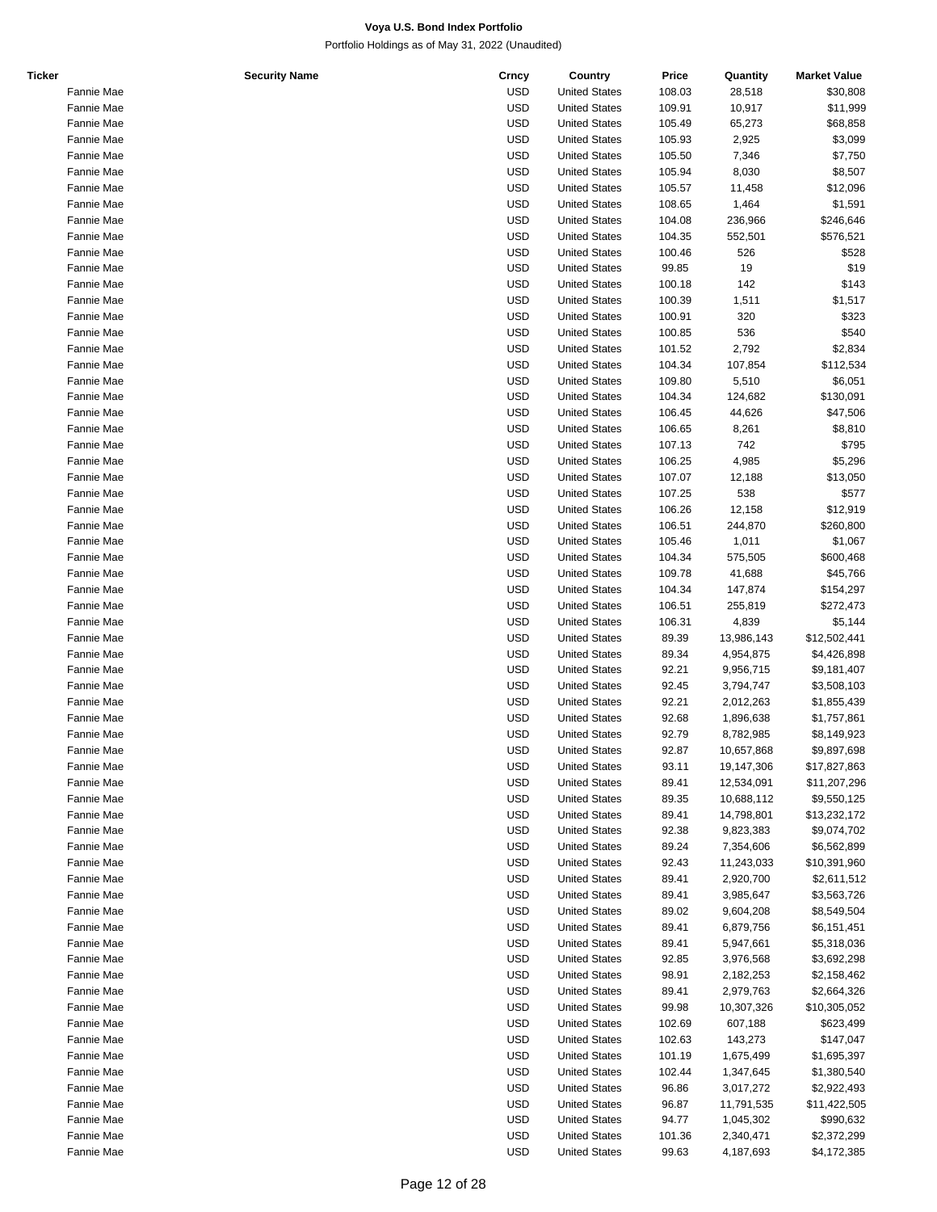# Voya U.S. Bond Index Portfolio

Portfolio Holdings as of May 31, 2022 (Unaudited)

| Ticker | Security Name | Crncy | Country | Price | Quantity | Market Value |
|---|---|---|---|---|---|---|
| | Fannie Mae | USD | United States | 108.03 | 28,518 | $30,808 |
| | Fannie Mae | USD | United States | 109.91 | 10,917 | $11,999 |
| | Fannie Mae | USD | United States | 105.49 | 65,273 | $68,858 |
| | Fannie Mae | USD | United States | 105.93 | 2,925 | $3,099 |
| | Fannie Mae | USD | United States | 105.50 | 7,346 | $7,750 |
| | Fannie Mae | USD | United States | 105.94 | 8,030 | $8,507 |
| | Fannie Mae | USD | United States | 105.57 | 11,458 | $12,096 |
| | Fannie Mae | USD | United States | 108.65 | 1,464 | $1,591 |
| | Fannie Mae | USD | United States | 104.08 | 236,966 | $246,646 |
| | Fannie Mae | USD | United States | 104.35 | 552,501 | $576,521 |
| | Fannie Mae | USD | United States | 100.46 | 526 | $528 |
| | Fannie Mae | USD | United States | 99.85 | 19 | $19 |
| | Fannie Mae | USD | United States | 100.18 | 142 | $143 |
| | Fannie Mae | USD | United States | 100.39 | 1,511 | $1,517 |
| | Fannie Mae | USD | United States | 100.91 | 320 | $323 |
| | Fannie Mae | USD | United States | 100.85 | 536 | $540 |
| | Fannie Mae | USD | United States | 101.52 | 2,792 | $2,834 |
| | Fannie Mae | USD | United States | 104.34 | 107,854 | $112,534 |
| | Fannie Mae | USD | United States | 109.80 | 5,510 | $6,051 |
| | Fannie Mae | USD | United States | 104.34 | 124,682 | $130,091 |
| | Fannie Mae | USD | United States | 106.45 | 44,626 | $47,506 |
| | Fannie Mae | USD | United States | 106.65 | 8,261 | $8,810 |
| | Fannie Mae | USD | United States | 107.13 | 742 | $795 |
| | Fannie Mae | USD | United States | 106.25 | 4,985 | $5,296 |
| | Fannie Mae | USD | United States | 107.07 | 12,188 | $13,050 |
| | Fannie Mae | USD | United States | 107.25 | 538 | $577 |
| | Fannie Mae | USD | United States | 106.26 | 12,158 | $12,919 |
| | Fannie Mae | USD | United States | 106.51 | 244,870 | $260,800 |
| | Fannie Mae | USD | United States | 105.46 | 1,011 | $1,067 |
| | Fannie Mae | USD | United States | 104.34 | 575,505 | $600,468 |
| | Fannie Mae | USD | United States | 109.78 | 41,688 | $45,766 |
| | Fannie Mae | USD | United States | 104.34 | 147,874 | $154,297 |
| | Fannie Mae | USD | United States | 106.51 | 255,819 | $272,473 |
| | Fannie Mae | USD | United States | 106.31 | 4,839 | $5,144 |
| | Fannie Mae | USD | United States | 89.39 | 13,986,143 | $12,502,441 |
| | Fannie Mae | USD | United States | 89.34 | 4,954,875 | $4,426,898 |
| | Fannie Mae | USD | United States | 92.21 | 9,956,715 | $9,181,407 |
| | Fannie Mae | USD | United States | 92.45 | 3,794,747 | $3,508,103 |
| | Fannie Mae | USD | United States | 92.21 | 2,012,263 | $1,855,439 |
| | Fannie Mae | USD | United States | 92.68 | 1,896,638 | $1,757,861 |
| | Fannie Mae | USD | United States | 92.79 | 8,782,985 | $8,149,923 |
| | Fannie Mae | USD | United States | 92.87 | 10,657,868 | $9,897,698 |
| | Fannie Mae | USD | United States | 93.11 | 19,147,306 | $17,827,863 |
| | Fannie Mae | USD | United States | 89.41 | 12,534,091 | $11,207,296 |
| | Fannie Mae | USD | United States | 89.35 | 10,688,112 | $9,550,125 |
| | Fannie Mae | USD | United States | 89.41 | 14,798,801 | $13,232,172 |
| | Fannie Mae | USD | United States | 92.38 | 9,823,383 | $9,074,702 |
| | Fannie Mae | USD | United States | 89.24 | 7,354,606 | $6,562,899 |
| | Fannie Mae | USD | United States | 92.43 | 11,243,033 | $10,391,960 |
| | Fannie Mae | USD | United States | 89.41 | 2,920,700 | $2,611,512 |
| | Fannie Mae | USD | United States | 89.41 | 3,985,647 | $3,563,726 |
| | Fannie Mae | USD | United States | 89.02 | 9,604,208 | $8,549,504 |
| | Fannie Mae | USD | United States | 89.41 | 6,879,756 | $6,151,451 |
| | Fannie Mae | USD | United States | 89.41 | 5,947,661 | $5,318,036 |
| | Fannie Mae | USD | United States | 92.85 | 3,976,568 | $3,692,298 |
| | Fannie Mae | USD | United States | 98.91 | 2,182,253 | $2,158,462 |
| | Fannie Mae | USD | United States | 89.41 | 2,979,763 | $2,664,326 |
| | Fannie Mae | USD | United States | 99.98 | 10,307,326 | $10,305,052 |
| | Fannie Mae | USD | United States | 102.69 | 607,188 | $623,499 |
| | Fannie Mae | USD | United States | 102.63 | 143,273 | $147,047 |
| | Fannie Mae | USD | United States | 101.19 | 1,675,499 | $1,695,397 |
| | Fannie Mae | USD | United States | 102.44 | 1,347,645 | $1,380,540 |
| | Fannie Mae | USD | United States | 96.86 | 3,017,272 | $2,922,493 |
| | Fannie Mae | USD | United States | 96.87 | 11,791,535 | $11,422,505 |
| | Fannie Mae | USD | United States | 94.77 | 1,045,302 | $990,632 |
| | Fannie Mae | USD | United States | 101.36 | 2,340,471 | $2,372,299 |
| | Fannie Mae | USD | United States | 99.63 | 4,187,693 | $4,172,385 |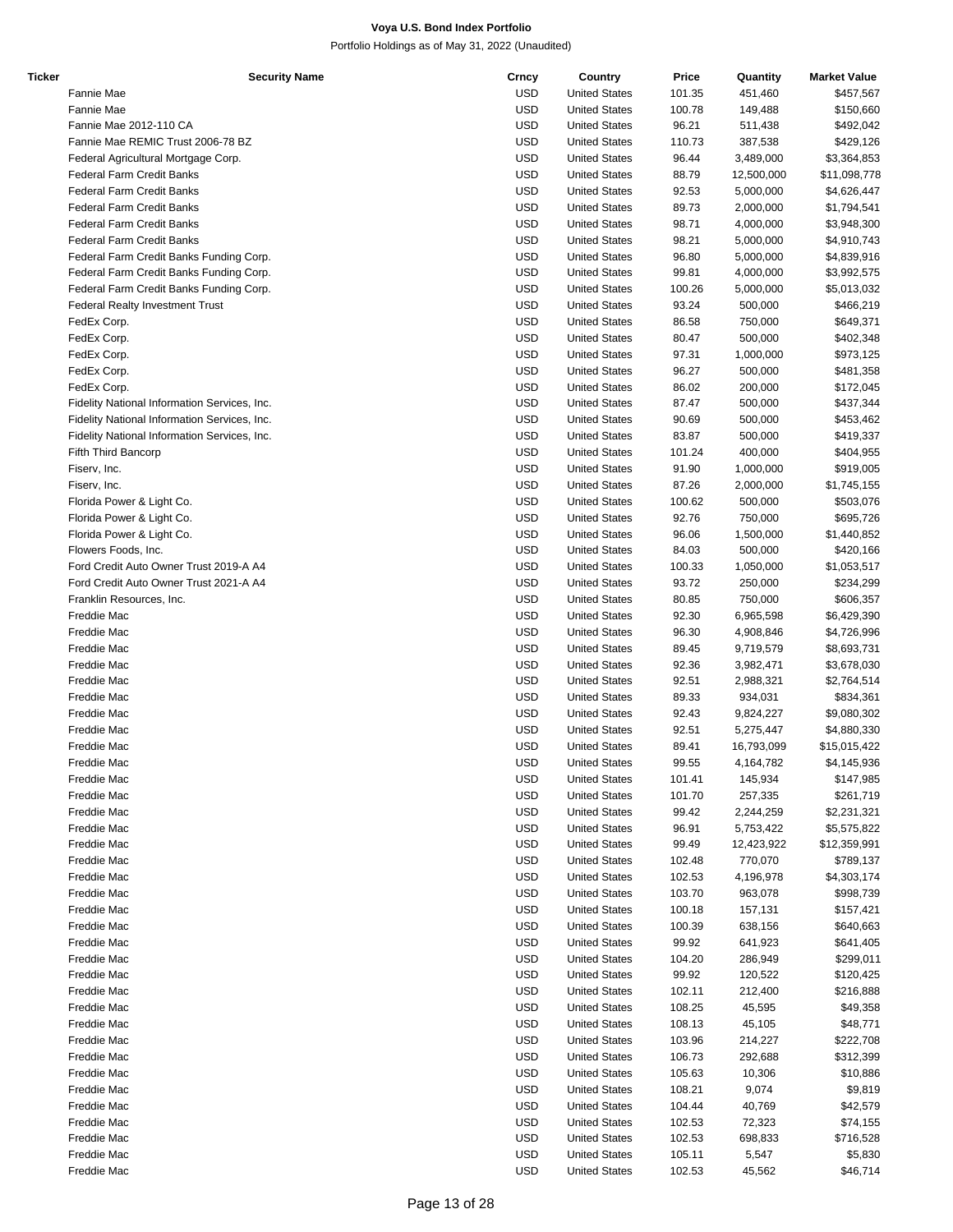**Voya U.S. Bond Index Portfolio**

Portfolio Holdings as of May 31, 2022 (Unaudited)

| Ticker | Security Name | Crncy | Country | Price | Quantity | Market Value |
|---|---|---|---|---|---|---|
| | Fannie Mae | USD | United States | 101.35 | 451,460 | $457,567 |
| | Fannie Mae | USD | United States | 100.78 | 149,488 | $150,660 |
| | Fannie Mae 2012-110 CA | USD | United States | 96.21 | 511,438 | $492,042 |
| | Fannie Mae REMIC Trust 2006-78 BZ | USD | United States | 110.73 | 387,538 | $429,126 |
| | Federal Agricultural Mortgage Corp. | USD | United States | 96.44 | 3,489,000 | $3,364,853 |
| | Federal Farm Credit Banks | USD | United States | 88.79 | 12,500,000 | $11,098,778 |
| | Federal Farm Credit Banks | USD | United States | 92.53 | 5,000,000 | $4,626,447 |
| | Federal Farm Credit Banks | USD | United States | 89.73 | 2,000,000 | $1,794,541 |
| | Federal Farm Credit Banks | USD | United States | 98.71 | 4,000,000 | $3,948,300 |
| | Federal Farm Credit Banks | USD | United States | 98.21 | 5,000,000 | $4,910,743 |
| | Federal Farm Credit Banks Funding Corp. | USD | United States | 96.80 | 5,000,000 | $4,839,916 |
| | Federal Farm Credit Banks Funding Corp. | USD | United States | 99.81 | 4,000,000 | $3,992,575 |
| | Federal Farm Credit Banks Funding Corp. | USD | United States | 100.26 | 5,000,000 | $5,013,032 |
| | Federal Realty Investment Trust | USD | United States | 93.24 | 500,000 | $466,219 |
| | FedEx Corp. | USD | United States | 86.58 | 750,000 | $649,371 |
| | FedEx Corp. | USD | United States | 80.47 | 500,000 | $402,348 |
| | FedEx Corp. | USD | United States | 97.31 | 1,000,000 | $973,125 |
| | FedEx Corp. | USD | United States | 96.27 | 500,000 | $481,358 |
| | FedEx Corp. | USD | United States | 86.02 | 200,000 | $172,045 |
| | Fidelity National Information Services, Inc. | USD | United States | 87.47 | 500,000 | $437,344 |
| | Fidelity National Information Services, Inc. | USD | United States | 90.69 | 500,000 | $453,462 |
| | Fidelity National Information Services, Inc. | USD | United States | 83.87 | 500,000 | $419,337 |
| | Fifth Third Bancorp | USD | United States | 101.24 | 400,000 | $404,955 |
| | Fiserv, Inc. | USD | United States | 91.90 | 1,000,000 | $919,005 |
| | Fiserv, Inc. | USD | United States | 87.26 | 2,000,000 | $1,745,155 |
| | Florida Power & Light Co. | USD | United States | 100.62 | 500,000 | $503,076 |
| | Florida Power & Light Co. | USD | United States | 92.76 | 750,000 | $695,726 |
| | Florida Power & Light Co. | USD | United States | 96.06 | 1,500,000 | $1,440,852 |
| | Flowers Foods, Inc. | USD | United States | 84.03 | 500,000 | $420,166 |
| | Ford Credit Auto Owner Trust 2019-A A4 | USD | United States | 100.33 | 1,050,000 | $1,053,517 |
| | Ford Credit Auto Owner Trust 2021-A A4 | USD | United States | 93.72 | 250,000 | $234,299 |
| | Franklin Resources, Inc. | USD | United States | 80.85 | 750,000 | $606,357 |
| | Freddie Mac | USD | United States | 92.30 | 6,965,598 | $6,429,390 |
| | Freddie Mac | USD | United States | 96.30 | 4,908,846 | $4,726,996 |
| | Freddie Mac | USD | United States | 89.45 | 9,719,579 | $8,693,731 |
| | Freddie Mac | USD | United States | 92.36 | 3,982,471 | $3,678,030 |
| | Freddie Mac | USD | United States | 92.51 | 2,988,321 | $2,764,514 |
| | Freddie Mac | USD | United States | 89.33 | 934,031 | $834,361 |
| | Freddie Mac | USD | United States | 92.43 | 9,824,227 | $9,080,302 |
| | Freddie Mac | USD | United States | 92.51 | 5,275,447 | $4,880,330 |
| | Freddie Mac | USD | United States | 89.41 | 16,793,099 | $15,015,422 |
| | Freddie Mac | USD | United States | 99.55 | 4,164,782 | $4,145,936 |
| | Freddie Mac | USD | United States | 101.41 | 145,934 | $147,985 |
| | Freddie Mac | USD | United States | 101.70 | 257,335 | $261,719 |
| | Freddie Mac | USD | United States | 99.42 | 2,244,259 | $2,231,321 |
| | Freddie Mac | USD | United States | 96.91 | 5,753,422 | $5,575,822 |
| | Freddie Mac | USD | United States | 99.49 | 12,423,922 | $12,359,991 |
| | Freddie Mac | USD | United States | 102.48 | 770,070 | $789,137 |
| | Freddie Mac | USD | United States | 102.53 | 4,196,978 | $4,303,174 |
| | Freddie Mac | USD | United States | 103.70 | 963,078 | $998,739 |
| | Freddie Mac | USD | United States | 100.18 | 157,131 | $157,421 |
| | Freddie Mac | USD | United States | 100.39 | 638,156 | $640,663 |
| | Freddie Mac | USD | United States | 99.92 | 641,923 | $641,405 |
| | Freddie Mac | USD | United States | 104.20 | 286,949 | $299,011 |
| | Freddie Mac | USD | United States | 99.92 | 120,522 | $120,425 |
| | Freddie Mac | USD | United States | 102.11 | 212,400 | $216,888 |
| | Freddie Mac | USD | United States | 108.25 | 45,595 | $49,358 |
| | Freddie Mac | USD | United States | 108.13 | 45,105 | $48,771 |
| | Freddie Mac | USD | United States | 103.96 | 214,227 | $222,708 |
| | Freddie Mac | USD | United States | 106.73 | 292,688 | $312,399 |
| | Freddie Mac | USD | United States | 105.63 | 10,306 | $10,886 |
| | Freddie Mac | USD | United States | 108.21 | 9,074 | $9,819 |
| | Freddie Mac | USD | United States | 104.44 | 40,769 | $42,579 |
| | Freddie Mac | USD | United States | 102.53 | 72,323 | $74,155 |
| | Freddie Mac | USD | United States | 102.53 | 698,833 | $716,528 |
| | Freddie Mac | USD | United States | 105.11 | 5,547 | $5,830 |
| | Freddie Mac | USD | United States | 102.53 | 45,562 | $46,714 |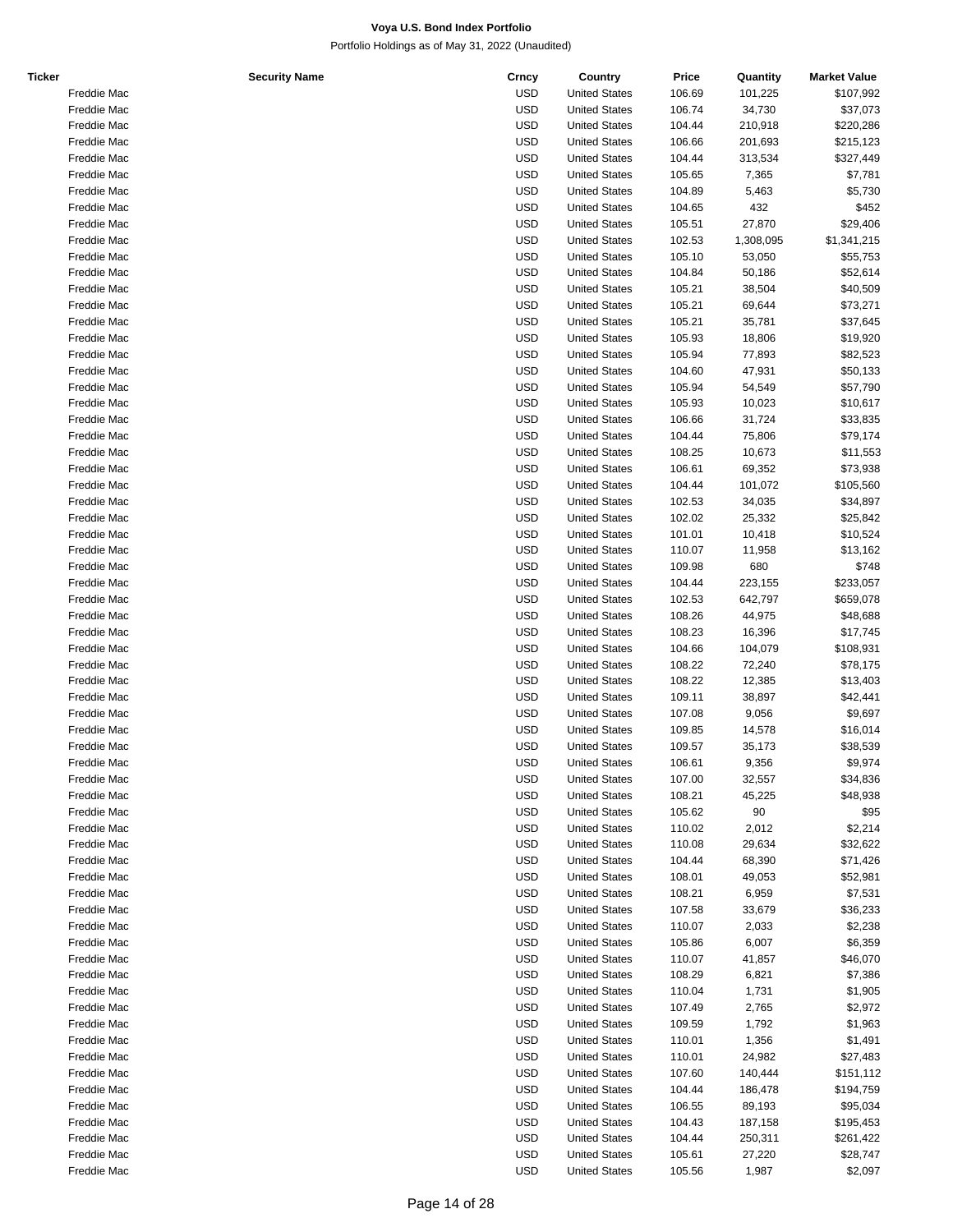**Voya U.S. Bond Index Portfolio**

Portfolio Holdings as of May 31, 2022 (Unaudited)

| Ticker | Security Name | Crncy | Country | Price | Quantity | Market Value |
|---|---|---|---|---|---|---|
| | Freddie Mac | USD | United States | 106.69 | 101,225 | $107,992 |
| | Freddie Mac | USD | United States | 106.74 | 34,730 | $37,073 |
| | Freddie Mac | USD | United States | 104.44 | 210,918 | $220,286 |
| | Freddie Mac | USD | United States | 106.66 | 201,693 | $215,123 |
| | Freddie Mac | USD | United States | 104.44 | 313,534 | $327,449 |
| | Freddie Mac | USD | United States | 105.65 | 7,365 | $7,781 |
| | Freddie Mac | USD | United States | 104.89 | 5,463 | $5,730 |
| | Freddie Mac | USD | United States | 104.65 | 432 | $452 |
| | Freddie Mac | USD | United States | 105.51 | 27,870 | $29,406 |
| | Freddie Mac | USD | United States | 102.53 | 1,308,095 | $1,341,215 |
| | Freddie Mac | USD | United States | 105.10 | 53,050 | $55,753 |
| | Freddie Mac | USD | United States | 104.84 | 50,186 | $52,614 |
| | Freddie Mac | USD | United States | 105.21 | 38,504 | $40,509 |
| | Freddie Mac | USD | United States | 105.21 | 69,644 | $73,271 |
| | Freddie Mac | USD | United States | 105.21 | 35,781 | $37,645 |
| | Freddie Mac | USD | United States | 105.93 | 18,806 | $19,920 |
| | Freddie Mac | USD | United States | 105.94 | 77,893 | $82,523 |
| | Freddie Mac | USD | United States | 104.60 | 47,931 | $50,133 |
| | Freddie Mac | USD | United States | 105.94 | 54,549 | $57,790 |
| | Freddie Mac | USD | United States | 105.93 | 10,023 | $10,617 |
| | Freddie Mac | USD | United States | 106.66 | 31,724 | $33,835 |
| | Freddie Mac | USD | United States | 104.44 | 75,806 | $79,174 |
| | Freddie Mac | USD | United States | 108.25 | 10,673 | $11,553 |
| | Freddie Mac | USD | United States | 106.61 | 69,352 | $73,938 |
| | Freddie Mac | USD | United States | 104.44 | 101,072 | $105,560 |
| | Freddie Mac | USD | United States | 102.53 | 34,035 | $34,897 |
| | Freddie Mac | USD | United States | 102.02 | 25,332 | $25,842 |
| | Freddie Mac | USD | United States | 101.01 | 10,418 | $10,524 |
| | Freddie Mac | USD | United States | 110.07 | 11,958 | $13,162 |
| | Freddie Mac | USD | United States | 109.98 | 680 | $748 |
| | Freddie Mac | USD | United States | 104.44 | 223,155 | $233,057 |
| | Freddie Mac | USD | United States | 102.53 | 642,797 | $659,078 |
| | Freddie Mac | USD | United States | 108.26 | 44,975 | $48,688 |
| | Freddie Mac | USD | United States | 108.23 | 16,396 | $17,745 |
| | Freddie Mac | USD | United States | 104.66 | 104,079 | $108,931 |
| | Freddie Mac | USD | United States | 108.22 | 72,240 | $78,175 |
| | Freddie Mac | USD | United States | 108.22 | 12,385 | $13,403 |
| | Freddie Mac | USD | United States | 109.11 | 38,897 | $42,441 |
| | Freddie Mac | USD | United States | 107.08 | 9,056 | $9,697 |
| | Freddie Mac | USD | United States | 109.85 | 14,578 | $16,014 |
| | Freddie Mac | USD | United States | 109.57 | 35,173 | $38,539 |
| | Freddie Mac | USD | United States | 106.61 | 9,356 | $9,974 |
| | Freddie Mac | USD | United States | 107.00 | 32,557 | $34,836 |
| | Freddie Mac | USD | United States | 108.21 | 45,225 | $48,938 |
| | Freddie Mac | USD | United States | 105.62 | 90 | $95 |
| | Freddie Mac | USD | United States | 110.02 | 2,012 | $2,214 |
| | Freddie Mac | USD | United States | 110.08 | 29,634 | $32,622 |
| | Freddie Mac | USD | United States | 104.44 | 68,390 | $71,426 |
| | Freddie Mac | USD | United States | 108.01 | 49,053 | $52,981 |
| | Freddie Mac | USD | United States | 108.21 | 6,959 | $7,531 |
| | Freddie Mac | USD | United States | 107.58 | 33,679 | $36,233 |
| | Freddie Mac | USD | United States | 110.07 | 2,033 | $2,238 |
| | Freddie Mac | USD | United States | 105.86 | 6,007 | $6,359 |
| | Freddie Mac | USD | United States | 110.07 | 41,857 | $46,070 |
| | Freddie Mac | USD | United States | 108.29 | 6,821 | $7,386 |
| | Freddie Mac | USD | United States | 110.04 | 1,731 | $1,905 |
| | Freddie Mac | USD | United States | 107.49 | 2,765 | $2,972 |
| | Freddie Mac | USD | United States | 109.59 | 1,792 | $1,963 |
| | Freddie Mac | USD | United States | 110.01 | 1,356 | $1,491 |
| | Freddie Mac | USD | United States | 110.01 | 24,982 | $27,483 |
| | Freddie Mac | USD | United States | 107.60 | 140,444 | $151,112 |
| | Freddie Mac | USD | United States | 104.44 | 186,478 | $194,759 |
| | Freddie Mac | USD | United States | 106.55 | 89,193 | $95,034 |
| | Freddie Mac | USD | United States | 104.43 | 187,158 | $195,453 |
| | Freddie Mac | USD | United States | 104.44 | 250,311 | $261,422 |
| | Freddie Mac | USD | United States | 105.61 | 27,220 | $28,747 |
| | Freddie Mac | USD | United States | 105.56 | 1,987 | $2,097 |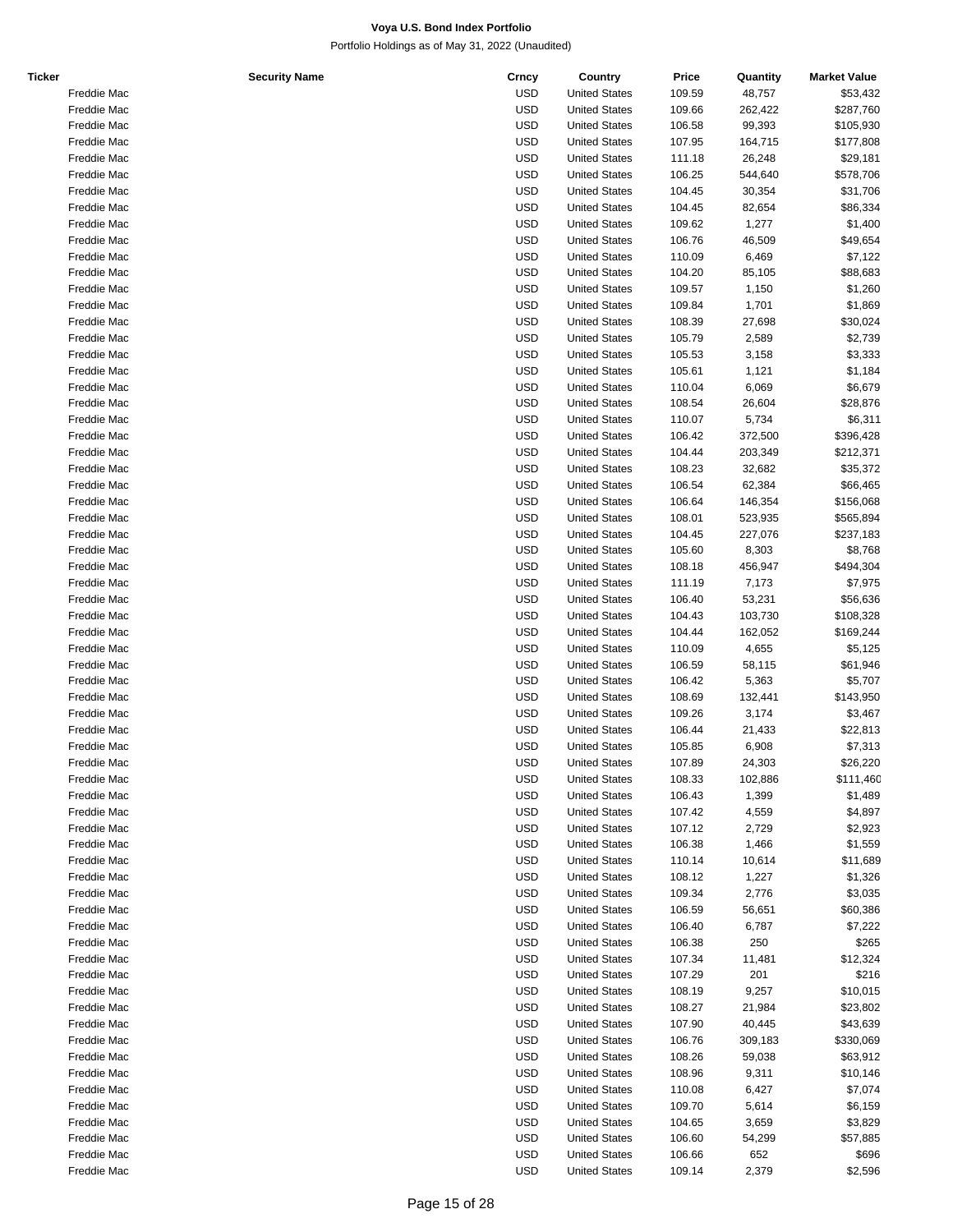# Voya U.S. Bond Index Portfolio

Portfolio Holdings as of May 31, 2022 (Unaudited)

| Ticker | Security Name | Crncy | Country | Price | Quantity | Market Value |
|---|---|---|---|---|---|---|
| | Freddie Mac | USD | United States | 109.59 | 48,757 | $53,432 |
| | Freddie Mac | USD | United States | 109.66 | 262,422 | $287,760 |
| | Freddie Mac | USD | United States | 106.58 | 99,393 | $105,930 |
| | Freddie Mac | USD | United States | 107.95 | 164,715 | $177,808 |
| | Freddie Mac | USD | United States | 111.18 | 26,248 | $29,181 |
| | Freddie Mac | USD | United States | 106.25 | 544,640 | $578,706 |
| | Freddie Mac | USD | United States | 104.45 | 30,354 | $31,706 |
| | Freddie Mac | USD | United States | 104.45 | 82,654 | $86,334 |
| | Freddie Mac | USD | United States | 109.62 | 1,277 | $1,400 |
| | Freddie Mac | USD | United States | 106.76 | 46,509 | $49,654 |
| | Freddie Mac | USD | United States | 110.09 | 6,469 | $7,122 |
| | Freddie Mac | USD | United States | 104.20 | 85,105 | $88,683 |
| | Freddie Mac | USD | United States | 109.57 | 1,150 | $1,260 |
| | Freddie Mac | USD | United States | 109.84 | 1,701 | $1,869 |
| | Freddie Mac | USD | United States | 108.39 | 27,698 | $30,024 |
| | Freddie Mac | USD | United States | 105.79 | 2,589 | $2,739 |
| | Freddie Mac | USD | United States | 105.53 | 3,158 | $3,333 |
| | Freddie Mac | USD | United States | 105.61 | 1,121 | $1,184 |
| | Freddie Mac | USD | United States | 110.04 | 6,069 | $6,679 |
| | Freddie Mac | USD | United States | 108.54 | 26,604 | $28,876 |
| | Freddie Mac | USD | United States | 110.07 | 5,734 | $6,311 |
| | Freddie Mac | USD | United States | 106.42 | 372,500 | $396,428 |
| | Freddie Mac | USD | United States | 104.44 | 203,349 | $212,371 |
| | Freddie Mac | USD | United States | 108.23 | 32,682 | $35,372 |
| | Freddie Mac | USD | United States | 106.54 | 62,384 | $66,465 |
| | Freddie Mac | USD | United States | 106.64 | 146,354 | $156,068 |
| | Freddie Mac | USD | United States | 108.01 | 523,935 | $565,894 |
| | Freddie Mac | USD | United States | 104.45 | 227,076 | $237,183 |
| | Freddie Mac | USD | United States | 105.60 | 8,303 | $8,768 |
| | Freddie Mac | USD | United States | 108.18 | 456,947 | $494,304 |
| | Freddie Mac | USD | United States | 111.19 | 7,173 | $7,975 |
| | Freddie Mac | USD | United States | 106.40 | 53,231 | $56,636 |
| | Freddie Mac | USD | United States | 104.43 | 103,730 | $108,328 |
| | Freddie Mac | USD | United States | 104.44 | 162,052 | $169,244 |
| | Freddie Mac | USD | United States | 110.09 | 4,655 | $5,125 |
| | Freddie Mac | USD | United States | 106.59 | 58,115 | $61,946 |
| | Freddie Mac | USD | United States | 106.42 | 5,363 | $5,707 |
| | Freddie Mac | USD | United States | 108.69 | 132,441 | $143,950 |
| | Freddie Mac | USD | United States | 109.26 | 3,174 | $3,467 |
| | Freddie Mac | USD | United States | 106.44 | 21,433 | $22,813 |
| | Freddie Mac | USD | United States | 105.85 | 6,908 | $7,313 |
| | Freddie Mac | USD | United States | 107.89 | 24,303 | $26,220 |
| | Freddie Mac | USD | United States | 108.33 | 102,886 | $111,460 |
| | Freddie Mac | USD | United States | 106.43 | 1,399 | $1,489 |
| | Freddie Mac | USD | United States | 107.42 | 4,559 | $4,897 |
| | Freddie Mac | USD | United States | 107.12 | 2,729 | $2,923 |
| | Freddie Mac | USD | United States | 106.38 | 1,466 | $1,559 |
| | Freddie Mac | USD | United States | 110.14 | 10,614 | $11,689 |
| | Freddie Mac | USD | United States | 108.12 | 1,227 | $1,326 |
| | Freddie Mac | USD | United States | 109.34 | 2,776 | $3,035 |
| | Freddie Mac | USD | United States | 106.59 | 56,651 | $60,386 |
| | Freddie Mac | USD | United States | 106.40 | 6,787 | $7,222 |
| | Freddie Mac | USD | United States | 106.38 | 250 | $265 |
| | Freddie Mac | USD | United States | 107.34 | 11,481 | $12,324 |
| | Freddie Mac | USD | United States | 107.29 | 201 | $216 |
| | Freddie Mac | USD | United States | 108.19 | 9,257 | $10,015 |
| | Freddie Mac | USD | United States | 108.27 | 21,984 | $23,802 |
| | Freddie Mac | USD | United States | 107.90 | 40,445 | $43,639 |
| | Freddie Mac | USD | United States | 106.76 | 309,183 | $330,069 |
| | Freddie Mac | USD | United States | 108.26 | 59,038 | $63,912 |
| | Freddie Mac | USD | United States | 108.96 | 9,311 | $10,146 |
| | Freddie Mac | USD | United States | 110.08 | 6,427 | $7,074 |
| | Freddie Mac | USD | United States | 109.70 | 5,614 | $6,159 |
| | Freddie Mac | USD | United States | 104.65 | 3,659 | $3,829 |
| | Freddie Mac | USD | United States | 106.60 | 54,299 | $57,885 |
| | Freddie Mac | USD | United States | 106.66 | 652 | $696 |
| | Freddie Mac | USD | United States | 109.14 | 2,379 | $2,596 |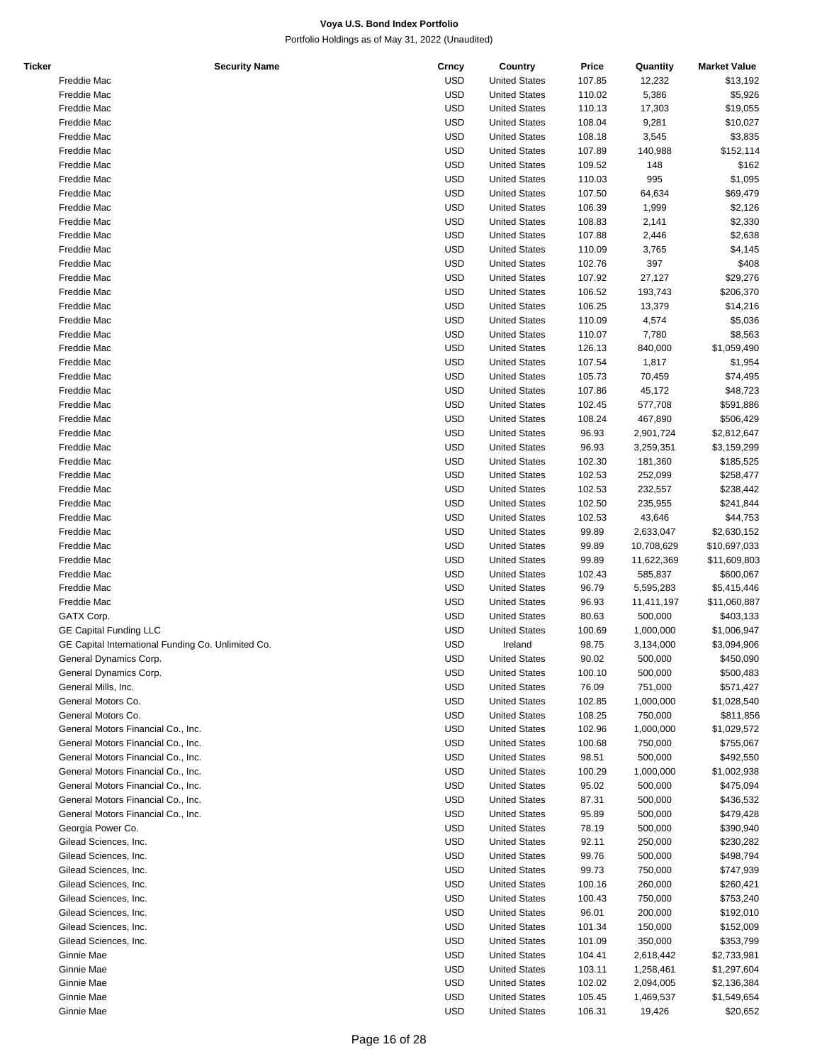**Voya U.S. Bond Index Portfolio**

Portfolio Holdings as of May 31, 2022 (Unaudited)

| Ticker | Security Name | Crncy | Country | Price | Quantity | Market Value |
|---|---|---|---|---|---|---|
| | Freddie Mac | USD | United States | 107.85 | 12,232 | $13,192 |
| | Freddie Mac | USD | United States | 110.02 | 5,386 | $5,926 |
| | Freddie Mac | USD | United States | 110.13 | 17,303 | $19,055 |
| | Freddie Mac | USD | United States | 108.04 | 9,281 | $10,027 |
| | Freddie Mac | USD | United States | 108.18 | 3,545 | $3,835 |
| | Freddie Mac | USD | United States | 107.89 | 140,988 | $152,114 |
| | Freddie Mac | USD | United States | 109.52 | 148 | $162 |
| | Freddie Mac | USD | United States | 110.03 | 995 | $1,095 |
| | Freddie Mac | USD | United States | 107.50 | 64,634 | $69,479 |
| | Freddie Mac | USD | United States | 106.39 | 1,999 | $2,126 |
| | Freddie Mac | USD | United States | 108.83 | 2,141 | $2,330 |
| | Freddie Mac | USD | United States | 107.88 | 2,446 | $2,638 |
| | Freddie Mac | USD | United States | 110.09 | 3,765 | $4,145 |
| | Freddie Mac | USD | United States | 102.76 | 397 | $408 |
| | Freddie Mac | USD | United States | 107.92 | 27,127 | $29,276 |
| | Freddie Mac | USD | United States | 106.52 | 193,743 | $206,370 |
| | Freddie Mac | USD | United States | 106.25 | 13,379 | $14,216 |
| | Freddie Mac | USD | United States | 110.09 | 4,574 | $5,036 |
| | Freddie Mac | USD | United States | 110.07 | 7,780 | $8,563 |
| | Freddie Mac | USD | United States | 126.13 | 840,000 | $1,059,490 |
| | Freddie Mac | USD | United States | 107.54 | 1,817 | $1,954 |
| | Freddie Mac | USD | United States | 105.73 | 70,459 | $74,495 |
| | Freddie Mac | USD | United States | 107.86 | 45,172 | $48,723 |
| | Freddie Mac | USD | United States | 102.45 | 577,708 | $591,886 |
| | Freddie Mac | USD | United States | 108.24 | 467,890 | $506,429 |
| | Freddie Mac | USD | United States | 96.93 | 2,901,724 | $2,812,647 |
| | Freddie Mac | USD | United States | 96.93 | 3,259,351 | $3,159,299 |
| | Freddie Mac | USD | United States | 102.30 | 181,360 | $185,525 |
| | Freddie Mac | USD | United States | 102.53 | 252,099 | $258,477 |
| | Freddie Mac | USD | United States | 102.53 | 232,557 | $238,442 |
| | Freddie Mac | USD | United States | 102.50 | 235,955 | $241,844 |
| | Freddie Mac | USD | United States | 102.53 | 43,646 | $44,753 |
| | Freddie Mac | USD | United States | 99.89 | 2,633,047 | $2,630,152 |
| | Freddie Mac | USD | United States | 99.89 | 10,708,629 | $10,697,033 |
| | Freddie Mac | USD | United States | 99.89 | 11,622,369 | $11,609,803 |
| | Freddie Mac | USD | United States | 102.43 | 585,837 | $600,067 |
| | Freddie Mac | USD | United States | 96.79 | 5,595,283 | $5,415,446 |
| | Freddie Mac | USD | United States | 96.93 | 11,411,197 | $11,060,887 |
| | GATX Corp. | USD | United States | 80.63 | 500,000 | $403,133 |
| | GE Capital Funding LLC | USD | United States | 100.69 | 1,000,000 | $1,006,947 |
| | GE Capital International Funding Co. Unlimited Co. | USD | Ireland | 98.75 | 3,134,000 | $3,094,906 |
| | General Dynamics Corp. | USD | United States | 90.02 | 500,000 | $450,090 |
| | General Dynamics Corp. | USD | United States | 100.10 | 500,000 | $500,483 |
| | General Mills, Inc. | USD | United States | 76.09 | 751,000 | $571,427 |
| | General Motors Co. | USD | United States | 102.85 | 1,000,000 | $1,028,540 |
| | General Motors Co. | USD | United States | 108.25 | 750,000 | $811,856 |
| | General Motors Financial Co., Inc. | USD | United States | 102.96 | 1,000,000 | $1,029,572 |
| | General Motors Financial Co., Inc. | USD | United States | 100.68 | 750,000 | $755,067 |
| | General Motors Financial Co., Inc. | USD | United States | 98.51 | 500,000 | $492,550 |
| | General Motors Financial Co., Inc. | USD | United States | 100.29 | 1,000,000 | $1,002,938 |
| | General Motors Financial Co., Inc. | USD | United States | 95.02 | 500,000 | $475,094 |
| | General Motors Financial Co., Inc. | USD | United States | 87.31 | 500,000 | $436,532 |
| | General Motors Financial Co., Inc. | USD | United States | 95.89 | 500,000 | $479,428 |
| | Georgia Power Co. | USD | United States | 78.19 | 500,000 | $390,940 |
| | Gilead Sciences, Inc. | USD | United States | 92.11 | 250,000 | $230,282 |
| | Gilead Sciences, Inc. | USD | United States | 99.76 | 500,000 | $498,794 |
| | Gilead Sciences, Inc. | USD | United States | 99.73 | 750,000 | $747,939 |
| | Gilead Sciences, Inc. | USD | United States | 100.16 | 260,000 | $260,421 |
| | Gilead Sciences, Inc. | USD | United States | 100.43 | 750,000 | $753,240 |
| | Gilead Sciences, Inc. | USD | United States | 96.01 | 200,000 | $192,010 |
| | Gilead Sciences, Inc. | USD | United States | 101.34 | 150,000 | $152,009 |
| | Gilead Sciences, Inc. | USD | United States | 101.09 | 350,000 | $353,799 |
| | Ginnie Mae | USD | United States | 104.41 | 2,618,442 | $2,733,981 |
| | Ginnie Mae | USD | United States | 103.11 | 1,258,461 | $1,297,604 |
| | Ginnie Mae | USD | United States | 102.02 | 2,094,005 | $2,136,384 |
| | Ginnie Mae | USD | United States | 105.45 | 1,469,537 | $1,549,654 |
| | Ginnie Mae | USD | United States | 106.31 | 19,426 | $20,652 |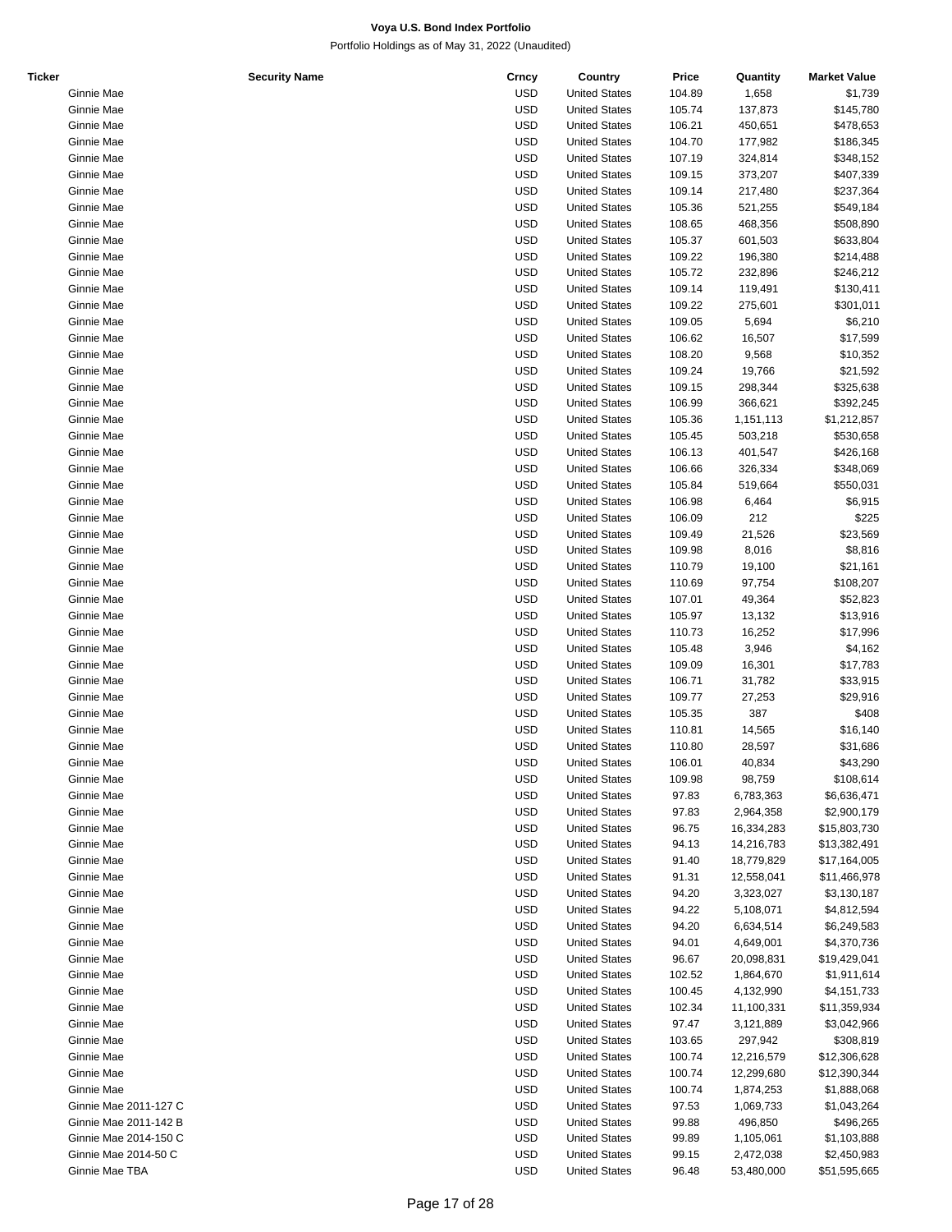**Voya U.S. Bond Index Portfolio**

Portfolio Holdings as of May 31, 2022 (Unaudited)

| Ticker | Security Name | Crncy | Country | Price | Quantity | Market Value |
|---|---|---|---|---|---|---|
| | Ginnie Mae | USD | United States | 104.89 | 1,658 | $1,739 |
| | Ginnie Mae | USD | United States | 105.74 | 137,873 | $145,780 |
| | Ginnie Mae | USD | United States | 106.21 | 450,651 | $478,653 |
| | Ginnie Mae | USD | United States | 104.70 | 177,982 | $186,345 |
| | Ginnie Mae | USD | United States | 107.19 | 324,814 | $348,152 |
| | Ginnie Mae | USD | United States | 109.15 | 373,207 | $407,339 |
| | Ginnie Mae | USD | United States | 109.14 | 217,480 | $237,364 |
| | Ginnie Mae | USD | United States | 105.36 | 521,255 | $549,184 |
| | Ginnie Mae | USD | United States | 108.65 | 468,356 | $508,890 |
| | Ginnie Mae | USD | United States | 105.37 | 601,503 | $633,804 |
| | Ginnie Mae | USD | United States | 109.22 | 196,380 | $214,488 |
| | Ginnie Mae | USD | United States | 105.72 | 232,896 | $246,212 |
| | Ginnie Mae | USD | United States | 109.14 | 119,491 | $130,411 |
| | Ginnie Mae | USD | United States | 109.22 | 275,601 | $301,011 |
| | Ginnie Mae | USD | United States | 109.05 | 5,694 | $6,210 |
| | Ginnie Mae | USD | United States | 106.62 | 16,507 | $17,599 |
| | Ginnie Mae | USD | United States | 108.20 | 9,568 | $10,352 |
| | Ginnie Mae | USD | United States | 109.24 | 19,766 | $21,592 |
| | Ginnie Mae | USD | United States | 109.15 | 298,344 | $325,638 |
| | Ginnie Mae | USD | United States | 106.99 | 366,621 | $392,245 |
| | Ginnie Mae | USD | United States | 105.36 | 1,151,113 | $1,212,857 |
| | Ginnie Mae | USD | United States | 105.45 | 503,218 | $530,658 |
| | Ginnie Mae | USD | United States | 106.13 | 401,547 | $426,168 |
| | Ginnie Mae | USD | United States | 106.66 | 326,334 | $348,069 |
| | Ginnie Mae | USD | United States | 105.84 | 519,664 | $550,031 |
| | Ginnie Mae | USD | United States | 106.98 | 6,464 | $6,915 |
| | Ginnie Mae | USD | United States | 106.09 | 212 | $225 |
| | Ginnie Mae | USD | United States | 109.49 | 21,526 | $23,569 |
| | Ginnie Mae | USD | United States | 109.98 | 8,016 | $8,816 |
| | Ginnie Mae | USD | United States | 110.79 | 19,100 | $21,161 |
| | Ginnie Mae | USD | United States | 110.69 | 97,754 | $108,207 |
| | Ginnie Mae | USD | United States | 107.01 | 49,364 | $52,823 |
| | Ginnie Mae | USD | United States | 105.97 | 13,132 | $13,916 |
| | Ginnie Mae | USD | United States | 110.73 | 16,252 | $17,996 |
| | Ginnie Mae | USD | United States | 105.48 | 3,946 | $4,162 |
| | Ginnie Mae | USD | United States | 109.09 | 16,301 | $17,783 |
| | Ginnie Mae | USD | United States | 106.71 | 31,782 | $33,915 |
| | Ginnie Mae | USD | United States | 109.77 | 27,253 | $29,916 |
| | Ginnie Mae | USD | United States | 105.35 | 387 | $408 |
| | Ginnie Mae | USD | United States | 110.81 | 14,565 | $16,140 |
| | Ginnie Mae | USD | United States | 110.80 | 28,597 | $31,686 |
| | Ginnie Mae | USD | United States | 106.01 | 40,834 | $43,290 |
| | Ginnie Mae | USD | United States | 109.98 | 98,759 | $108,614 |
| | Ginnie Mae | USD | United States | 97.83 | 6,783,363 | $6,636,471 |
| | Ginnie Mae | USD | United States | 97.83 | 2,964,358 | $2,900,179 |
| | Ginnie Mae | USD | United States | 96.75 | 16,334,283 | $15,803,730 |
| | Ginnie Mae | USD | United States | 94.13 | 14,216,783 | $13,382,491 |
| | Ginnie Mae | USD | United States | 91.40 | 18,779,829 | $17,164,005 |
| | Ginnie Mae | USD | United States | 91.31 | 12,558,041 | $11,466,978 |
| | Ginnie Mae | USD | United States | 94.20 | 3,323,027 | $3,130,187 |
| | Ginnie Mae | USD | United States | 94.22 | 5,108,071 | $4,812,594 |
| | Ginnie Mae | USD | United States | 94.20 | 6,634,514 | $6,249,583 |
| | Ginnie Mae | USD | United States | 94.01 | 4,649,001 | $4,370,736 |
| | Ginnie Mae | USD | United States | 96.67 | 20,098,831 | $19,429,041 |
| | Ginnie Mae | USD | United States | 102.52 | 1,864,670 | $1,911,614 |
| | Ginnie Mae | USD | United States | 100.45 | 4,132,990 | $4,151,733 |
| | Ginnie Mae | USD | United States | 102.34 | 11,100,331 | $11,359,934 |
| | Ginnie Mae | USD | United States | 97.47 | 3,121,889 | $3,042,966 |
| | Ginnie Mae | USD | United States | 103.65 | 297,942 | $308,819 |
| | Ginnie Mae | USD | United States | 100.74 | 12,216,579 | $12,306,628 |
| | Ginnie Mae | USD | United States | 100.74 | 12,299,680 | $12,390,344 |
| | Ginnie Mae | USD | United States | 100.74 | 1,874,253 | $1,888,068 |
| | Ginnie Mae 2011-127 C | USD | United States | 97.53 | 1,069,733 | $1,043,264 |
| | Ginnie Mae 2011-142 B | USD | United States | 99.88 | 496,850 | $496,265 |
| | Ginnie Mae 2014-150 C | USD | United States | 99.89 | 1,105,061 | $1,103,888 |
| | Ginnie Mae 2014-50 C | USD | United States | 99.15 | 2,472,038 | $2,450,983 |
| | Ginnie Mae TBA | USD | United States | 96.48 | 53,480,000 | $51,595,665 |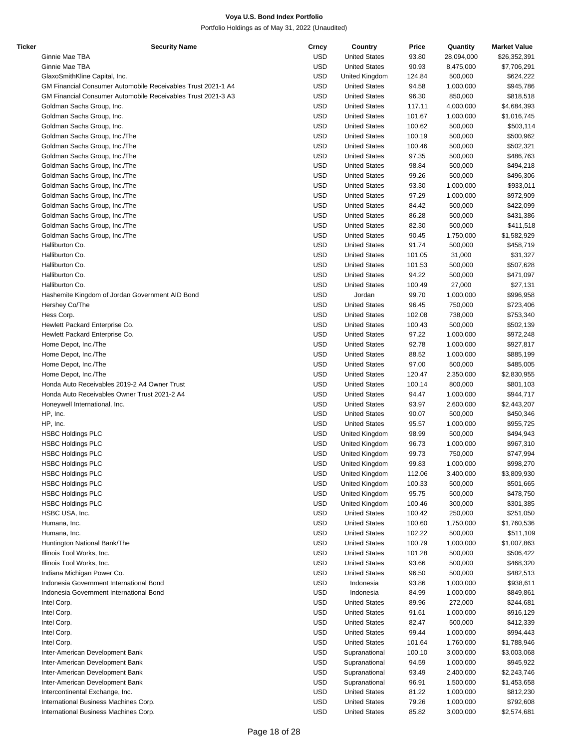**Voya U.S. Bond Index Portfolio**

Portfolio Holdings as of May 31, 2022 (Unaudited)

| Ticker | Security Name | Crncy | Country | Price | Quantity | Market Value |
|---|---|---|---|---|---|---|
| | Ginnie Mae TBA | USD | United States | 93.80 | 28,094,000 | $26,352,391 |
| | Ginnie Mae TBA | USD | United States | 90.93 | 8,475,000 | $7,706,291 |
| | GlaxoSmithKline Capital, Inc. | USD | United Kingdom | 124.84 | 500,000 | $624,222 |
| | GM Financial Consumer Automobile Receivables Trust 2021-1 A4 | USD | United States | 94.58 | 1,000,000 | $945,786 |
| | GM Financial Consumer Automobile Receivables Trust 2021-3 A3 | USD | United States | 96.30 | 850,000 | $818,518 |
| | Goldman Sachs Group, Inc. | USD | United States | 117.11 | 4,000,000 | $4,684,393 |
| | Goldman Sachs Group, Inc. | USD | United States | 101.67 | 1,000,000 | $1,016,745 |
| | Goldman Sachs Group, Inc. | USD | United States | 100.62 | 500,000 | $503,114 |
| | Goldman Sachs Group, Inc./The | USD | United States | 100.19 | 500,000 | $500,962 |
| | Goldman Sachs Group, Inc./The | USD | United States | 100.46 | 500,000 | $502,321 |
| | Goldman Sachs Group, Inc./The | USD | United States | 97.35 | 500,000 | $486,763 |
| | Goldman Sachs Group, Inc./The | USD | United States | 98.84 | 500,000 | $494,218 |
| | Goldman Sachs Group, Inc./The | USD | United States | 99.26 | 500,000 | $496,306 |
| | Goldman Sachs Group, Inc./The | USD | United States | 93.30 | 1,000,000 | $933,011 |
| | Goldman Sachs Group, Inc./The | USD | United States | 97.29 | 1,000,000 | $972,909 |
| | Goldman Sachs Group, Inc./The | USD | United States | 84.42 | 500,000 | $422,099 |
| | Goldman Sachs Group, Inc./The | USD | United States | 86.28 | 500,000 | $431,386 |
| | Goldman Sachs Group, Inc./The | USD | United States | 82.30 | 500,000 | $411,518 |
| | Goldman Sachs Group, Inc./The | USD | United States | 90.45 | 1,750,000 | $1,582,929 |
| | Halliburton Co. | USD | United States | 91.74 | 500,000 | $458,719 |
| | Halliburton Co. | USD | United States | 101.05 | 31,000 | $31,327 |
| | Halliburton Co. | USD | United States | 101.53 | 500,000 | $507,628 |
| | Halliburton Co. | USD | United States | 94.22 | 500,000 | $471,097 |
| | Halliburton Co. | USD | United States | 100.49 | 27,000 | $27,131 |
| | Hashemite Kingdom of Jordan Government AID Bond | USD | Jordan | 99.70 | 1,000,000 | $996,958 |
| | Hershey Co/The | USD | United States | 96.45 | 750,000 | $723,406 |
| | Hess Corp. | USD | United States | 102.08 | 738,000 | $753,340 |
| | Hewlett Packard Enterprise Co. | USD | United States | 100.43 | 500,000 | $502,139 |
| | Hewlett Packard Enterprise Co. | USD | United States | 97.22 | 1,000,000 | $972,248 |
| | Home Depot, Inc./The | USD | United States | 92.78 | 1,000,000 | $927,817 |
| | Home Depot, Inc./The | USD | United States | 88.52 | 1,000,000 | $885,199 |
| | Home Depot, Inc./The | USD | United States | 97.00 | 500,000 | $485,005 |
| | Home Depot, Inc./The | USD | United States | 120.47 | 2,350,000 | $2,830,955 |
| | Honda Auto Receivables 2019-2 A4 Owner Trust | USD | United States | 100.14 | 800,000 | $801,103 |
| | Honda Auto Receivables Owner Trust 2021-2 A4 | USD | United States | 94.47 | 1,000,000 | $944,717 |
| | Honeywell International, Inc. | USD | United States | 93.97 | 2,600,000 | $2,443,207 |
| | HP, Inc. | USD | United States | 90.07 | 500,000 | $450,346 |
| | HP, Inc. | USD | United States | 95.57 | 1,000,000 | $955,725 |
| | HSBC Holdings PLC | USD | United Kingdom | 98.99 | 500,000 | $494,943 |
| | HSBC Holdings PLC | USD | United Kingdom | 96.73 | 1,000,000 | $967,310 |
| | HSBC Holdings PLC | USD | United Kingdom | 99.73 | 750,000 | $747,994 |
| | HSBC Holdings PLC | USD | United Kingdom | 99.83 | 1,000,000 | $998,270 |
| | HSBC Holdings PLC | USD | United Kingdom | 112.06 | 3,400,000 | $3,809,930 |
| | HSBC Holdings PLC | USD | United Kingdom | 100.33 | 500,000 | $501,665 |
| | HSBC Holdings PLC | USD | United Kingdom | 95.75 | 500,000 | $478,750 |
| | HSBC Holdings PLC | USD | United Kingdom | 100.46 | 300,000 | $301,385 |
| | HSBC USA, Inc. | USD | United States | 100.42 | 250,000 | $251,050 |
| | Humana, Inc. | USD | United States | 100.60 | 1,750,000 | $1,760,536 |
| | Humana, Inc. | USD | United States | 102.22 | 500,000 | $511,109 |
| | Huntington National Bank/The | USD | United States | 100.79 | 1,000,000 | $1,007,863 |
| | Illinois Tool Works, Inc. | USD | United States | 101.28 | 500,000 | $506,422 |
| | Illinois Tool Works, Inc. | USD | United States | 93.66 | 500,000 | $468,320 |
| | Indiana Michigan Power Co. | USD | United States | 96.50 | 500,000 | $482,513 |
| | Indonesia Government International Bond | USD | Indonesia | 93.86 | 1,000,000 | $938,611 |
| | Indonesia Government International Bond | USD | Indonesia | 84.99 | 1,000,000 | $849,861 |
| | Intel Corp. | USD | United States | 89.96 | 272,000 | $244,681 |
| | Intel Corp. | USD | United States | 91.61 | 1,000,000 | $916,129 |
| | Intel Corp. | USD | United States | 82.47 | 500,000 | $412,339 |
| | Intel Corp. | USD | United States | 99.44 | 1,000,000 | $994,443 |
| | Intel Corp. | USD | United States | 101.64 | 1,760,000 | $1,788,946 |
| | Inter-American Development Bank | USD | Supranational | 100.10 | 3,000,000 | $3,003,068 |
| | Inter-American Development Bank | USD | Supranational | 94.59 | 1,000,000 | $945,922 |
| | Inter-American Development Bank | USD | Supranational | 93.49 | 2,400,000 | $2,243,746 |
| | Inter-American Development Bank | USD | Supranational | 96.91 | 1,500,000 | $1,453,658 |
| | Intercontinental Exchange, Inc. | USD | United States | 81.22 | 1,000,000 | $812,230 |
| | International Business Machines Corp. | USD | United States | 79.26 | 1,000,000 | $792,608 |
| | International Business Machines Corp. | USD | United States | 85.82 | 3,000,000 | $2,574,681 |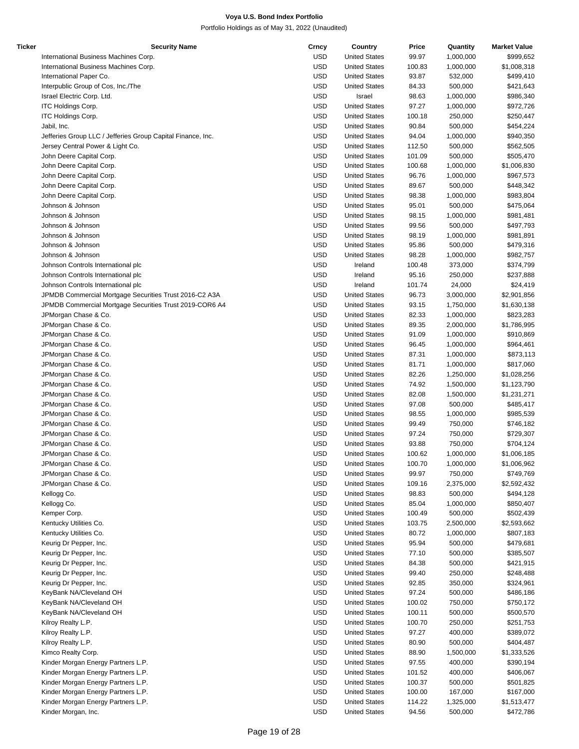# Voya U.S. Bond Index Portfolio

Portfolio Holdings as of May 31, 2022 (Unaudited)

| Ticker | Security Name | Crncy | Country | Price | Quantity | Market Value |
|---|---|---|---|---|---|---|
| | International Business Machines Corp. | USD | United States | 99.97 | 1,000,000 | $999,652 |
| | International Business Machines Corp. | USD | United States | 100.83 | 1,000,000 | $1,008,318 |
| | International Paper Co. | USD | United States | 93.87 | 532,000 | $499,410 |
| | Interpublic Group of Cos, Inc./The | USD | United States | 84.33 | 500,000 | $421,643 |
| | Israel Electric Corp. Ltd. | USD | Israel | 98.63 | 1,000,000 | $986,340 |
| | ITC Holdings Corp. | USD | United States | 97.27 | 1,000,000 | $972,726 |
| | ITC Holdings Corp. | USD | United States | 100.18 | 250,000 | $250,447 |
| | Jabil, Inc. | USD | United States | 90.84 | 500,000 | $454,224 |
| | Jefferies Group LLC / Jefferies Group Capital Finance, Inc. | USD | United States | 94.04 | 1,000,000 | $940,350 |
| | Jersey Central Power & Light Co. | USD | United States | 112.50 | 500,000 | $562,505 |
| | John Deere Capital Corp. | USD | United States | 101.09 | 500,000 | $505,470 |
| | John Deere Capital Corp. | USD | United States | 100.68 | 1,000,000 | $1,006,830 |
| | John Deere Capital Corp. | USD | United States | 96.76 | 1,000,000 | $967,573 |
| | John Deere Capital Corp. | USD | United States | 89.67 | 500,000 | $448,342 |
| | John Deere Capital Corp. | USD | United States | 98.38 | 1,000,000 | $983,804 |
| | Johnson & Johnson | USD | United States | 95.01 | 500,000 | $475,064 |
| | Johnson & Johnson | USD | United States | 98.15 | 1,000,000 | $981,481 |
| | Johnson & Johnson | USD | United States | 99.56 | 500,000 | $497,793 |
| | Johnson & Johnson | USD | United States | 98.19 | 1,000,000 | $981,891 |
| | Johnson & Johnson | USD | United States | 95.86 | 500,000 | $479,316 |
| | Johnson & Johnson | USD | United States | 98.28 | 1,000,000 | $982,757 |
| | Johnson Controls International plc | USD | Ireland | 100.48 | 373,000 | $374,799 |
| | Johnson Controls International plc | USD | Ireland | 95.16 | 250,000 | $237,888 |
| | Johnson Controls International plc | USD | Ireland | 101.74 | 24,000 | $24,419 |
| | JPMDB Commercial Mortgage Securities Trust 2016-C2 A3A | USD | United States | 96.73 | 3,000,000 | $2,901,856 |
| | JPMDB Commercial Mortgage Securities Trust 2019-COR6 A4 | USD | United States | 93.15 | 1,750,000 | $1,630,138 |
| | JPMorgan Chase & Co. | USD | United States | 82.33 | 1,000,000 | $823,283 |
| | JPMorgan Chase & Co. | USD | United States | 89.35 | 2,000,000 | $1,786,995 |
| | JPMorgan Chase & Co. | USD | United States | 91.09 | 1,000,000 | $910,869 |
| | JPMorgan Chase & Co. | USD | United States | 96.45 | 1,000,000 | $964,461 |
| | JPMorgan Chase & Co. | USD | United States | 87.31 | 1,000,000 | $873,113 |
| | JPMorgan Chase & Co. | USD | United States | 81.71 | 1,000,000 | $817,060 |
| | JPMorgan Chase & Co. | USD | United States | 82.26 | 1,250,000 | $1,028,256 |
| | JPMorgan Chase & Co. | USD | United States | 74.92 | 1,500,000 | $1,123,790 |
| | JPMorgan Chase & Co. | USD | United States | 82.08 | 1,500,000 | $1,231,271 |
| | JPMorgan Chase & Co. | USD | United States | 97.08 | 500,000 | $485,417 |
| | JPMorgan Chase & Co. | USD | United States | 98.55 | 1,000,000 | $985,539 |
| | JPMorgan Chase & Co. | USD | United States | 99.49 | 750,000 | $746,182 |
| | JPMorgan Chase & Co. | USD | United States | 97.24 | 750,000 | $729,307 |
| | JPMorgan Chase & Co. | USD | United States | 93.88 | 750,000 | $704,124 |
| | JPMorgan Chase & Co. | USD | United States | 100.62 | 1,000,000 | $1,006,185 |
| | JPMorgan Chase & Co. | USD | United States | 100.70 | 1,000,000 | $1,006,962 |
| | JPMorgan Chase & Co. | USD | United States | 99.97 | 750,000 | $749,769 |
| | JPMorgan Chase & Co. | USD | United States | 109.16 | 2,375,000 | $2,592,432 |
| | Kellogg Co. | USD | United States | 98.83 | 500,000 | $494,128 |
| | Kellogg Co. | USD | United States | 85.04 | 1,000,000 | $850,407 |
| | Kemper Corp. | USD | United States | 100.49 | 500,000 | $502,439 |
| | Kentucky Utilities Co. | USD | United States | 103.75 | 2,500,000 | $2,593,662 |
| | Kentucky Utilities Co. | USD | United States | 80.72 | 1,000,000 | $807,183 |
| | Keurig Dr Pepper, Inc. | USD | United States | 95.94 | 500,000 | $479,681 |
| | Keurig Dr Pepper, Inc. | USD | United States | 77.10 | 500,000 | $385,507 |
| | Keurig Dr Pepper, Inc. | USD | United States | 84.38 | 500,000 | $421,915 |
| | Keurig Dr Pepper, Inc. | USD | United States | 99.40 | 250,000 | $248,488 |
| | Keurig Dr Pepper, Inc. | USD | United States | 92.85 | 350,000 | $324,961 |
| | KeyBank NA/Cleveland OH | USD | United States | 97.24 | 500,000 | $486,186 |
| | KeyBank NA/Cleveland OH | USD | United States | 100.02 | 750,000 | $750,172 |
| | KeyBank NA/Cleveland OH | USD | United States | 100.11 | 500,000 | $500,570 |
| | Kilroy Realty L.P. | USD | United States | 100.70 | 250,000 | $251,753 |
| | Kilroy Realty L.P. | USD | United States | 97.27 | 400,000 | $389,072 |
| | Kilroy Realty L.P. | USD | United States | 80.90 | 500,000 | $404,487 |
| | Kimco Realty Corp. | USD | United States | 88.90 | 1,500,000 | $1,333,526 |
| | Kinder Morgan Energy Partners L.P. | USD | United States | 97.55 | 400,000 | $390,194 |
| | Kinder Morgan Energy Partners L.P. | USD | United States | 101.52 | 400,000 | $406,067 |
| | Kinder Morgan Energy Partners L.P. | USD | United States | 100.37 | 500,000 | $501,825 |
| | Kinder Morgan Energy Partners L.P. | USD | United States | 100.00 | 167,000 | $167,000 |
| | Kinder Morgan Energy Partners L.P. | USD | United States | 114.22 | 1,325,000 | $1,513,477 |
| | Kinder Morgan, Inc. | USD | United States | 94.56 | 500,000 | $472,786 |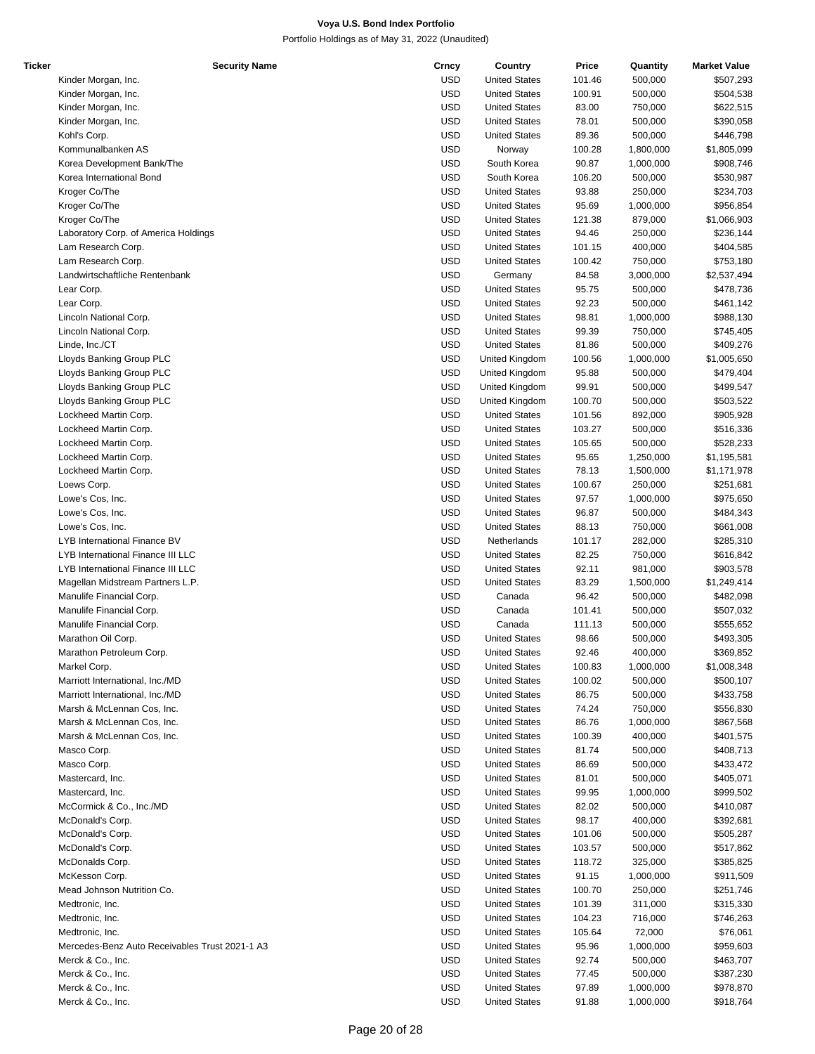**Voya U.S. Bond Index Portfolio**

Portfolio Holdings as of May 31, 2022 (Unaudited)

| Ticker | Security Name | Crncy | Country | Price | Quantity | Market Value |
|---|---|---|---|---|---|---|
| | Kinder Morgan, Inc. | USD | United States | 101.46 | 500,000 | $507,293 |
| | Kinder Morgan, Inc. | USD | United States | 100.91 | 500,000 | $504,538 |
| | Kinder Morgan, Inc. | USD | United States | 83.00 | 750,000 | $622,515 |
| | Kinder Morgan, Inc. | USD | United States | 78.01 | 500,000 | $390,058 |
| | Kohl's Corp. | USD | United States | 89.36 | 500,000 | $446,798 |
| | Kommunalbanken AS | USD | Norway | 100.28 | 1,800,000 | $1,805,099 |
| | Korea Development Bank/The | USD | South Korea | 90.87 | 1,000,000 | $908,746 |
| | Korea International Bond | USD | South Korea | 106.20 | 500,000 | $530,987 |
| | Kroger Co/The | USD | United States | 93.88 | 250,000 | $234,703 |
| | Kroger Co/The | USD | United States | 95.69 | 1,000,000 | $956,854 |
| | Kroger Co/The | USD | United States | 121.38 | 879,000 | $1,066,903 |
| | Laboratory Corp. of America Holdings | USD | United States | 94.46 | 250,000 | $236,144 |
| | Lam Research Corp. | USD | United States | 101.15 | 400,000 | $404,585 |
| | Lam Research Corp. | USD | United States | 100.42 | 750,000 | $753,180 |
| | Landwirtschaftliche Rentenbank | USD | Germany | 84.58 | 3,000,000 | $2,537,494 |
| | Lear Corp. | USD | United States | 95.75 | 500,000 | $478,736 |
| | Lear Corp. | USD | United States | 92.23 | 500,000 | $461,142 |
| | Lincoln National Corp. | USD | United States | 98.81 | 1,000,000 | $988,130 |
| | Lincoln National Corp. | USD | United States | 99.39 | 750,000 | $745,405 |
| | Linde, Inc./CT | USD | United States | 81.86 | 500,000 | $409,276 |
| | Lloyds Banking Group PLC | USD | United Kingdom | 100.56 | 1,000,000 | $1,005,650 |
| | Lloyds Banking Group PLC | USD | United Kingdom | 95.88 | 500,000 | $479,404 |
| | Lloyds Banking Group PLC | USD | United Kingdom | 99.91 | 500,000 | $499,547 |
| | Lloyds Banking Group PLC | USD | United Kingdom | 100.70 | 500,000 | $503,522 |
| | Lockheed Martin Corp. | USD | United States | 101.56 | 892,000 | $905,928 |
| | Lockheed Martin Corp. | USD | United States | 103.27 | 500,000 | $516,336 |
| | Lockheed Martin Corp. | USD | United States | 105.65 | 500,000 | $528,233 |
| | Lockheed Martin Corp. | USD | United States | 95.65 | 1,250,000 | $1,195,581 |
| | Lockheed Martin Corp. | USD | United States | 78.13 | 1,500,000 | $1,171,978 |
| | Loews Corp. | USD | United States | 100.67 | 250,000 | $251,681 |
| | Lowe's Cos, Inc. | USD | United States | 97.57 | 1,000,000 | $975,650 |
| | Lowe's Cos, Inc. | USD | United States | 96.87 | 500,000 | $484,343 |
| | Lowe's Cos, Inc. | USD | United States | 88.13 | 750,000 | $661,008 |
| | LYB International Finance BV | USD | Netherlands | 101.17 | 282,000 | $285,310 |
| | LYB International Finance III LLC | USD | United States | 82.25 | 750,000 | $616,842 |
| | LYB International Finance III LLC | USD | United States | 92.11 | 981,000 | $903,578 |
| | Magellan Midstream Partners L.P. | USD | United States | 83.29 | 1,500,000 | $1,249,414 |
| | Manulife Financial Corp. | USD | Canada | 96.42 | 500,000 | $482,098 |
| | Manulife Financial Corp. | USD | Canada | 101.41 | 500,000 | $507,032 |
| | Manulife Financial Corp. | USD | Canada | 111.13 | 500,000 | $555,652 |
| | Marathon Oil Corp. | USD | United States | 98.66 | 500,000 | $493,305 |
| | Marathon Petroleum Corp. | USD | United States | 92.46 | 400,000 | $369,852 |
| | Markel Corp. | USD | United States | 100.83 | 1,000,000 | $1,008,348 |
| | Marriott International, Inc./MD | USD | United States | 100.02 | 500,000 | $500,107 |
| | Marriott International, Inc./MD | USD | United States | 86.75 | 500,000 | $433,758 |
| | Marsh & McLennan Cos, Inc. | USD | United States | 74.24 | 750,000 | $556,830 |
| | Marsh & McLennan Cos, Inc. | USD | United States | 86.76 | 1,000,000 | $867,568 |
| | Marsh & McLennan Cos, Inc. | USD | United States | 100.39 | 400,000 | $401,575 |
| | Masco Corp. | USD | United States | 81.74 | 500,000 | $408,713 |
| | Masco Corp. | USD | United States | 86.69 | 500,000 | $433,472 |
| | Mastercard, Inc. | USD | United States | 81.01 | 500,000 | $405,071 |
| | Mastercard, Inc. | USD | United States | 99.95 | 1,000,000 | $999,502 |
| | McCormick & Co., Inc./MD | USD | United States | 82.02 | 500,000 | $410,087 |
| | McDonald's Corp. | USD | United States | 98.17 | 400,000 | $392,681 |
| | McDonald's Corp. | USD | United States | 101.06 | 500,000 | $505,287 |
| | McDonald's Corp. | USD | United States | 103.57 | 500,000 | $517,862 |
| | McDonalds Corp. | USD | United States | 118.72 | 325,000 | $385,825 |
| | McKesson Corp. | USD | United States | 91.15 | 1,000,000 | $911,509 |
| | Mead Johnson Nutrition Co. | USD | United States | 100.70 | 250,000 | $251,746 |
| | Medtronic, Inc. | USD | United States | 101.39 | 311,000 | $315,330 |
| | Medtronic, Inc. | USD | United States | 104.23 | 716,000 | $746,263 |
| | Medtronic, Inc. | USD | United States | 105.64 | 72,000 | $76,061 |
| | Mercedes-Benz Auto Receivables Trust 2021-1 A3 | USD | United States | 95.96 | 1,000,000 | $959,603 |
| | Merck & Co., Inc. | USD | United States | 92.74 | 500,000 | $463,707 |
| | Merck & Co., Inc. | USD | United States | 77.45 | 500,000 | $387,230 |
| | Merck & Co., Inc. | USD | United States | 97.89 | 1,000,000 | $978,870 |
| | Merck & Co., Inc. | USD | United States | 91.88 | 1,000,000 | $918,764 |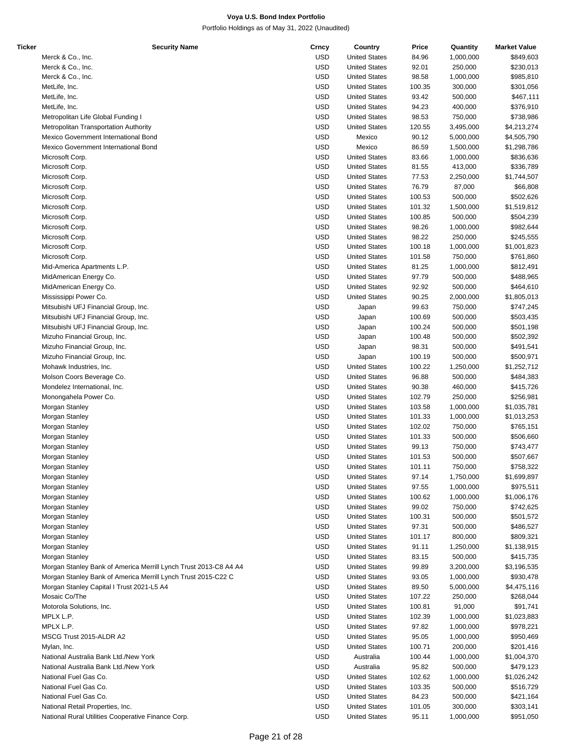**Voya U.S. Bond Index Portfolio**

Portfolio Holdings as of May 31, 2022 (Unaudited)

| Ticker | Security Name | Crncy | Country | Price | Quantity | Market Value |
|---|---|---|---|---|---|---|
| | Merck & Co., Inc. | USD | United States | 84.96 | 1,000,000 | $849,603 |
| | Merck & Co., Inc. | USD | United States | 92.01 | 250,000 | $230,013 |
| | Merck & Co., Inc. | USD | United States | 98.58 | 1,000,000 | $985,810 |
| | MetLife, Inc. | USD | United States | 100.35 | 300,000 | $301,056 |
| | MetLife, Inc. | USD | United States | 93.42 | 500,000 | $467,111 |
| | MetLife, Inc. | USD | United States | 94.23 | 400,000 | $376,910 |
| | Metropolitan Life Global Funding I | USD | United States | 98.53 | 750,000 | $738,986 |
| | Metropolitan Transportation Authority | USD | United States | 120.55 | 3,495,000 | $4,213,274 |
| | Mexico Government International Bond | USD | Mexico | 90.12 | 5,000,000 | $4,505,790 |
| | Mexico Government International Bond | USD | Mexico | 86.59 | 1,500,000 | $1,298,786 |
| | Microsoft Corp. | USD | United States | 83.66 | 1,000,000 | $836,636 |
| | Microsoft Corp. | USD | United States | 81.55 | 413,000 | $336,789 |
| | Microsoft Corp. | USD | United States | 77.53 | 2,250,000 | $1,744,507 |
| | Microsoft Corp. | USD | United States | 76.79 | 87,000 | $66,808 |
| | Microsoft Corp. | USD | United States | 100.53 | 500,000 | $502,626 |
| | Microsoft Corp. | USD | United States | 101.32 | 1,500,000 | $1,519,812 |
| | Microsoft Corp. | USD | United States | 100.85 | 500,000 | $504,239 |
| | Microsoft Corp. | USD | United States | 98.26 | 1,000,000 | $982,644 |
| | Microsoft Corp. | USD | United States | 98.22 | 250,000 | $245,555 |
| | Microsoft Corp. | USD | United States | 100.18 | 1,000,000 | $1,001,823 |
| | Microsoft Corp. | USD | United States | 101.58 | 750,000 | $761,860 |
| | Mid-America Apartments L.P. | USD | United States | 81.25 | 1,000,000 | $812,491 |
| | MidAmerican Energy Co. | USD | United States | 97.79 | 500,000 | $488,965 |
| | MidAmerican Energy Co. | USD | United States | 92.92 | 500,000 | $464,610 |
| | Mississippi Power Co. | USD | United States | 90.25 | 2,000,000 | $1,805,013 |
| | Mitsubishi UFJ Financial Group, Inc. | USD | Japan | 99.63 | 750,000 | $747,245 |
| | Mitsubishi UFJ Financial Group, Inc. | USD | Japan | 100.69 | 500,000 | $503,435 |
| | Mitsubishi UFJ Financial Group, Inc. | USD | Japan | 100.24 | 500,000 | $501,198 |
| | Mizuho Financial Group, Inc. | USD | Japan | 100.48 | 500,000 | $502,392 |
| | Mizuho Financial Group, Inc. | USD | Japan | 98.31 | 500,000 | $491,541 |
| | Mizuho Financial Group, Inc. | USD | Japan | 100.19 | 500,000 | $500,971 |
| | Mohawk Industries, Inc. | USD | United States | 100.22 | 1,250,000 | $1,252,712 |
| | Molson Coors Beverage Co. | USD | United States | 96.88 | 500,000 | $484,383 |
| | Mondelez International, Inc. | USD | United States | 90.38 | 460,000 | $415,726 |
| | Monongahela Power Co. | USD | United States | 102.79 | 250,000 | $256,981 |
| | Morgan Stanley | USD | United States | 103.58 | 1,000,000 | $1,035,781 |
| | Morgan Stanley | USD | United States | 101.33 | 1,000,000 | $1,013,253 |
| | Morgan Stanley | USD | United States | 102.02 | 750,000 | $765,151 |
| | Morgan Stanley | USD | United States | 101.33 | 500,000 | $506,660 |
| | Morgan Stanley | USD | United States | 99.13 | 750,000 | $743,477 |
| | Morgan Stanley | USD | United States | 101.53 | 500,000 | $507,667 |
| | Morgan Stanley | USD | United States | 101.11 | 750,000 | $758,322 |
| | Morgan Stanley | USD | United States | 97.14 | 1,750,000 | $1,699,897 |
| | Morgan Stanley | USD | United States | 97.55 | 1,000,000 | $975,511 |
| | Morgan Stanley | USD | United States | 100.62 | 1,000,000 | $1,006,176 |
| | Morgan Stanley | USD | United States | 99.02 | 750,000 | $742,625 |
| | Morgan Stanley | USD | United States | 100.31 | 500,000 | $501,572 |
| | Morgan Stanley | USD | United States | 97.31 | 500,000 | $486,527 |
| | Morgan Stanley | USD | United States | 101.17 | 800,000 | $809,321 |
| | Morgan Stanley | USD | United States | 91.11 | 1,250,000 | $1,138,915 |
| | Morgan Stanley | USD | United States | 83.15 | 500,000 | $415,735 |
| | Morgan Stanley Bank of America Merrill Lynch Trust 2013-C8 A4 A4 | USD | United States | 99.89 | 3,200,000 | $3,196,535 |
| | Morgan Stanley Bank of America Merrill Lynch Trust 2015-C22 C | USD | United States | 93.05 | 1,000,000 | $930,478 |
| | Morgan Stanley Capital I Trust 2021-L5 A4 | USD | United States | 89.50 | 5,000,000 | $4,475,116 |
| | Mosaic Co/The | USD | United States | 107.22 | 250,000 | $268,044 |
| | Motorola Solutions, Inc. | USD | United States | 100.81 | 91,000 | $91,741 |
| | MPLX L.P. | USD | United States | 102.39 | 1,000,000 | $1,023,883 |
| | MPLX L.P. | USD | United States | 97.82 | 1,000,000 | $978,221 |
| | MSCG Trust 2015-ALDR A2 | USD | United States | 95.05 | 1,000,000 | $950,469 |
| | Mylan, Inc. | USD | United States | 100.71 | 200,000 | $201,416 |
| | National Australia Bank Ltd./New York | USD | Australia | 100.44 | 1,000,000 | $1,004,370 |
| | National Australia Bank Ltd./New York | USD | Australia | 95.82 | 500,000 | $479,123 |
| | National Fuel Gas Co. | USD | United States | 102.62 | 1,000,000 | $1,026,242 |
| | National Fuel Gas Co. | USD | United States | 103.35 | 500,000 | $516,729 |
| | National Fuel Gas Co. | USD | United States | 84.23 | 500,000 | $421,164 |
| | National Retail Properties, Inc. | USD | United States | 101.05 | 300,000 | $303,141 |
| | National Rural Utilities Cooperative Finance Corp. | USD | United States | 95.11 | 1,000,000 | $951,050 |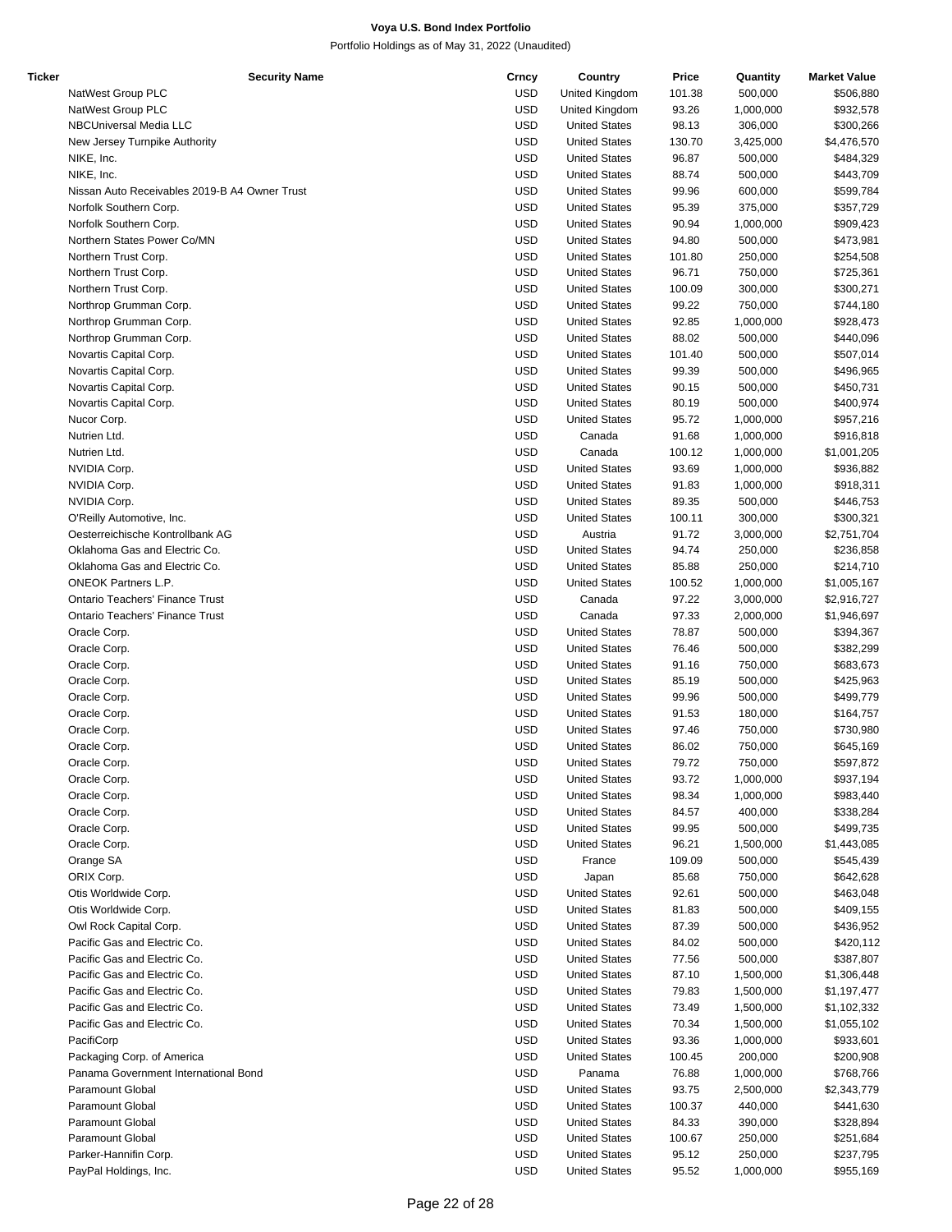# Voya U.S. Bond Index Portfolio

Portfolio Holdings as of May 31, 2022 (Unaudited)

| Ticker | Security Name | Crncy | Country | Price | Quantity | Market Value |
|---|---|---|---|---|---|---|
| | NatWest Group PLC | USD | United Kingdom | 101.38 | 500,000 | $506,880 |
| | NatWest Group PLC | USD | United Kingdom | 93.26 | 1,000,000 | $932,578 |
| | NBCUniversal Media LLC | USD | United States | 98.13 | 306,000 | $300,266 |
| | New Jersey Turnpike Authority | USD | United States | 130.70 | 3,425,000 | $4,476,570 |
| | NIKE, Inc. | USD | United States | 96.87 | 500,000 | $484,329 |
| | NIKE, Inc. | USD | United States | 88.74 | 500,000 | $443,709 |
| | Nissan Auto Receivables 2019-B A4 Owner Trust | USD | United States | 99.96 | 600,000 | $599,784 |
| | Norfolk Southern Corp. | USD | United States | 95.39 | 375,000 | $357,729 |
| | Norfolk Southern Corp. | USD | United States | 90.94 | 1,000,000 | $909,423 |
| | Northern States Power Co/MN | USD | United States | 94.80 | 500,000 | $473,981 |
| | Northern Trust Corp. | USD | United States | 101.80 | 250,000 | $254,508 |
| | Northern Trust Corp. | USD | United States | 96.71 | 750,000 | $725,361 |
| | Northern Trust Corp. | USD | United States | 100.09 | 300,000 | $300,271 |
| | Northrop Grumman Corp. | USD | United States | 99.22 | 750,000 | $744,180 |
| | Northrop Grumman Corp. | USD | United States | 92.85 | 1,000,000 | $928,473 |
| | Northrop Grumman Corp. | USD | United States | 88.02 | 500,000 | $440,096 |
| | Novartis Capital Corp. | USD | United States | 101.40 | 500,000 | $507,014 |
| | Novartis Capital Corp. | USD | United States | 99.39 | 500,000 | $496,965 |
| | Novartis Capital Corp. | USD | United States | 90.15 | 500,000 | $450,731 |
| | Novartis Capital Corp. | USD | United States | 80.19 | 500,000 | $400,974 |
| | Nucor Corp. | USD | United States | 95.72 | 1,000,000 | $957,216 |
| | Nutrien Ltd. | USD | Canada | 91.68 | 1,000,000 | $916,818 |
| | Nutrien Ltd. | USD | Canada | 100.12 | 1,000,000 | $1,001,205 |
| | NVIDIA Corp. | USD | United States | 93.69 | 1,000,000 | $936,882 |
| | NVIDIA Corp. | USD | United States | 91.83 | 1,000,000 | $918,311 |
| | NVIDIA Corp. | USD | United States | 89.35 | 500,000 | $446,753 |
| | O'Reilly Automotive, Inc. | USD | United States | 100.11 | 300,000 | $300,321 |
| | Oesterreichische Kontrollbank AG | USD | Austria | 91.72 | 3,000,000 | $2,751,704 |
| | Oklahoma Gas and Electric Co. | USD | United States | 94.74 | 250,000 | $236,858 |
| | Oklahoma Gas and Electric Co. | USD | United States | 85.88 | 250,000 | $214,710 |
| | ONEOK Partners L.P. | USD | United States | 100.52 | 1,000,000 | $1,005,167 |
| | Ontario Teachers' Finance Trust | USD | Canada | 97.22 | 3,000,000 | $2,916,727 |
| | Ontario Teachers' Finance Trust | USD | Canada | 97.33 | 2,000,000 | $1,946,697 |
| | Oracle Corp. | USD | United States | 78.87 | 500,000 | $394,367 |
| | Oracle Corp. | USD | United States | 76.46 | 500,000 | $382,299 |
| | Oracle Corp. | USD | United States | 91.16 | 750,000 | $683,673 |
| | Oracle Corp. | USD | United States | 85.19 | 500,000 | $425,963 |
| | Oracle Corp. | USD | United States | 99.96 | 500,000 | $499,779 |
| | Oracle Corp. | USD | United States | 91.53 | 180,000 | $164,757 |
| | Oracle Corp. | USD | United States | 97.46 | 750,000 | $730,980 |
| | Oracle Corp. | USD | United States | 86.02 | 750,000 | $645,169 |
| | Oracle Corp. | USD | United States | 79.72 | 750,000 | $597,872 |
| | Oracle Corp. | USD | United States | 93.72 | 1,000,000 | $937,194 |
| | Oracle Corp. | USD | United States | 98.34 | 1,000,000 | $983,440 |
| | Oracle Corp. | USD | United States | 84.57 | 400,000 | $338,284 |
| | Oracle Corp. | USD | United States | 99.95 | 500,000 | $499,735 |
| | Oracle Corp. | USD | United States | 96.21 | 1,500,000 | $1,443,085 |
| | Orange SA | USD | France | 109.09 | 500,000 | $545,439 |
| | ORIX Corp. | USD | Japan | 85.68 | 750,000 | $642,628 |
| | Otis Worldwide Corp. | USD | United States | 92.61 | 500,000 | $463,048 |
| | Otis Worldwide Corp. | USD | United States | 81.83 | 500,000 | $409,155 |
| | Owl Rock Capital Corp. | USD | United States | 87.39 | 500,000 | $436,952 |
| | Pacific Gas and Electric Co. | USD | United States | 84.02 | 500,000 | $420,112 |
| | Pacific Gas and Electric Co. | USD | United States | 77.56 | 500,000 | $387,807 |
| | Pacific Gas and Electric Co. | USD | United States | 87.10 | 1,500,000 | $1,306,448 |
| | Pacific Gas and Electric Co. | USD | United States | 79.83 | 1,500,000 | $1,197,477 |
| | Pacific Gas and Electric Co. | USD | United States | 73.49 | 1,500,000 | $1,102,332 |
| | Pacific Gas and Electric Co. | USD | United States | 70.34 | 1,500,000 | $1,055,102 |
| | PacifiCorp | USD | United States | 93.36 | 1,000,000 | $933,601 |
| | Packaging Corp. of America | USD | United States | 100.45 | 200,000 | $200,908 |
| | Panama Government International Bond | USD | Panama | 76.88 | 1,000,000 | $768,766 |
| | Paramount Global | USD | United States | 93.75 | 2,500,000 | $2,343,779 |
| | Paramount Global | USD | United States | 100.37 | 440,000 | $441,630 |
| | Paramount Global | USD | United States | 84.33 | 390,000 | $328,894 |
| | Paramount Global | USD | United States | 100.67 | 250,000 | $251,684 |
| | Parker-Hannifin Corp. | USD | United States | 95.12 | 250,000 | $237,795 |
| | PayPal Holdings, Inc. | USD | United States | 95.52 | 1,000,000 | $955,169 |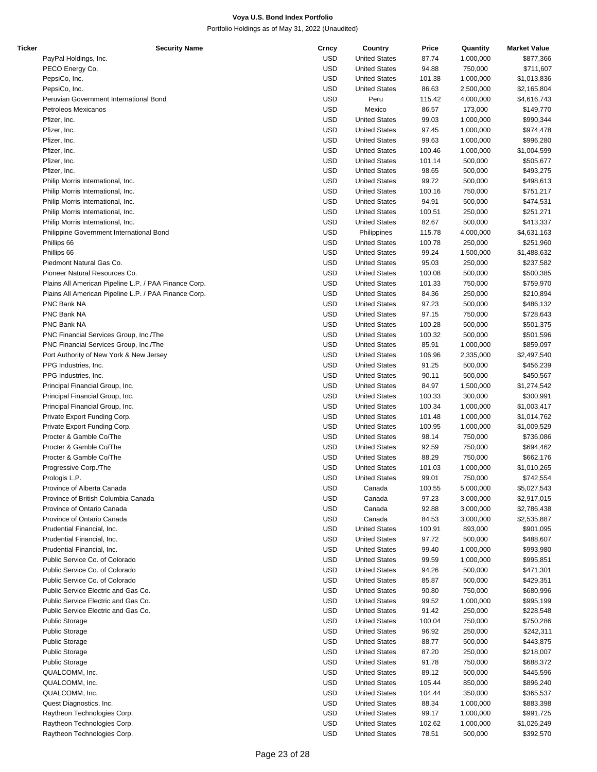# Voya U.S. Bond Index Portfolio

Portfolio Holdings as of May 31, 2022 (Unaudited)

| Ticker | Security Name | Crncy | Country | Price | Quantity | Market Value |
|---|---|---|---|---|---|---|
| | PayPal Holdings, Inc. | USD | United States | 87.74 | 1,000,000 | $877,366 |
| | PECO Energy Co. | USD | United States | 94.88 | 750,000 | $711,607 |
| | PepsiCo, Inc. | USD | United States | 101.38 | 1,000,000 | $1,013,836 |
| | PepsiCo, Inc. | USD | United States | 86.63 | 2,500,000 | $2,165,804 |
| | Peruvian Government International Bond | USD | Peru | 115.42 | 4,000,000 | $4,616,743 |
| | Petroleos Mexicanos | USD | Mexico | 86.57 | 173,000 | $149,770 |
| | Pfizer, Inc. | USD | United States | 99.03 | 1,000,000 | $990,344 |
| | Pfizer, Inc. | USD | United States | 97.45 | 1,000,000 | $974,478 |
| | Pfizer, Inc. | USD | United States | 99.63 | 1,000,000 | $996,280 |
| | Pfizer, Inc. | USD | United States | 100.46 | 1,000,000 | $1,004,599 |
| | Pfizer, Inc. | USD | United States | 101.14 | 500,000 | $505,677 |
| | Pfizer, Inc. | USD | United States | 98.65 | 500,000 | $493,275 |
| | Philip Morris International, Inc. | USD | United States | 99.72 | 500,000 | $498,613 |
| | Philip Morris International, Inc. | USD | United States | 100.16 | 750,000 | $751,217 |
| | Philip Morris International, Inc. | USD | United States | 94.91 | 500,000 | $474,531 |
| | Philip Morris International, Inc. | USD | United States | 100.51 | 250,000 | $251,271 |
| | Philip Morris International, Inc. | USD | United States | 82.67 | 500,000 | $413,337 |
| | Philippine Government International Bond | USD | Philippines | 115.78 | 4,000,000 | $4,631,163 |
| | Phillips 66 | USD | United States | 100.78 | 250,000 | $251,960 |
| | Phillips 66 | USD | United States | 99.24 | 1,500,000 | $1,488,632 |
| | Piedmont Natural Gas Co. | USD | United States | 95.03 | 250,000 | $237,582 |
| | Pioneer Natural Resources Co. | USD | United States | 100.08 | 500,000 | $500,385 |
| | Plains All American Pipeline L.P. / PAA Finance Corp. | USD | United States | 101.33 | 750,000 | $759,970 |
| | Plains All American Pipeline L.P. / PAA Finance Corp. | USD | United States | 84.36 | 250,000 | $210,894 |
| | PNC Bank NA | USD | United States | 97.23 | 500,000 | $486,132 |
| | PNC Bank NA | USD | United States | 97.15 | 750,000 | $728,643 |
| | PNC Bank NA | USD | United States | 100.28 | 500,000 | $501,375 |
| | PNC Financial Services Group, Inc./The | USD | United States | 100.32 | 500,000 | $501,596 |
| | PNC Financial Services Group, Inc./The | USD | United States | 85.91 | 1,000,000 | $859,097 |
| | Port Authority of New York & New Jersey | USD | United States | 106.96 | 2,335,000 | $2,497,540 |
| | PPG Industries, Inc. | USD | United States | 91.25 | 500,000 | $456,239 |
| | PPG Industries, Inc. | USD | United States | 90.11 | 500,000 | $450,567 |
| | Principal Financial Group, Inc. | USD | United States | 84.97 | 1,500,000 | $1,274,542 |
| | Principal Financial Group, Inc. | USD | United States | 100.33 | 300,000 | $300,991 |
| | Principal Financial Group, Inc. | USD | United States | 100.34 | 1,000,000 | $1,003,417 |
| | Private Export Funding Corp. | USD | United States | 101.48 | 1,000,000 | $1,014,762 |
| | Private Export Funding Corp. | USD | United States | 100.95 | 1,000,000 | $1,009,529 |
| | Procter & Gamble Co/The | USD | United States | 98.14 | 750,000 | $736,086 |
| | Procter & Gamble Co/The | USD | United States | 92.59 | 750,000 | $694,462 |
| | Procter & Gamble Co/The | USD | United States | 88.29 | 750,000 | $662,176 |
| | Progressive Corp./The | USD | United States | 101.03 | 1,000,000 | $1,010,265 |
| | Prologis L.P. | USD | United States | 99.01 | 750,000 | $742,554 |
| | Province of Alberta Canada | USD | Canada | 100.55 | 5,000,000 | $5,027,543 |
| | Province of British Columbia Canada | USD | Canada | 97.23 | 3,000,000 | $2,917,015 |
| | Province of Ontario Canada | USD | Canada | 92.88 | 3,000,000 | $2,786,438 |
| | Province of Ontario Canada | USD | Canada | 84.53 | 3,000,000 | $2,535,887 |
| | Prudential Financial, Inc. | USD | United States | 100.91 | 893,000 | $901,095 |
| | Prudential Financial, Inc. | USD | United States | 97.72 | 500,000 | $488,607 |
| | Prudential Financial, Inc. | USD | United States | 99.40 | 1,000,000 | $993,980 |
| | Public Service Co. of Colorado | USD | United States | 99.59 | 1,000,000 | $995,851 |
| | Public Service Co. of Colorado | USD | United States | 94.26 | 500,000 | $471,301 |
| | Public Service Co. of Colorado | USD | United States | 85.87 | 500,000 | $429,351 |
| | Public Service Electric and Gas Co. | USD | United States | 90.80 | 750,000 | $680,996 |
| | Public Service Electric and Gas Co. | USD | United States | 99.52 | 1,000,000 | $995,199 |
| | Public Service Electric and Gas Co. | USD | United States | 91.42 | 250,000 | $228,548 |
| | Public Storage | USD | United States | 100.04 | 750,000 | $750,286 |
| | Public Storage | USD | United States | 96.92 | 250,000 | $242,311 |
| | Public Storage | USD | United States | 88.77 | 500,000 | $443,875 |
| | Public Storage | USD | United States | 87.20 | 250,000 | $218,007 |
| | Public Storage | USD | United States | 91.78 | 750,000 | $688,372 |
| | QUALCOMM, Inc. | USD | United States | 89.12 | 500,000 | $445,596 |
| | QUALCOMM, Inc. | USD | United States | 105.44 | 850,000 | $896,240 |
| | QUALCOMM, Inc. | USD | United States | 104.44 | 350,000 | $365,537 |
| | Quest Diagnostics, Inc. | USD | United States | 88.34 | 1,000,000 | $883,398 |
| | Raytheon Technologies Corp. | USD | United States | 99.17 | 1,000,000 | $991,725 |
| | Raytheon Technologies Corp. | USD | United States | 102.62 | 1,000,000 | $1,026,249 |
| | Raytheon Technologies Corp. | USD | United States | 78.51 | 500,000 | $392,570 |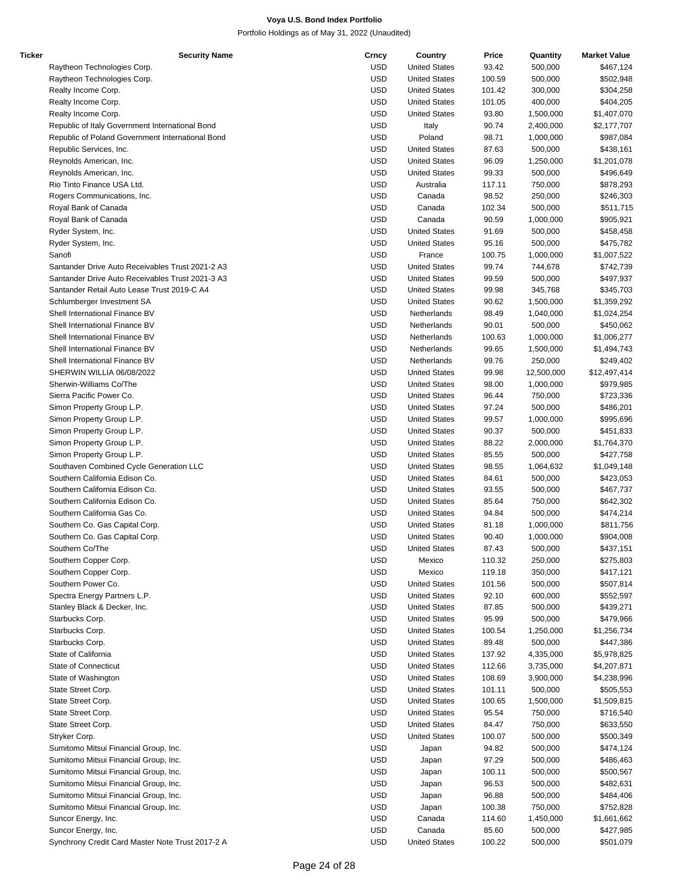**Voya U.S. Bond Index Portfolio**

Portfolio Holdings as of May 31, 2022 (Unaudited)

| Ticker | Security Name | Crncy | Country | Price | Quantity | Market Value |
|---|---|---|---|---|---|---|
| | Raytheon Technologies Corp. | USD | United States | 93.42 | 500,000 | $467,124 |
| | Raytheon Technologies Corp. | USD | United States | 100.59 | 500,000 | $502,948 |
| | Realty Income Corp. | USD | United States | 101.42 | 300,000 | $304,258 |
| | Realty Income Corp. | USD | United States | 101.05 | 400,000 | $404,205 |
| | Realty Income Corp. | USD | United States | 93.80 | 1,500,000 | $1,407,070 |
| | Republic of Italy Government International Bond | USD | Italy | 90.74 | 2,400,000 | $2,177,707 |
| | Republic of Poland Government International Bond | USD | Poland | 98.71 | 1,000,000 | $987,084 |
| | Republic Services, Inc. | USD | United States | 87.63 | 500,000 | $438,161 |
| | Reynolds American, Inc. | USD | United States | 96.09 | 1,250,000 | $1,201,078 |
| | Reynolds American, Inc. | USD | United States | 99.33 | 500,000 | $496,649 |
| | Rio Tinto Finance USA Ltd. | USD | Australia | 117.11 | 750,000 | $878,293 |
| | Rogers Communications, Inc. | USD | Canada | 98.52 | 250,000 | $246,303 |
| | Royal Bank of Canada | USD | Canada | 102.34 | 500,000 | $511,715 |
| | Royal Bank of Canada | USD | Canada | 90.59 | 1,000,000 | $905,921 |
| | Ryder System, Inc. | USD | United States | 91.69 | 500,000 | $458,458 |
| | Ryder System, Inc. | USD | United States | 95.16 | 500,000 | $475,782 |
| | Sanofi | USD | France | 100.75 | 1,000,000 | $1,007,522 |
| | Santander Drive Auto Receivables Trust 2021-2 A3 | USD | United States | 99.74 | 744,678 | $742,739 |
| | Santander Drive Auto Receivables Trust 2021-3 A3 | USD | United States | 99.59 | 500,000 | $497,937 |
| | Santander Retail Auto Lease Trust 2019-C A4 | USD | United States | 99.98 | 345,768 | $345,703 |
| | Schlumberger Investment SA | USD | United States | 90.62 | 1,500,000 | $1,359,292 |
| | Shell International Finance BV | USD | Netherlands | 98.49 | 1,040,000 | $1,024,254 |
| | Shell International Finance BV | USD | Netherlands | 90.01 | 500,000 | $450,062 |
| | Shell International Finance BV | USD | Netherlands | 100.63 | 1,000,000 | $1,006,277 |
| | Shell International Finance BV | USD | Netherlands | 99.65 | 1,500,000 | $1,494,743 |
| | Shell International Finance BV | USD | Netherlands | 99.76 | 250,000 | $249,402 |
| | SHERWIN WILLIA 06/08/2022 | USD | United States | 99.98 | 12,500,000 | $12,497,414 |
| | Sherwin-Williams Co/The | USD | United States | 98.00 | 1,000,000 | $979,985 |
| | Sierra Pacific Power Co. | USD | United States | 96.44 | 750,000 | $723,336 |
| | Simon Property Group L.P. | USD | United States | 97.24 | 500,000 | $486,201 |
| | Simon Property Group L.P. | USD | United States | 99.57 | 1,000,000 | $995,696 |
| | Simon Property Group L.P. | USD | United States | 90.37 | 500,000 | $451,833 |
| | Simon Property Group L.P. | USD | United States | 88.22 | 2,000,000 | $1,764,370 |
| | Simon Property Group L.P. | USD | United States | 85.55 | 500,000 | $427,758 |
| | Southaven Combined Cycle Generation LLC | USD | United States | 98.55 | 1,064,632 | $1,049,148 |
| | Southern California Edison Co. | USD | United States | 84.61 | 500,000 | $423,053 |
| | Southern California Edison Co. | USD | United States | 93.55 | 500,000 | $467,737 |
| | Southern California Edison Co. | USD | United States | 85.64 | 750,000 | $642,302 |
| | Southern California Gas Co. | USD | United States | 94.84 | 500,000 | $474,214 |
| | Southern Co. Gas Capital Corp. | USD | United States | 81.18 | 1,000,000 | $811,756 |
| | Southern Co. Gas Capital Corp. | USD | United States | 90.40 | 1,000,000 | $904,008 |
| | Southern Co/The | USD | United States | 87.43 | 500,000 | $437,151 |
| | Southern Copper Corp. | USD | Mexico | 110.32 | 250,000 | $275,803 |
| | Southern Copper Corp. | USD | Mexico | 119.18 | 350,000 | $417,121 |
| | Southern Power Co. | USD | United States | 101.56 | 500,000 | $507,814 |
| | Spectra Energy Partners L.P. | USD | United States | 92.10 | 600,000 | $552,597 |
| | Stanley Black & Decker, Inc. | USD | United States | 87.85 | 500,000 | $439,271 |
| | Starbucks Corp. | USD | United States | 95.99 | 500,000 | $479,966 |
| | Starbucks Corp. | USD | United States | 100.54 | 1,250,000 | $1,256,734 |
| | Starbucks Corp. | USD | United States | 89.48 | 500,000 | $447,386 |
| | State of California | USD | United States | 137.92 | 4,335,000 | $5,978,825 |
| | State of Connecticut | USD | United States | 112.66 | 3,735,000 | $4,207,871 |
| | State of Washington | USD | United States | 108.69 | 3,900,000 | $4,238,996 |
| | State Street Corp. | USD | United States | 101.11 | 500,000 | $505,553 |
| | State Street Corp. | USD | United States | 100.65 | 1,500,000 | $1,509,815 |
| | State Street Corp. | USD | United States | 95.54 | 750,000 | $716,540 |
| | State Street Corp. | USD | United States | 84.47 | 750,000 | $633,550 |
| | Stryker Corp. | USD | United States | 100.07 | 500,000 | $500,349 |
| | Sumitomo Mitsui Financial Group, Inc. | USD | Japan | 94.82 | 500,000 | $474,124 |
| | Sumitomo Mitsui Financial Group, Inc. | USD | Japan | 97.29 | 500,000 | $486,463 |
| | Sumitomo Mitsui Financial Group, Inc. | USD | Japan | 100.11 | 500,000 | $500,567 |
| | Sumitomo Mitsui Financial Group, Inc. | USD | Japan | 96.53 | 500,000 | $482,631 |
| | Sumitomo Mitsui Financial Group, Inc. | USD | Japan | 96.88 | 500,000 | $484,406 |
| | Sumitomo Mitsui Financial Group, Inc. | USD | Japan | 100.38 | 750,000 | $752,828 |
| | Suncor Energy, Inc. | USD | Canada | 114.60 | 1,450,000 | $1,661,662 |
| | Suncor Energy, Inc. | USD | Canada | 85.60 | 500,000 | $427,985 |
| | Synchrony Credit Card Master Note Trust 2017-2 A | USD | United States | 100.22 | 500,000 | $501,079 |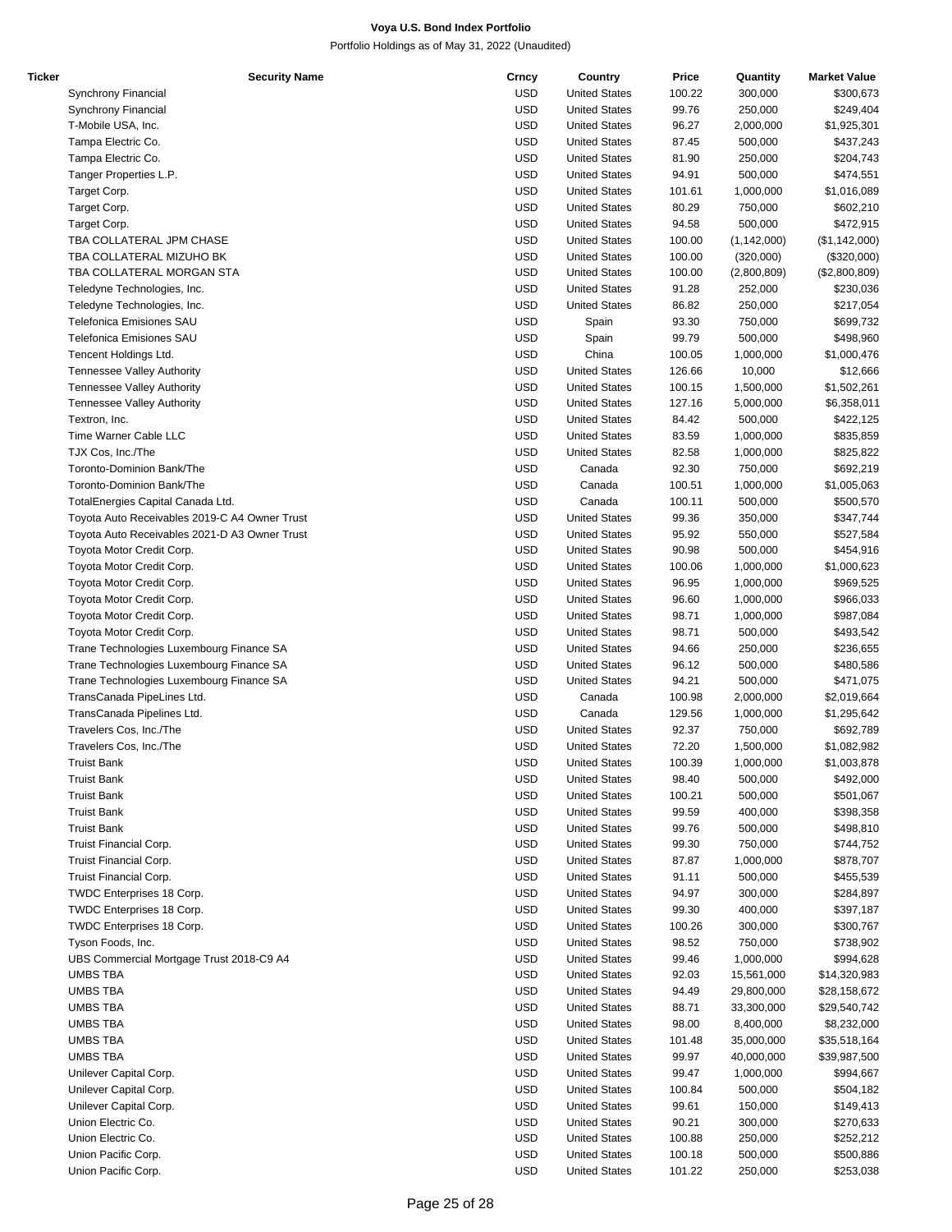| Ticker | Security Name | Crncy | Country | Price | Quantity | Market Value |
|---|---|---|---|---|---|---|
| | Synchrony Financial | USD | United States | 100.22 | 300,000 | $300,673 |
| | Synchrony Financial | USD | United States | 99.76 | 250,000 | $249,404 |
| | T-Mobile USA, Inc. | USD | United States | 96.27 | 2,000,000 | $1,925,301 |
| | Tampa Electric Co. | USD | United States | 87.45 | 500,000 | $437,243 |
| | Tampa Electric Co. | USD | United States | 81.90 | 250,000 | $204,743 |
| | Tanger Properties L.P. | USD | United States | 94.91 | 500,000 | $474,551 |
| | Target Corp. | USD | United States | 101.61 | 1,000,000 | $1,016,089 |
| | Target Corp. | USD | United States | 80.29 | 750,000 | $602,210 |
| | Target Corp. | USD | United States | 94.58 | 500,000 | $472,915 |
| | TBA COLLATERAL JPM CHASE | USD | United States | 100.00 | (1,142,000) | ($1,142,000) |
| | TBA COLLATERAL MIZUHO BK | USD | United States | 100.00 | (320,000) | ($320,000) |
| | TBA COLLATERAL MORGAN STA | USD | United States | 100.00 | (2,800,809) | ($2,800,809) |
| | Teledyne Technologies, Inc. | USD | United States | 91.28 | 252,000 | $230,036 |
| | Teledyne Technologies, Inc. | USD | United States | 86.82 | 250,000 | $217,054 |
| | Telefonica Emisiones SAU | USD | Spain | 93.30 | 750,000 | $699,732 |
| | Telefonica Emisiones SAU | USD | Spain | 99.79 | 500,000 | $498,960 |
| | Tencent Holdings Ltd. | USD | China | 100.05 | 1,000,000 | $1,000,476 |
| | Tennessee Valley Authority | USD | United States | 126.66 | 10,000 | $12,666 |
| | Tennessee Valley Authority | USD | United States | 100.15 | 1,500,000 | $1,502,261 |
| | Tennessee Valley Authority | USD | United States | 127.16 | 5,000,000 | $6,358,011 |
| | Textron, Inc. | USD | United States | 84.42 | 500,000 | $422,125 |
| | Time Warner Cable LLC | USD | United States | 83.59 | 1,000,000 | $835,859 |
| | TJX Cos, Inc./The | USD | United States | 82.58 | 1,000,000 | $825,822 |
| | Toronto-Dominion Bank/The | USD | Canada | 92.30 | 750,000 | $692,219 |
| | Toronto-Dominion Bank/The | USD | Canada | 100.51 | 1,000,000 | $1,005,063 |
| | TotalEnergies Capital Canada Ltd. | USD | Canada | 100.11 | 500,000 | $500,570 |
| | Toyota Auto Receivables 2019-C A4 Owner Trust | USD | United States | 99.36 | 350,000 | $347,744 |
| | Toyota Auto Receivables 2021-D A3 Owner Trust | USD | United States | 95.92 | 550,000 | $527,584 |
| | Toyota Motor Credit Corp. | USD | United States | 90.98 | 500,000 | $454,916 |
| | Toyota Motor Credit Corp. | USD | United States | 100.06 | 1,000,000 | $1,000,623 |
| | Toyota Motor Credit Corp. | USD | United States | 96.95 | 1,000,000 | $969,525 |
| | Toyota Motor Credit Corp. | USD | United States | 96.60 | 1,000,000 | $966,033 |
| | Toyota Motor Credit Corp. | USD | United States | 98.71 | 1,000,000 | $987,084 |
| | Toyota Motor Credit Corp. | USD | United States | 98.71 | 500,000 | $493,542 |
| | Trane Technologies Luxembourg Finance SA | USD | United States | 94.66 | 250,000 | $236,655 |
| | Trane Technologies Luxembourg Finance SA | USD | United States | 96.12 | 500,000 | $480,586 |
| | Trane Technologies Luxembourg Finance SA | USD | United States | 94.21 | 500,000 | $471,075 |
| | TransCanada PipeLines Ltd. | USD | Canada | 100.98 | 2,000,000 | $2,019,664 |
| | TransCanada Pipelines Ltd. | USD | Canada | 129.56 | 1,000,000 | $1,295,642 |
| | Travelers Cos, Inc./The | USD | United States | 92.37 | 750,000 | $692,789 |
| | Travelers Cos, Inc./The | USD | United States | 72.20 | 1,500,000 | $1,082,982 |
| | Truist Bank | USD | United States | 100.39 | 1,000,000 | $1,003,878 |
| | Truist Bank | USD | United States | 98.40 | 500,000 | $492,000 |
| | Truist Bank | USD | United States | 100.21 | 500,000 | $501,067 |
| | Truist Bank | USD | United States | 99.59 | 400,000 | $398,358 |
| | Truist Bank | USD | United States | 99.76 | 500,000 | $498,810 |
| | Truist Financial Corp. | USD | United States | 99.30 | 750,000 | $744,752 |
| | Truist Financial Corp. | USD | United States | 87.87 | 1,000,000 | $878,707 |
| | Truist Financial Corp. | USD | United States | 91.11 | 500,000 | $455,539 |
| | TWDC Enterprises 18 Corp. | USD | United States | 94.97 | 300,000 | $284,897 |
| | TWDC Enterprises 18 Corp. | USD | United States | 99.30 | 400,000 | $397,187 |
| | TWDC Enterprises 18 Corp. | USD | United States | 100.26 | 300,000 | $300,767 |
| | Tyson Foods, Inc. | USD | United States | 98.52 | 750,000 | $738,902 |
| | UBS Commercial Mortgage Trust 2018-C9 A4 | USD | United States | 99.46 | 1,000,000 | $994,628 |
| | UMBS TBA | USD | United States | 92.03 | 15,561,000 | $14,320,983 |
| | UMBS TBA | USD | United States | 94.49 | 29,800,000 | $28,158,672 |
| | UMBS TBA | USD | United States | 88.71 | 33,300,000 | $29,540,742 |
| | UMBS TBA | USD | United States | 98.00 | 8,400,000 | $8,232,000 |
| | UMBS TBA | USD | United States | 101.48 | 35,000,000 | $35,518,164 |
| | UMBS TBA | USD | United States | 99.97 | 40,000,000 | $39,987,500 |
| | Unilever Capital Corp. | USD | United States | 99.47 | 1,000,000 | $994,667 |
| | Unilever Capital Corp. | USD | United States | 100.84 | 500,000 | $504,182 |
| | Unilever Capital Corp. | USD | United States | 99.61 | 150,000 | $149,413 |
| | Union Electric Co. | USD | United States | 90.21 | 300,000 | $270,633 |
| | Union Electric Co. | USD | United States | 100.88 | 250,000 | $252,212 |
| | Union Pacific Corp. | USD | United States | 100.18 | 500,000 | $500,886 |
| | Union Pacific Corp. | USD | United States | 101.22 | 250,000 | $253,038 |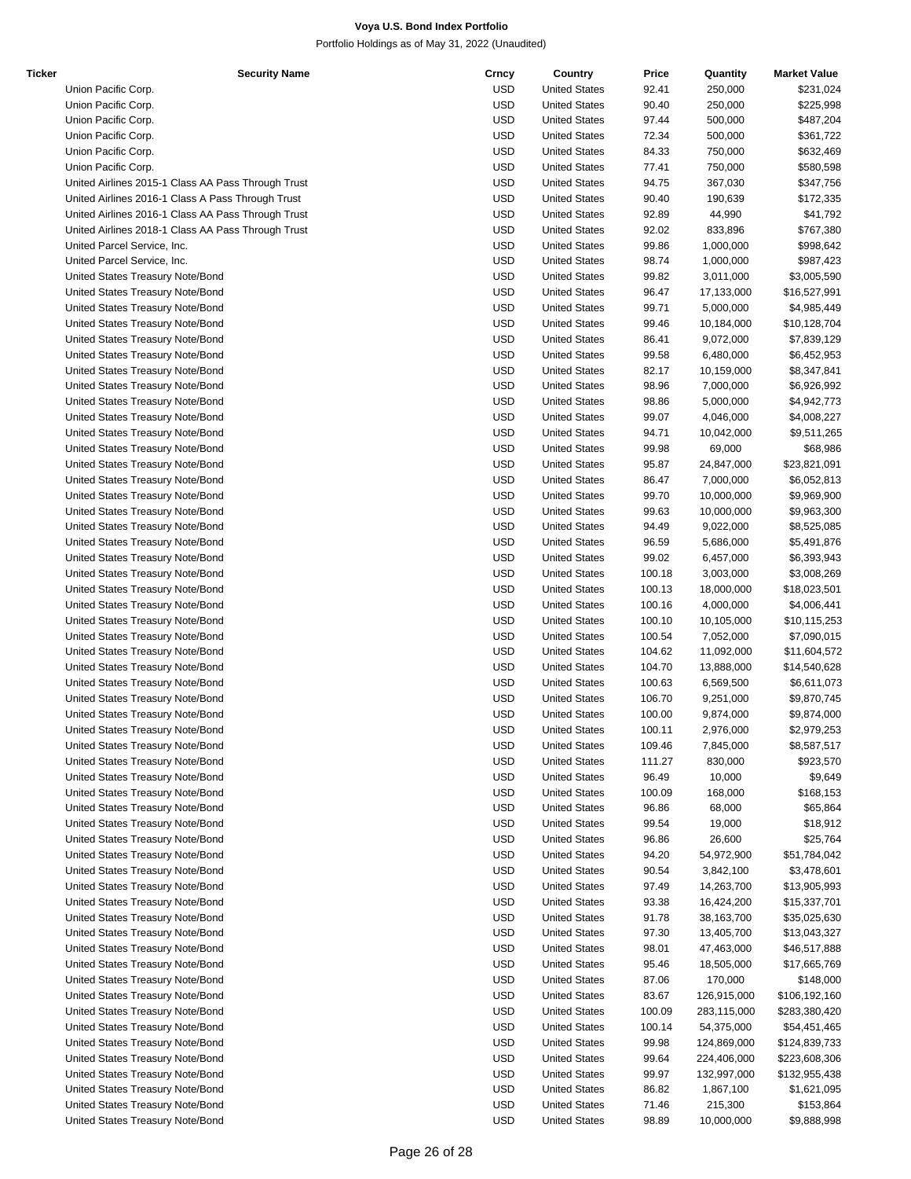**Voya U.S. Bond Index Portfolio**

Portfolio Holdings as of May 31, 2022 (Unaudited)

| Ticker | Security Name | Crncy | Country | Price | Quantity | Market Value |
|---|---|---|---|---|---|---|
| | Union Pacific Corp. | USD | United States | 92.41 | 250,000 | $231,024 |
| | Union Pacific Corp. | USD | United States | 90.40 | 250,000 | $225,998 |
| | Union Pacific Corp. | USD | United States | 97.44 | 500,000 | $487,204 |
| | Union Pacific Corp. | USD | United States | 72.34 | 500,000 | $361,722 |
| | Union Pacific Corp. | USD | United States | 84.33 | 750,000 | $632,469 |
| | Union Pacific Corp. | USD | United States | 77.41 | 750,000 | $580,598 |
| | United Airlines 2015-1 Class AA Pass Through Trust | USD | United States | 94.75 | 367,030 | $347,756 |
| | United Airlines 2016-1 Class A Pass Through Trust | USD | United States | 90.40 | 190,639 | $172,335 |
| | United Airlines 2016-1 Class AA Pass Through Trust | USD | United States | 92.89 | 44,990 | $41,792 |
| | United Airlines 2018-1 Class AA Pass Through Trust | USD | United States | 92.02 | 833,896 | $767,380 |
| | United Parcel Service, Inc. | USD | United States | 99.86 | 1,000,000 | $998,642 |
| | United Parcel Service, Inc. | USD | United States | 98.74 | 1,000,000 | $987,423 |
| | United States Treasury Note/Bond | USD | United States | 99.82 | 3,011,000 | $3,005,590 |
| | United States Treasury Note/Bond | USD | United States | 96.47 | 17,133,000 | $16,527,991 |
| | United States Treasury Note/Bond | USD | United States | 99.71 | 5,000,000 | $4,985,449 |
| | United States Treasury Note/Bond | USD | United States | 99.46 | 10,184,000 | $10,128,704 |
| | United States Treasury Note/Bond | USD | United States | 86.41 | 9,072,000 | $7,839,129 |
| | United States Treasury Note/Bond | USD | United States | 99.58 | 6,480,000 | $6,452,953 |
| | United States Treasury Note/Bond | USD | United States | 82.17 | 10,159,000 | $8,347,841 |
| | United States Treasury Note/Bond | USD | United States | 98.96 | 7,000,000 | $6,926,992 |
| | United States Treasury Note/Bond | USD | United States | 98.86 | 5,000,000 | $4,942,773 |
| | United States Treasury Note/Bond | USD | United States | 99.07 | 4,046,000 | $4,008,227 |
| | United States Treasury Note/Bond | USD | United States | 94.71 | 10,042,000 | $9,511,265 |
| | United States Treasury Note/Bond | USD | United States | 99.98 | 69,000 | $68,986 |
| | United States Treasury Note/Bond | USD | United States | 95.87 | 24,847,000 | $23,821,091 |
| | United States Treasury Note/Bond | USD | United States | 86.47 | 7,000,000 | $6,052,813 |
| | United States Treasury Note/Bond | USD | United States | 99.70 | 10,000,000 | $9,969,900 |
| | United States Treasury Note/Bond | USD | United States | 99.63 | 10,000,000 | $9,963,300 |
| | United States Treasury Note/Bond | USD | United States | 94.49 | 9,022,000 | $8,525,085 |
| | United States Treasury Note/Bond | USD | United States | 96.59 | 5,686,000 | $5,491,876 |
| | United States Treasury Note/Bond | USD | United States | 99.02 | 6,457,000 | $6,393,943 |
| | United States Treasury Note/Bond | USD | United States | 100.18 | 3,003,000 | $3,008,269 |
| | United States Treasury Note/Bond | USD | United States | 100.13 | 18,000,000 | $18,023,501 |
| | United States Treasury Note/Bond | USD | United States | 100.16 | 4,000,000 | $4,006,441 |
| | United States Treasury Note/Bond | USD | United States | 100.10 | 10,105,000 | $10,115,253 |
| | United States Treasury Note/Bond | USD | United States | 100.54 | 7,052,000 | $7,090,015 |
| | United States Treasury Note/Bond | USD | United States | 104.62 | 11,092,000 | $11,604,572 |
| | United States Treasury Note/Bond | USD | United States | 104.70 | 13,888,000 | $14,540,628 |
| | United States Treasury Note/Bond | USD | United States | 100.63 | 6,569,500 | $6,611,073 |
| | United States Treasury Note/Bond | USD | United States | 106.70 | 9,251,000 | $9,870,745 |
| | United States Treasury Note/Bond | USD | United States | 100.00 | 9,874,000 | $9,874,000 |
| | United States Treasury Note/Bond | USD | United States | 100.11 | 2,976,000 | $2,979,253 |
| | United States Treasury Note/Bond | USD | United States | 109.46 | 7,845,000 | $8,587,517 |
| | United States Treasury Note/Bond | USD | United States | 111.27 | 830,000 | $923,570 |
| | United States Treasury Note/Bond | USD | United States | 96.49 | 10,000 | $9,649 |
| | United States Treasury Note/Bond | USD | United States | 100.09 | 168,000 | $168,153 |
| | United States Treasury Note/Bond | USD | United States | 96.86 | 68,000 | $65,864 |
| | United States Treasury Note/Bond | USD | United States | 99.54 | 19,000 | $18,912 |
| | United States Treasury Note/Bond | USD | United States | 96.86 | 26,600 | $25,764 |
| | United States Treasury Note/Bond | USD | United States | 94.20 | 54,972,900 | $51,784,042 |
| | United States Treasury Note/Bond | USD | United States | 90.54 | 3,842,100 | $3,478,601 |
| | United States Treasury Note/Bond | USD | United States | 97.49 | 14,263,700 | $13,905,993 |
| | United States Treasury Note/Bond | USD | United States | 93.38 | 16,424,200 | $15,337,701 |
| | United States Treasury Note/Bond | USD | United States | 91.78 | 38,163,700 | $35,025,630 |
| | United States Treasury Note/Bond | USD | United States | 97.30 | 13,405,700 | $13,043,327 |
| | United States Treasury Note/Bond | USD | United States | 98.01 | 47,463,000 | $46,517,888 |
| | United States Treasury Note/Bond | USD | United States | 95.46 | 18,505,000 | $17,665,769 |
| | United States Treasury Note/Bond | USD | United States | 87.06 | 170,000 | $148,000 |
| | United States Treasury Note/Bond | USD | United States | 83.67 | 126,915,000 | $106,192,160 |
| | United States Treasury Note/Bond | USD | United States | 100.09 | 283,115,000 | $283,380,420 |
| | United States Treasury Note/Bond | USD | United States | 100.14 | 54,375,000 | $54,451,465 |
| | United States Treasury Note/Bond | USD | United States | 99.98 | 124,869,000 | $124,839,733 |
| | United States Treasury Note/Bond | USD | United States | 99.64 | 224,406,000 | $223,608,306 |
| | United States Treasury Note/Bond | USD | United States | 99.97 | 132,997,000 | $132,955,438 |
| | United States Treasury Note/Bond | USD | United States | 86.82 | 1,867,100 | $1,621,095 |
| | United States Treasury Note/Bond | USD | United States | 71.46 | 215,300 | $153,864 |
| | United States Treasury Note/Bond | USD | United States | 98.89 | 10,000,000 | $9,888,998 |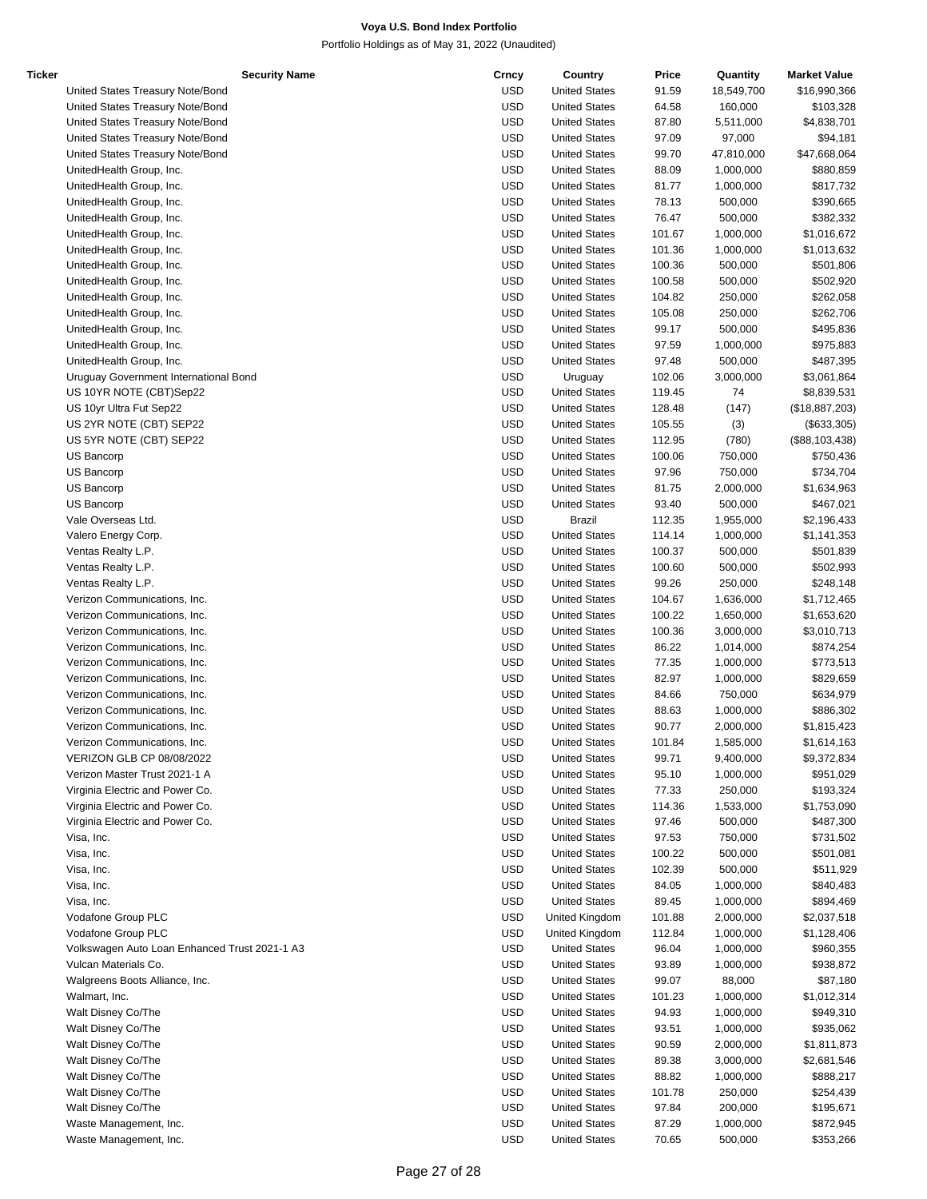**Voya U.S. Bond Index Portfolio**

Portfolio Holdings as of May 31, 2022 (Unaudited)

| Ticker | Security Name | Crncy | Country | Price | Quantity | Market Value |
|---|---|---|---|---|---|---|
| | United States Treasury Note/Bond | USD | United States | 91.59 | 18,549,700 | $16,990,366 |
| | United States Treasury Note/Bond | USD | United States | 64.58 | 160,000 | $103,328 |
| | United States Treasury Note/Bond | USD | United States | 87.80 | 5,511,000 | $4,838,701 |
| | United States Treasury Note/Bond | USD | United States | 97.09 | 97,000 | $94,181 |
| | United States Treasury Note/Bond | USD | United States | 99.70 | 47,810,000 | $47,668,064 |
| | UnitedHealth Group, Inc. | USD | United States | 88.09 | 1,000,000 | $880,859 |
| | UnitedHealth Group, Inc. | USD | United States | 81.77 | 1,000,000 | $817,732 |
| | UnitedHealth Group, Inc. | USD | United States | 78.13 | 500,000 | $390,665 |
| | UnitedHealth Group, Inc. | USD | United States | 76.47 | 500,000 | $382,332 |
| | UnitedHealth Group, Inc. | USD | United States | 101.67 | 1,000,000 | $1,016,672 |
| | UnitedHealth Group, Inc. | USD | United States | 101.36 | 1,000,000 | $1,013,632 |
| | UnitedHealth Group, Inc. | USD | United States | 100.36 | 500,000 | $501,806 |
| | UnitedHealth Group, Inc. | USD | United States | 100.58 | 500,000 | $502,920 |
| | UnitedHealth Group, Inc. | USD | United States | 104.82 | 250,000 | $262,058 |
| | UnitedHealth Group, Inc. | USD | United States | 105.08 | 250,000 | $262,706 |
| | UnitedHealth Group, Inc. | USD | United States | 99.17 | 500,000 | $495,836 |
| | UnitedHealth Group, Inc. | USD | United States | 97.59 | 1,000,000 | $975,883 |
| | UnitedHealth Group, Inc. | USD | United States | 97.48 | 500,000 | $487,395 |
| | Uruguay Government International Bond | USD | Uruguay | 102.06 | 3,000,000 | $3,061,864 |
| | US 10YR NOTE (CBT)Sep22 | USD | United States | 119.45 | 74 | $8,839,531 |
| | US 10yr Ultra Fut Sep22 | USD | United States | 128.48 | (147) | ($18,887,203) |
| | US 2YR NOTE (CBT) SEP22 | USD | United States | 105.55 | (3) | ($633,305) |
| | US 5YR NOTE (CBT) SEP22 | USD | United States | 112.95 | (780) | ($88,103,438) |
| | US Bancorp | USD | United States | 100.06 | 750,000 | $750,436 |
| | US Bancorp | USD | United States | 97.96 | 750,000 | $734,704 |
| | US Bancorp | USD | United States | 81.75 | 2,000,000 | $1,634,963 |
| | US Bancorp | USD | United States | 93.40 | 500,000 | $467,021 |
| | Vale Overseas Ltd. | USD | Brazil | 112.35 | 1,955,000 | $2,196,433 |
| | Valero Energy Corp. | USD | United States | 114.14 | 1,000,000 | $1,141,353 |
| | Ventas Realty L.P. | USD | United States | 100.37 | 500,000 | $501,839 |
| | Ventas Realty L.P. | USD | United States | 100.60 | 500,000 | $502,993 |
| | Ventas Realty L.P. | USD | United States | 99.26 | 250,000 | $248,148 |
| | Verizon Communications, Inc. | USD | United States | 104.67 | 1,636,000 | $1,712,465 |
| | Verizon Communications, Inc. | USD | United States | 100.22 | 1,650,000 | $1,653,620 |
| | Verizon Communications, Inc. | USD | United States | 100.36 | 3,000,000 | $3,010,713 |
| | Verizon Communications, Inc. | USD | United States | 86.22 | 1,014,000 | $874,254 |
| | Verizon Communications, Inc. | USD | United States | 77.35 | 1,000,000 | $773,513 |
| | Verizon Communications, Inc. | USD | United States | 82.97 | 1,000,000 | $829,659 |
| | Verizon Communications, Inc. | USD | United States | 84.66 | 750,000 | $634,979 |
| | Verizon Communications, Inc. | USD | United States | 88.63 | 1,000,000 | $886,302 |
| | Verizon Communications, Inc. | USD | United States | 90.77 | 2,000,000 | $1,815,423 |
| | Verizon Communications, Inc. | USD | United States | 101.84 | 1,585,000 | $1,614,163 |
| | VERIZON GLB CP 08/08/2022 | USD | United States | 99.71 | 9,400,000 | $9,372,834 |
| | Verizon Master Trust 2021-1 A | USD | United States | 95.10 | 1,000,000 | $951,029 |
| | Virginia Electric and Power Co. | USD | United States | 77.33 | 250,000 | $193,324 |
| | Virginia Electric and Power Co. | USD | United States | 114.36 | 1,533,000 | $1,753,090 |
| | Virginia Electric and Power Co. | USD | United States | 97.46 | 500,000 | $487,300 |
| | Visa, Inc. | USD | United States | 97.53 | 750,000 | $731,502 |
| | Visa, Inc. | USD | United States | 100.22 | 500,000 | $501,081 |
| | Visa, Inc. | USD | United States | 102.39 | 500,000 | $511,929 |
| | Visa, Inc. | USD | United States | 84.05 | 1,000,000 | $840,483 |
| | Visa, Inc. | USD | United States | 89.45 | 1,000,000 | $894,469 |
| | Vodafone Group PLC | USD | United Kingdom | 101.88 | 2,000,000 | $2,037,518 |
| | Vodafone Group PLC | USD | United Kingdom | 112.84 | 1,000,000 | $1,128,406 |
| | Volkswagen Auto Loan Enhanced Trust 2021-1 A3 | USD | United States | 96.04 | 1,000,000 | $960,355 |
| | Vulcan Materials Co. | USD | United States | 93.89 | 1,000,000 | $938,872 |
| | Walgreens Boots Alliance, Inc. | USD | United States | 99.07 | 88,000 | $87,180 |
| | Walmart, Inc. | USD | United States | 101.23 | 1,000,000 | $1,012,314 |
| | Walt Disney Co/The | USD | United States | 94.93 | 1,000,000 | $949,310 |
| | Walt Disney Co/The | USD | United States | 93.51 | 1,000,000 | $935,062 |
| | Walt Disney Co/The | USD | United States | 90.59 | 2,000,000 | $1,811,873 |
| | Walt Disney Co/The | USD | United States | 89.38 | 3,000,000 | $2,681,546 |
| | Walt Disney Co/The | USD | United States | 88.82 | 1,000,000 | $888,217 |
| | Walt Disney Co/The | USD | United States | 101.78 | 250,000 | $254,439 |
| | Walt Disney Co/The | USD | United States | 97.84 | 200,000 | $195,671 |
| | Waste Management, Inc. | USD | United States | 87.29 | 1,000,000 | $872,945 |
| | Waste Management, Inc. | USD | United States | 70.65 | 500,000 | $353,266 |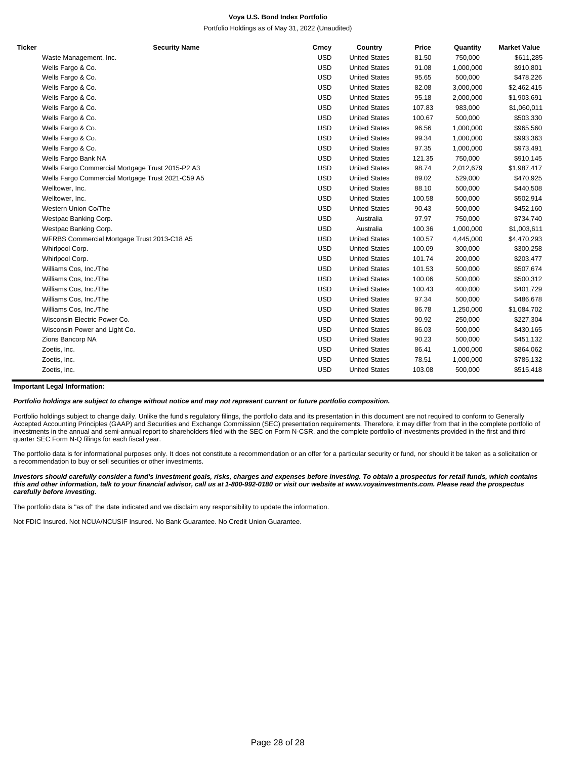| Ticker | Security Name | Crncy | Country | Price | Quantity | Market Value |
|---|---|---|---|---|---|---|
| | Waste Management, Inc. | USD | United States | 81.50 | 750,000 | $611,285 |
| | Wells Fargo & Co. | USD | United States | 91.08 | 1,000,000 | $910,801 |
| | Wells Fargo & Co. | USD | United States | 95.65 | 500,000 | $478,226 |
| | Wells Fargo & Co. | USD | United States | 82.08 | 3,000,000 | $2,462,415 |
| | Wells Fargo & Co. | USD | United States | 95.18 | 2,000,000 | $1,903,691 |
| | Wells Fargo & Co. | USD | United States | 107.83 | 983,000 | $1,060,011 |
| | Wells Fargo & Co. | USD | United States | 100.67 | 500,000 | $503,330 |
| | Wells Fargo & Co. | USD | United States | 96.56 | 1,000,000 | $965,560 |
| | Wells Fargo & Co. | USD | United States | 99.34 | 1,000,000 | $993,363 |
| | Wells Fargo & Co. | USD | United States | 97.35 | 1,000,000 | $973,491 |
| | Wells Fargo Bank NA | USD | United States | 121.35 | 750,000 | $910,145 |
| | Wells Fargo Commercial Mortgage Trust 2015-P2 A3 | USD | United States | 98.74 | 2,012,679 | $1,987,417 |
| | Wells Fargo Commercial Mortgage Trust 2021-C59 A5 | USD | United States | 89.02 | 529,000 | $470,925 |
| | Welltower, Inc. | USD | United States | 88.10 | 500,000 | $440,508 |
| | Welltower, Inc. | USD | United States | 100.58 | 500,000 | $502,914 |
| | Western Union Co/The | USD | United States | 90.43 | 500,000 | $452,160 |
| | Westpac Banking Corp. | USD | Australia | 97.97 | 750,000 | $734,740 |
| | Westpac Banking Corp. | USD | Australia | 100.36 | 1,000,000 | $1,003,611 |
| | WFRBS Commercial Mortgage Trust 2013-C18 A5 | USD | United States | 100.57 | 4,445,000 | $4,470,293 |
| | Whirlpool Corp. | USD | United States | 100.09 | 300,000 | $300,258 |
| | Whirlpool Corp. | USD | United States | 101.74 | 200,000 | $203,477 |
| | Williams Cos, Inc./The | USD | United States | 101.53 | 500,000 | $507,674 |
| | Williams Cos, Inc./The | USD | United States | 100.06 | 500,000 | $500,312 |
| | Williams Cos, Inc./The | USD | United States | 100.43 | 400,000 | $401,729 |
| | Williams Cos, Inc./The | USD | United States | 97.34 | 500,000 | $486,678 |
| | Williams Cos, Inc./The | USD | United States | 86.78 | 1,250,000 | $1,084,702 |
| | Wisconsin Electric Power Co. | USD | United States | 90.92 | 250,000 | $227,304 |
| | Wisconsin Power and Light Co. | USD | United States | 86.03 | 500,000 | $430,165 |
| | Zions Bancorp NA | USD | United States | 90.23 | 500,000 | $451,132 |
| | Zoetis, Inc. | USD | United States | 86.41 | 1,000,000 | $864,062 |
| | Zoetis, Inc. | USD | United States | 78.51 | 1,000,000 | $785,132 |
| | Zoetis, Inc. | USD | United States | 103.08 | 500,000 | $515,418 |

**Important Legal Information:**

***Portfolio holdings are subject to change without notice and may not represent current or future portfolio composition.***

Portfolio holdings subject to change daily. Unlike the fund's regulatory filings, the portfolio data and its presentation in this document are not required to conform to Generally Accepted Accounting Principles (GAAP) and Securities and Exchange Commission (SEC) presentation requirements. Therefore, it may differ from that in the complete portfolio of investments in the annual and semi-annual report to shareholders filed with the SEC on Form N-CSR, and the complete portfolio of investments provided in the first and third quarter SEC Form N-Q filings for each fiscal year.

The portfolio data is for informational purposes only. It does not constitute a recommendation or an offer for a particular security or fund, nor should it be taken as a solicitation or a recommendation to buy or sell securities or other investments.

***Investors should carefully consider a fund's investment goals, risks, charges and expenses before investing. To obtain a prospectus for retail funds, which contains this and other information, talk to your financial advisor, call us at 1-800-992-0180 or visit our website at www.voyainvestments.com. Please read the prospectus carefully before investing.***

The portfolio data is "as of" the date indicated and we disclaim any responsibility to update the information.

Not FDIC Insured. Not NCUA/NCUSIF Insured. No Bank Guarantee. No Credit Union Guarantee.